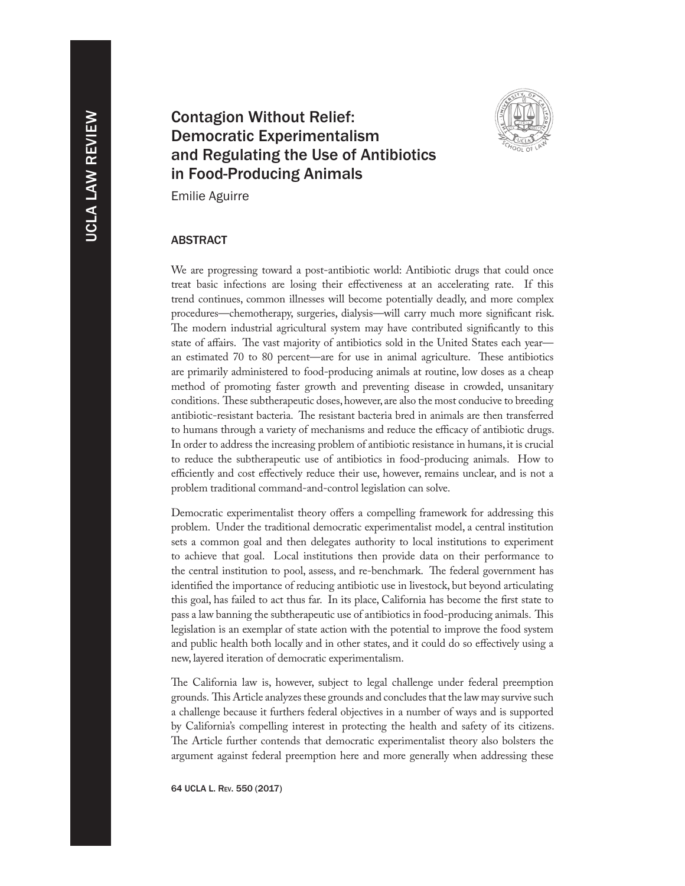# Contagion Without Relief: Democratic Experimentalism and Regulating the Use of Antibiotics in Food-Producing Animals

Emilie Aguirre

## ABSTRACT

We are progressing toward a post-antibiotic world: Antibiotic drugs that could once treat basic infections are losing their effectiveness at an accelerating rate. If this trend continues, common illnesses will become potentially deadly, and more complex procedures—chemotherapy, surgeries, dialysis—will carry much more significant risk. The modern industrial agricultural system may have contributed significantly to this state of affairs. The vast majority of antibiotics sold in the United States each year—an estimated 70 to 80 percent—are for use in animal agriculture. These antibiotics are primarily administered to food-producing animals at routine, low doses as a cheap method of promoting faster growth and preventing disease in crowded, unsanitary conditions. These subtherapeutic doses, however, are also the most conducive to breeding antibiotic-resistant bacteria. The resistant bacteria bred in animals are then transferred to humans through a variety of mechanisms and reduce the efficacy of antibiotic drugs. In order to address the increasing problem of antibiotic resistance in humans, it is crucial to reduce the subtherapeutic use of antibiotics in food-producing animals. How to efficiently and cost effectively reduce their use, however, remains unclear, and is not a problem traditional command-and-control legislation can solve.

Democratic experimentalist theory offers a compelling framework for addressing this problem. Under the traditional democratic experimentalist model, a central institution sets a common goal and then delegates authority to local institutions to experiment to achieve that goal. Local institutions then provide data on their performance to the central institution to pool, assess, and re-benchmark. The federal government has identified the importance of reducing antibiotic use in livestock, but beyond articulating this goal, has failed to act thus far. In its place, California has become the first state to pass a law banning the subtherapeutic use of antibiotics in food-producing animals. This legislation is an exemplar of state action with the potential to improve the food system and public health both locally and in other states, and it could do so effectively using a new, layered iteration of democratic experimentalism.

The California law is, however, subject to legal challenge under federal preemption grounds. This Article analyzes these grounds and concludes that the law may survive such a challenge because it furthers federal objectives in a number of ways and is supported by California's compelling interest in protecting the health and safety of its citizens. The Article further contends that democratic experimentalist theory also bolsters the argument against federal preemption here and more generally when addressing these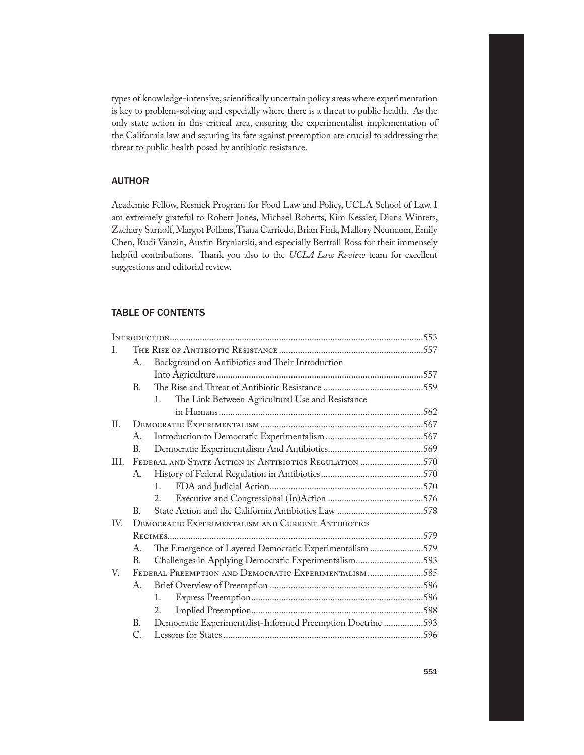types of knowledge-intensive, scientifically uncertain policy areas where experimentation is key to problem-solving and especially where there is a threat to public health. As the only state action in this critical area, ensuring the experimentalist implementation of the California law and securing its fate against preemption are crucial to addressing the threat to public health posed by antibiotic resistance.

## AUTHOR

Academic Fellow, Resnick Program for Food Law and Policy, UCLA School of Law. I am extremely grateful to Robert Jones, Michael Roberts, Kim Kessler, Diana Winters, Zachary Sarnoff, Margot Pollans, Tiana Carriedo, Brian Fink, Mallory Neumann, Emily Chen, Rudi Vanzin, Austin Bryniarski, and especially Bertrall Ross for their immensely helpful contributions. Thank you also to the *UCLA Law Review* team for excellent suggestions and editorial review.

## TABLE OF CONTENTS

Introduction....553

I. The Rise of Antibiotic Resistance....557
- A. Background on Antibiotics and Their Introduction Into Agriculture....557
- B. The Rise and Threat of Antibiotic Resistance....559
  - 1. The Link Between Agricultural Use and Resistance in Humans....562

II. Democratic Experimentalism....567
- A. Introduction to Democratic Experimentalism....567
- B. Democratic Experimentalism And Antibiotics....569

III. Federal and State Action in Antibiotics Regulation....570
- A. History of Federal Regulation in Antibiotics....570
  - 1. FDA and Judicial Action....570
  - 2. Executive and Congressional (In)Action....576
- B. State Action and the California Antibiotics Law....578

IV. Democratic Experimentalism and Current Antibiotics Regimes....579
- A. The Emergence of Layered Democratic Experimentalism....579
- B. Challenges in Applying Democratic Experimentalism....583

V. Federal Preemption and Democratic Experimentalism....585
- A. Brief Overview of Preemption....586
  - 1. Express Preemption....586
  - 2. Implied Preemption....588
- B. Democratic Experimentalist-Informed Preemption Doctrine....593
- C. Lessons for States....596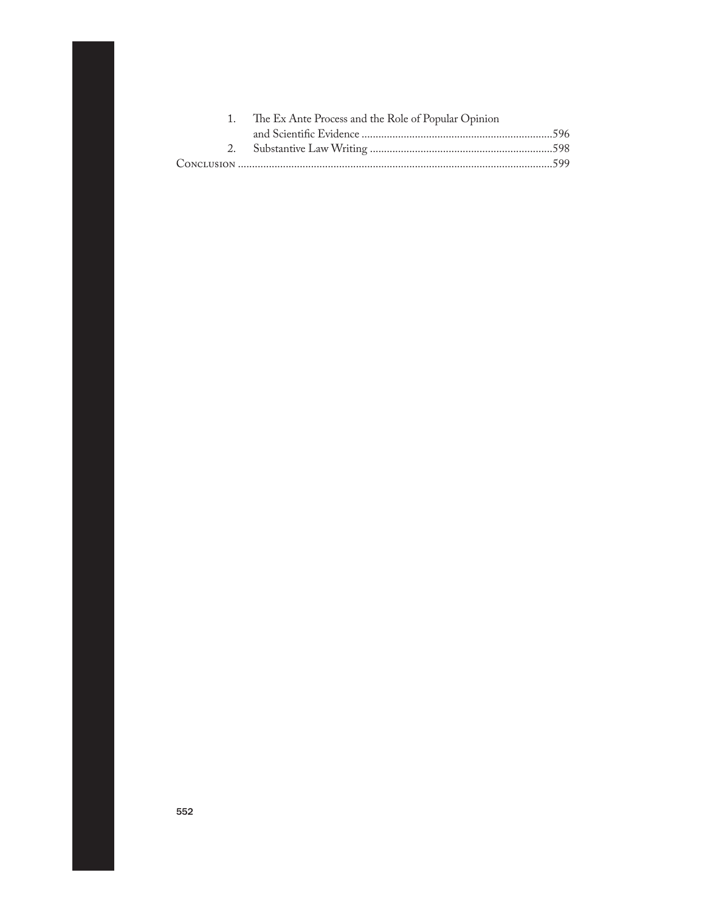1. The Ex Ante Process and the Role of Popular Opinion and Scientific Evidence ....................................................................596
2. Substantive Law Writing .................................................................598

Conclusion ................................................................................................................599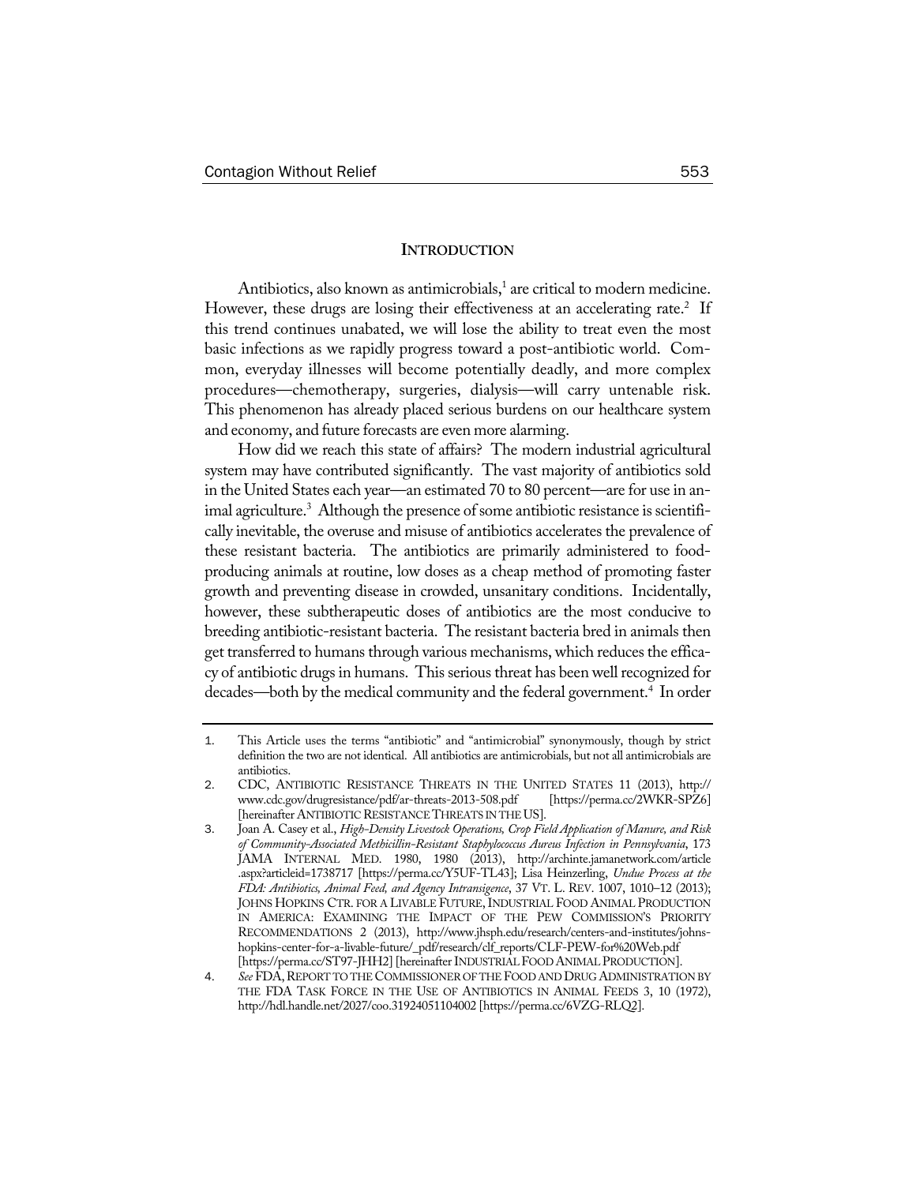## INTRODUCTION

Antibiotics, also known as antimicrobials,[1] are critical to modern medicine. However, these drugs are losing their effectiveness at an accelerating rate.[2] If this trend continues unabated, we will lose the ability to treat even the most basic infections as we rapidly progress toward a post-antibiotic world. Common, everyday illnesses will become potentially deadly, and more complex procedures—chemotherapy, surgeries, dialysis—will carry untenable risk. This phenomenon has already placed serious burdens on our healthcare system and economy, and future forecasts are even more alarming.

How did we reach this state of affairs? The modern industrial agricultural system may have contributed significantly. The vast majority of antibiotics sold in the United States each year—an estimated 70 to 80 percent—are for use in animal agriculture.[3] Although the presence of some antibiotic resistance is scientifically inevitable, the overuse and misuse of antibiotics accelerates the prevalence of these resistant bacteria. The antibiotics are primarily administered to food-producing animals at routine, low doses as a cheap method of promoting faster growth and preventing disease in crowded, unsanitary conditions. Incidentally, however, these subtherapeutic doses of antibiotics are the most conducive to breeding antibiotic-resistant bacteria. The resistant bacteria bred in animals then get transferred to humans through various mechanisms, which reduces the efficacy of antibiotic drugs in humans. This serious threat has been well recognized for decades—both by the medical community and the federal government.[4] In order

---

1. This Article uses the terms "antibiotic" and "antimicrobial" synonymously, though by strict definition the two are not identical. All antibiotics are antimicrobials, but not all antimicrobials are antibiotics.
2. CDC, ANTIBIOTIC RESISTANCE THREATS IN THE UNITED STATES 11 (2013), http://www.cdc.gov/drugresistance/pdf/ar-threats-2013-508.pdf [https://perma.cc/2WKR-SPZ6] [hereinafter ANTIBIOTIC RESISTANCE THREATS IN THE US].
3. Joan A. Casey et al., *High-Density Livestock Operations, Crop Field Application of Manure, and Risk of Community-Associated Methicillin-Resistant Staphylococcus Aureus Infection in Pennsylvania*, 173 JAMA INTERNAL MED. 1980, 1980 (2013), http://archinte.jamanetwork.com/article.aspx?articleid=1738717 [https://perma.cc/Y5UF-TL43]; Lisa Heinzerling, *Undue Process at the FDA: Antibiotics, Animal Feed, and Agency Intransigence*, 37 VT. L. REV. 1007, 1010–12 (2013); JOHNS HOPKINS CTR. FOR A LIVABLE FUTURE, INDUSTRIAL FOOD ANIMAL PRODUCTION IN AMERICA: EXAMINING THE IMPACT OF THE PEW COMMISSION'S PRIORITY RECOMMENDATIONS 2 (2013), http://www.jhsph.edu/research/centers-and-institutes/johns-hopkins-center-for-a-livable-future/_pdf/research/clf_reports/CLF-PEW-for%20Web.pdf [https://perma.cc/ST97-JHH2] [hereinafter INDUSTRIAL FOOD ANIMAL PRODUCTION].
4. *See* FDA, REPORT TO THE COMMISSIONER OF THE FOOD AND DRUG ADMINISTRATION BY THE FDA TASK FORCE IN THE USE OF ANTIBIOTICS IN ANIMAL FEEDS 3, 10 (1972), http://hdl.handle.net/2027/coo.31924051104002 [https://perma.cc/6VZG-RLQ2].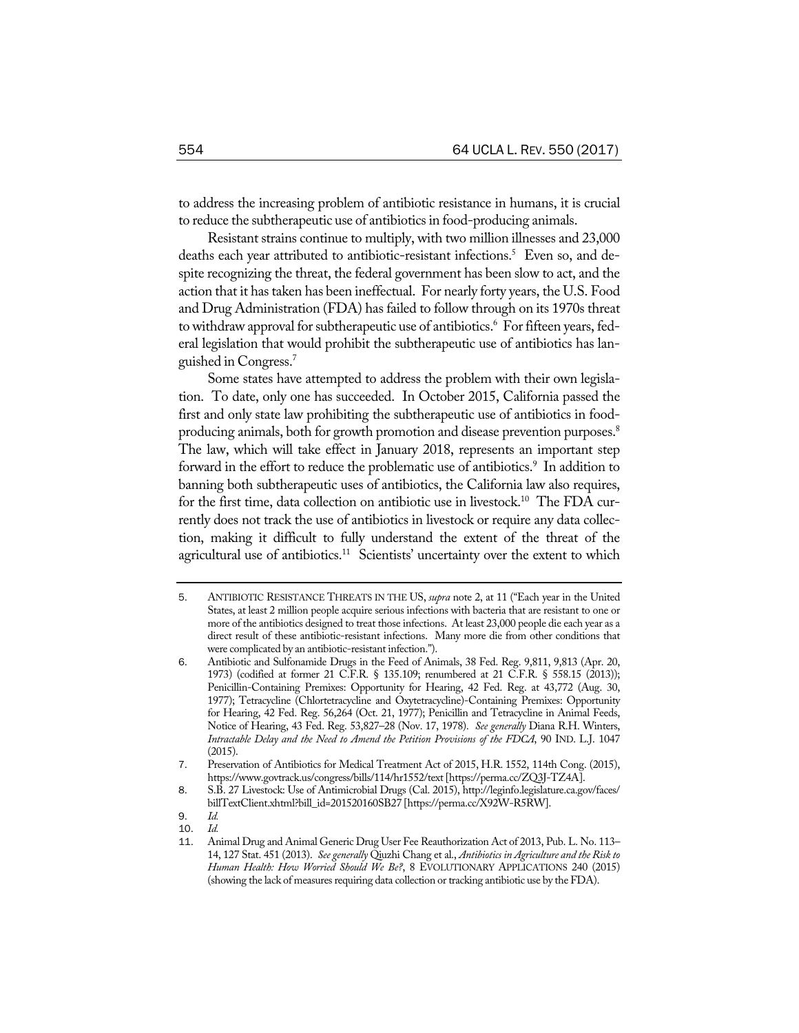to address the increasing problem of antibiotic resistance in humans, it is crucial to reduce the subtherapeutic use of antibiotics in food-producing animals.

Resistant strains continue to multiply, with two million illnesses and 23,000 deaths each year attributed to antibiotic-resistant infections.[5] Even so, and despite recognizing the threat, the federal government has been slow to act, and the action that it has taken has been ineffectual. For nearly forty years, the U.S. Food and Drug Administration (FDA) has failed to follow through on its 1970s threat to withdraw approval for subtherapeutic use of antibiotics.[6] For fifteen years, federal legislation that would prohibit the subtherapeutic use of antibiotics has languished in Congress.[7]

Some states have attempted to address the problem with their own legislation. To date, only one has succeeded. In October 2015, California passed the first and only state law prohibiting the subtherapeutic use of antibiotics in food-producing animals, both for growth promotion and disease prevention purposes.[8] The law, which will take effect in January 2018, represents an important step forward in the effort to reduce the problematic use of antibiotics.[9] In addition to banning both subtherapeutic uses of antibiotics, the California law also requires, for the first time, data collection on antibiotic use in livestock.[10] The FDA currently does not track the use of antibiotics in livestock or require any data collection, making it difficult to fully understand the extent of the threat of the agricultural use of antibiotics.[11] Scientists' uncertainty over the extent to which

---

5. ANTIBIOTIC RESISTANCE THREATS IN THE US, *supra* note 2, at 11 ("Each year in the United States, at least 2 million people acquire serious infections with bacteria that are resistant to one or more of the antibiotics designed to treat those infections. At least 23,000 people die each year as a direct result of these antibiotic-resistant infections. Many more die from other conditions that were complicated by an antibiotic-resistant infection.").
6. Antibiotic and Sulfonamide Drugs in the Feed of Animals, 38 Fed. Reg. 9,811, 9,813 (Apr. 20, 1973) (codified at former 21 C.F.R. § 135.109; renumbered at 21 C.F.R. § 558.15 (2013)); Penicillin-Containing Premixes: Opportunity for Hearing, 42 Fed. Reg. at 43,772 (Aug. 30, 1977); Tetracycline (Chlortetracycline and Oxytetracycline)-Containing Premixes: Opportunity for Hearing, 42 Fed. Reg. 56,264 (Oct. 21, 1977); Penicillin and Tetracycline in Animal Feeds, Notice of Hearing, 43 Fed. Reg. 53,827–28 (Nov. 17, 1978). *See generally* Diana R.H. Winters, *Intractable Delay and the Need to Amend the Petition Provisions of the FDCA*, 90 IND. L.J. 1047 (2015).
7. Preservation of Antibiotics for Medical Treatment Act of 2015, H.R. 1552, 114th Cong. (2015), https://www.govtrack.us/congress/bills/114/hr1552/text [https://perma.cc/ZQ3J-TZ4A].
8. S.B. 27 Livestock: Use of Antimicrobial Drugs (Cal. 2015), http://leginfo.legislature.ca.gov/faces/billTextClient.xhtml?bill_id=201520160SB27 [https://perma.cc/X92W-R5RW].
9. *Id.*
10. *Id.*
11. Animal Drug and Animal Generic Drug User Fee Reauthorization Act of 2013, Pub. L. No. 113–14, 127 Stat. 451 (2013). *See generally* Qiuzhi Chang et al., *Antibiotics in Agriculture and the Risk to Human Health: How Worried Should We Be?*, 8 EVOLUTIONARY APPLICATIONS 240 (2015) (showing the lack of measures requiring data collection or tracking antibiotic use by the FDA).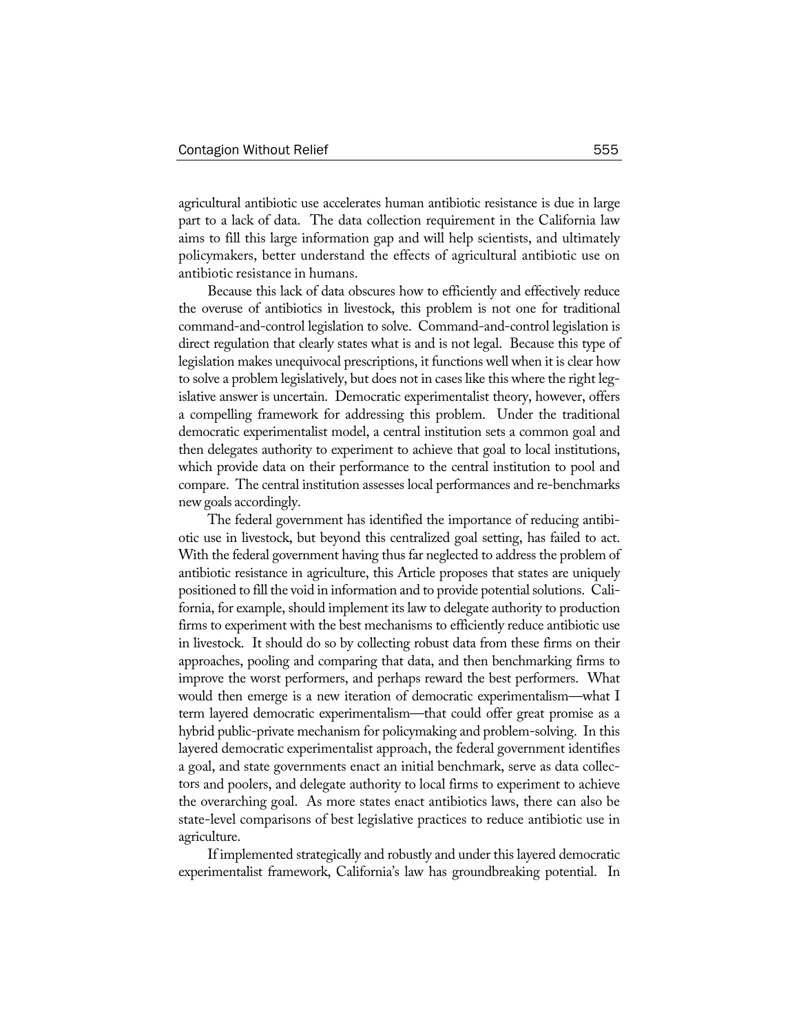agricultural antibiotic use accelerates human antibiotic resistance is due in large part to a lack of data. The data collection requirement in the California law aims to fill this large information gap and will help scientists, and ultimately policymakers, better understand the effects of agricultural antibiotic use on antibiotic resistance in humans.

Because this lack of data obscures how to efficiently and effectively reduce the overuse of antibiotics in livestock, this problem is not one for traditional command-and-control legislation to solve. Command-and-control legislation is direct regulation that clearly states what is and is not legal. Because this type of legislation makes unequivocal prescriptions, it functions well when it is clear how to solve a problem legislatively, but does not in cases like this where the right legislative answer is uncertain. Democratic experimentalist theory, however, offers a compelling framework for addressing this problem. Under the traditional democratic experimentalist model, a central institution sets a common goal and then delegates authority to experiment to achieve that goal to local institutions, which provide data on their performance to the central institution to pool and compare. The central institution assesses local performances and re-benchmarks new goals accordingly.

The federal government has identified the importance of reducing antibiotic use in livestock, but beyond this centralized goal setting, has failed to act. With the federal government having thus far neglected to address the problem of antibiotic resistance in agriculture, this Article proposes that states are uniquely positioned to fill the void in information and to provide potential solutions. California, for example, should implement its law to delegate authority to production firms to experiment with the best mechanisms to efficiently reduce antibiotic use in livestock. It should do so by collecting robust data from these firms on their approaches, pooling and comparing that data, and then benchmarking firms to improve the worst performers, and perhaps reward the best performers. What would then emerge is a new iteration of democratic experimentalism—what I term layered democratic experimentalism—that could offer great promise as a hybrid public-private mechanism for policymaking and problem-solving. In this layered democratic experimentalist approach, the federal government identifies a goal, and state governments enact an initial benchmark, serve as data collectors and poolers, and delegate authority to local firms to experiment to achieve the overarching goal. As more states enact antibiotics laws, there can also be state-level comparisons of best legislative practices to reduce antibiotic use in agriculture.

If implemented strategically and robustly and under this layered democratic experimentalist framework, California's law has groundbreaking potential. In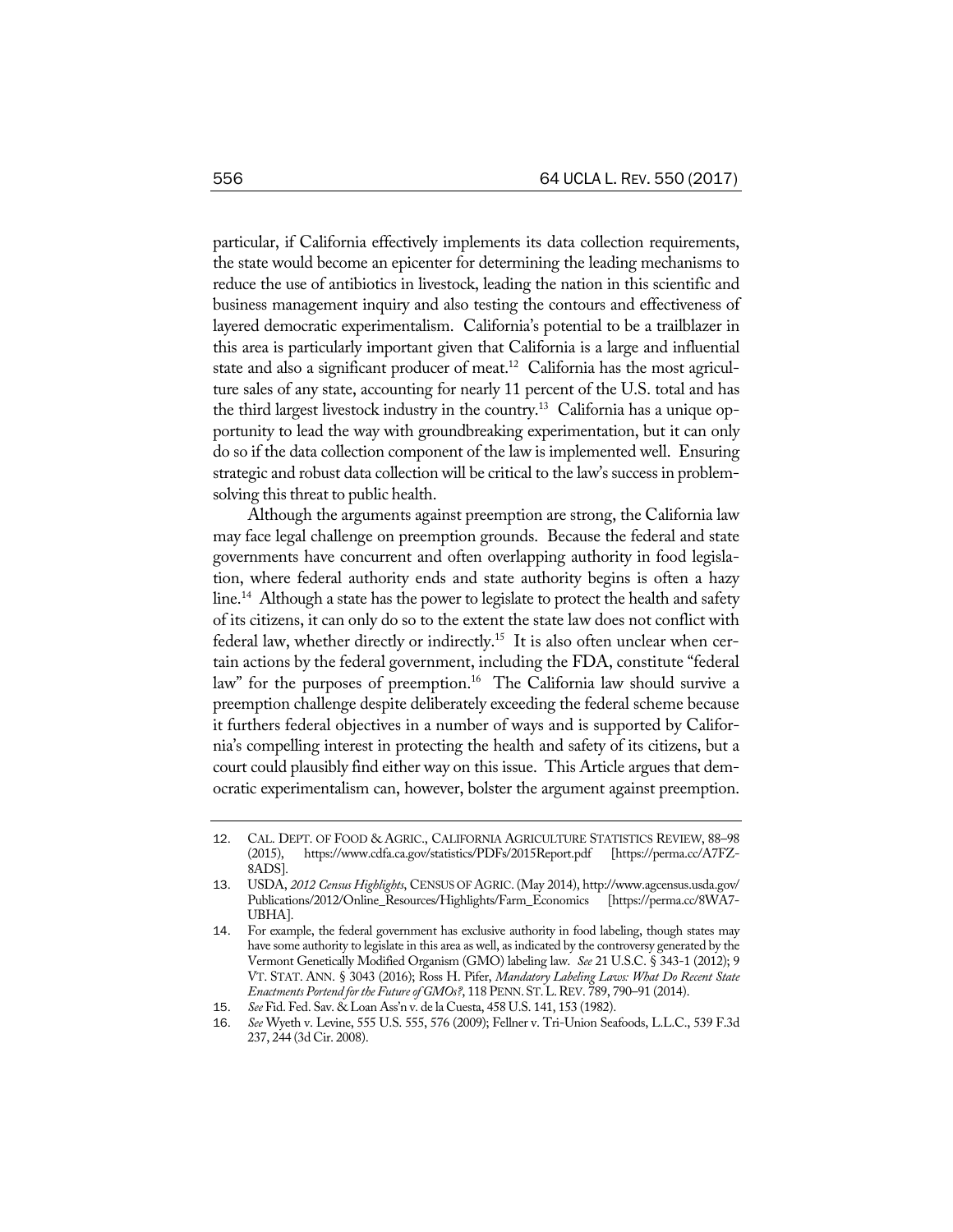particular, if California effectively implements its data collection requirements, the state would become an epicenter for determining the leading mechanisms to reduce the use of antibiotics in livestock, leading the nation in this scientific and business management inquiry and also testing the contours and effectiveness of layered democratic experimentalism. California's potential to be a trailblazer in this area is particularly important given that California is a large and influential state and also a significant producer of meat.[12] California has the most agriculture sales of any state, accounting for nearly 11 percent of the U.S. total and has the third largest livestock industry in the country.[13] California has a unique opportunity to lead the way with groundbreaking experimentation, but it can only do so if the data collection component of the law is implemented well. Ensuring strategic and robust data collection will be critical to the law's success in problem-solving this threat to public health.

Although the arguments against preemption are strong, the California law may face legal challenge on preemption grounds. Because the federal and state governments have concurrent and often overlapping authority in food legislation, where federal authority ends and state authority begins is often a hazy line.[14] Although a state has the power to legislate to protect the health and safety of its citizens, it can only do so to the extent the state law does not conflict with federal law, whether directly or indirectly.[15] It is also often unclear when certain actions by the federal government, including the FDA, constitute "federal law" for the purposes of preemption.[16] The California law should survive a preemption challenge despite deliberately exceeding the federal scheme because it furthers federal objectives in a number of ways and is supported by California's compelling interest in protecting the health and safety of its citizens, but a court could plausibly find either way on this issue. This Article argues that democratic experimentalism can, however, bolster the argument against preemption.

---

12. CAL. DEPT. OF FOOD & AGRIC., CALIFORNIA AGRICULTURE STATISTICS REVIEW, 88–98 (2015), https://www.cdfa.ca.gov/statistics/PDFs/2015Report.pdf [https://perma.cc/A7FZ-8ADS].

13. USDA, *2012 Census Highlights*, CENSUS OF AGRIC. (May 2014), http://www.agcensus.usda.gov/Publications/2012/Online_Resources/Highlights/Farm_Economics [https://perma.cc/8WA7-UBHA].

14. For example, the federal government has exclusive authority in food labeling, though states may have some authority to legislate in this area as well, as indicated by the controversy generated by the Vermont Genetically Modified Organism (GMO) labeling law. *See* 21 U.S.C. § 343-1 (2012); 9 VT. STAT. ANN. § 3043 (2016); Ross H. Pifer, *Mandatory Labeling Laws: What Do Recent State Enactments Portend for the Future of GMOs?*, 118 PENN. ST. L. REV. 789, 790–91 (2014).

15. *See* Fid. Fed. Sav. & Loan Ass'n v. de la Cuesta, 458 U.S. 141, 153 (1982).

16. *See* Wyeth v. Levine, 555 U.S. 555, 576 (2009); Fellner v. Tri-Union Seafoods, L.L.C., 539 F.3d 237, 244 (3d Cir. 2008).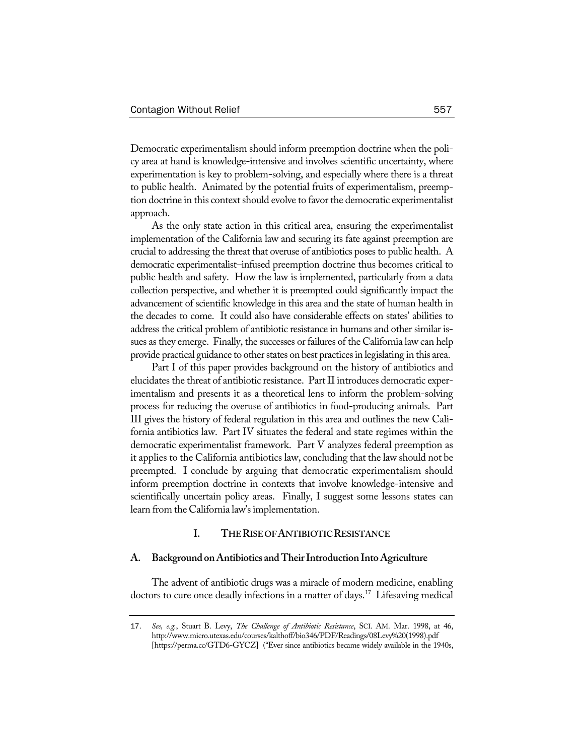Democratic experimentalism should inform preemption doctrine when the policy area at hand is knowledge-intensive and involves scientific uncertainty, where experimentation is key to problem-solving, and especially where there is a threat to public health. Animated by the potential fruits of experimentalism, preemption doctrine in this context should evolve to favor the democratic experimentalist approach.

As the only state action in this critical area, ensuring the experimentalist implementation of the California law and securing its fate against preemption are crucial to addressing the threat that overuse of antibiotics poses to public health. A democratic experimentalist–infused preemption doctrine thus becomes critical to public health and safety. How the law is implemented, particularly from a data collection perspective, and whether it is preempted could significantly impact the advancement of scientific knowledge in this area and the state of human health in the decades to come. It could also have considerable effects on states' abilities to address the critical problem of antibiotic resistance in humans and other similar issues as they emerge. Finally, the successes or failures of the California law can help provide practical guidance to other states on best practices in legislating in this area.

Part I of this paper provides background on the history of antibiotics and elucidates the threat of antibiotic resistance. Part II introduces democratic experimentalism and presents it as a theoretical lens to inform the problem-solving process for reducing the overuse of antibiotics in food-producing animals. Part III gives the history of federal regulation in this area and outlines the new California antibiotics law. Part IV situates the federal and state regimes within the democratic experimentalist framework. Part V analyzes federal preemption as it applies to the California antibiotics law, concluding that the law should not be preempted. I conclude by arguing that democratic experimentalism should inform preemption doctrine in contexts that involve knowledge-intensive and scientifically uncertain policy areas. Finally, I suggest some lessons states can learn from the California law's implementation.

## I. THE RISE OF ANTIBIOTIC RESISTANCE

### A. Background on Antibiotics and Their Introduction Into Agriculture

The advent of antibiotic drugs was a miracle of modern medicine, enabling doctors to cure once deadly infections in a matter of days.[17] Lifesaving medical

---

17. *See, e.g.*, Stuart B. Levy, *The Challenge of Antibiotic Resistance*, SCI. AM. Mar. 1998, at 46, http://www.micro.utexas.edu/courses/kalthoff/bio346/PDF/Readings/08Levy%20(1998).pdf [https://perma.cc/GTD6-GYCZ] ("Ever since antibiotics became widely available in the 1940s,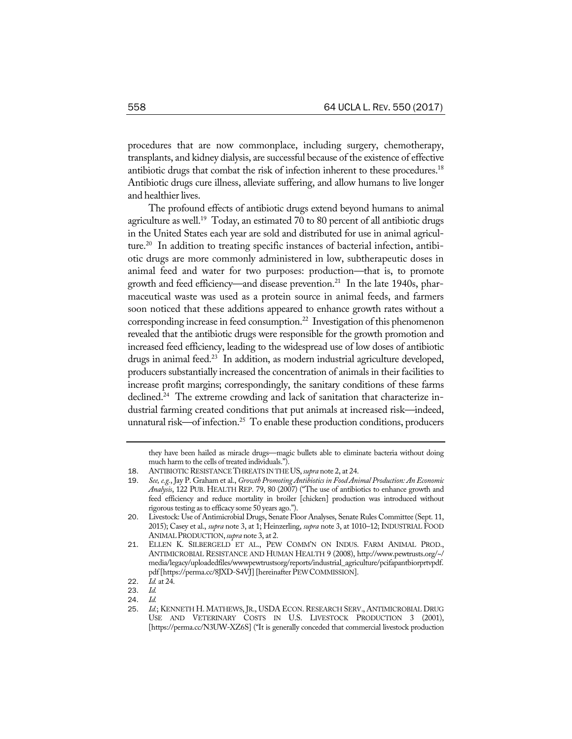procedures that are now commonplace, including surgery, chemotherapy, transplants, and kidney dialysis, are successful because of the existence of effective antibiotic drugs that combat the risk of infection inherent to these procedures.[18] Antibiotic drugs cure illness, alleviate suffering, and allow humans to live longer and healthier lives.

The profound effects of antibiotic drugs extend beyond humans to animal agriculture as well.[19] Today, an estimated 70 to 80 percent of all antibiotic drugs in the United States each year are sold and distributed for use in animal agriculture.[20] In addition to treating specific instances of bacterial infection, antibiotic drugs are more commonly administered in low, subtherapeutic doses in animal feed and water for two purposes: production—that is, to promote growth and feed efficiency—and disease prevention.[21] In the late 1940s, pharmaceutical waste was used as a protein source in animal feeds, and farmers soon noticed that these additions appeared to enhance growth rates without a corresponding increase in feed consumption.[22] Investigation of this phenomenon revealed that the antibiotic drugs were responsible for the growth promotion and increased feed efficiency, leading to the widespread use of low doses of antibiotic drugs in animal feed.[23] In addition, as modern industrial agriculture developed, producers substantially increased the concentration of animals in their facilities to increase profit margins; correspondingly, the sanitary conditions of these farms declined.[24] The extreme crowding and lack of sanitation that characterize industrial farming created conditions that put animals at increased risk—indeed, unnatural risk—of infection.[25] To enable these production conditions, producers

---

they have been hailed as miracle drugs—magic bullets able to eliminate bacteria without doing much harm to the cells of treated individuals.").

18. ANTIBIOTIC RESISTANCE THREATS IN THE US, *supra* note 2, at 24.

19. *See, e.g.*, Jay P. Graham et al., *Growth Promoting Antibiotics in Food Animal Production: An Economic Analysis*, 122 PUB. HEALTH REP. 79, 80 (2007) ("The use of antibiotics to enhance growth and feed efficiency and reduce mortality in broiler [chicken] production was introduced without rigorous testing as to efficacy some 50 years ago.").

20. Livestock: Use of Antimicrobial Drugs, Senate Floor Analyses, Senate Rules Committee (Sept. 11, 2015); Casey et al., *supra* note 3, at 1; Heinzerling, *supra* note 3, at 1010–12; INDUSTRIAL FOOD ANIMAL PRODUCTION, *supra* note 3, at 2.

21. ELLEN K. SILBERGELD ET AL., PEW COMM'N ON INDUS. FARM ANIMAL PROD., ANTIMICROBIAL RESISTANCE AND HUMAN HEALTH 9 (2008), http://www.pewtrusts.org/~/media/legacy/uploadedfiles/wwwpewtrustsorg/reports/industrial_agriculture/pcifapantbiorprtvpdf.pdf [https://perma.cc/8JXD-S4VJ] [hereinafter PEW COMMISSION].

22. *Id.* at 24.

23. *Id.*

24. *Id.*

25. *Id.*; KENNETH H. MATHEWS, JR., USDA ECON. RESEARCH SERV., ANTIMICROBIAL DRUG USE AND VETERINARY COSTS IN U.S. LIVESTOCK PRODUCTION 3 (2001), [https://perma.cc/N3UW-XZ6S] ("It is generally conceded that commercial livestock production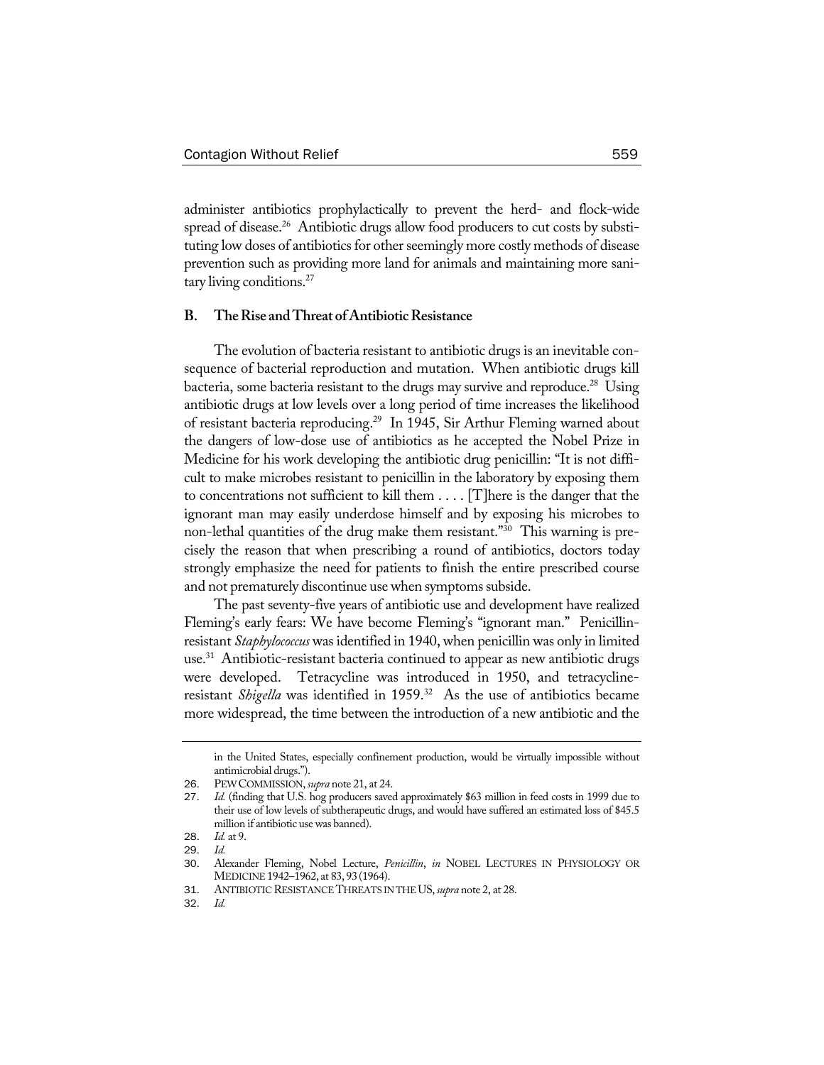administer antibiotics prophylactically to prevent the herd- and flock-wide spread of disease.[26] Antibiotic drugs allow food producers to cut costs by substituting low doses of antibiotics for other seemingly more costly methods of disease prevention such as providing more land for animals and maintaining more sanitary living conditions.[27]

### B. The Rise and Threat of Antibiotic Resistance

The evolution of bacteria resistant to antibiotic drugs is an inevitable consequence of bacterial reproduction and mutation. When antibiotic drugs kill bacteria, some bacteria resistant to the drugs may survive and reproduce.[28] Using antibiotic drugs at low levels over a long period of time increases the likelihood of resistant bacteria reproducing.[29] In 1945, Sir Arthur Fleming warned about the dangers of low-dose use of antibiotics as he accepted the Nobel Prize in Medicine for his work developing the antibiotic drug penicillin: "It is not difficult to make microbes resistant to penicillin in the laboratory by exposing them to concentrations not sufficient to kill them . . . . [T]here is the danger that the ignorant man may easily underdose himself and by exposing his microbes to non-lethal quantities of the drug make them resistant."[30] This warning is precisely the reason that when prescribing a round of antibiotics, doctors today strongly emphasize the need for patients to finish the entire prescribed course and not prematurely discontinue use when symptoms subside.

The past seventy-five years of antibiotic use and development have realized Fleming's early fears: We have become Fleming's "ignorant man." Penicillin-resistant *Staphylococcus* was identified in 1940, when penicillin was only in limited use.[31] Antibiotic-resistant bacteria continued to appear as new antibiotic drugs were developed. Tetracycline was introduced in 1950, and tetracycline-resistant *Shigella* was identified in 1959.[32] As the use of antibiotics became more widespread, the time between the introduction of a new antibiotic and the

---

in the United States, especially confinement production, would be virtually impossible without antimicrobial drugs.").

26. PEW COMMISSION, *supra* note 21, at 24.
27. *Id.* (finding that U.S. hog producers saved approximately $63 million in feed costs in 1999 due to their use of low levels of subtherapeutic drugs, and would have suffered an estimated loss of $45.5 million if antibiotic use was banned).
28. *Id.* at 9.
29. *Id.*
30. Alexander Fleming, Nobel Lecture, *Penicillin*, *in* NOBEL LECTURES IN PHYSIOLOGY OR MEDICINE 1942–1962, at 83, 93 (1964).
31. ANTIBIOTIC RESISTANCE THREATS IN THE US, *supra* note 2, at 28.
32. *Id.*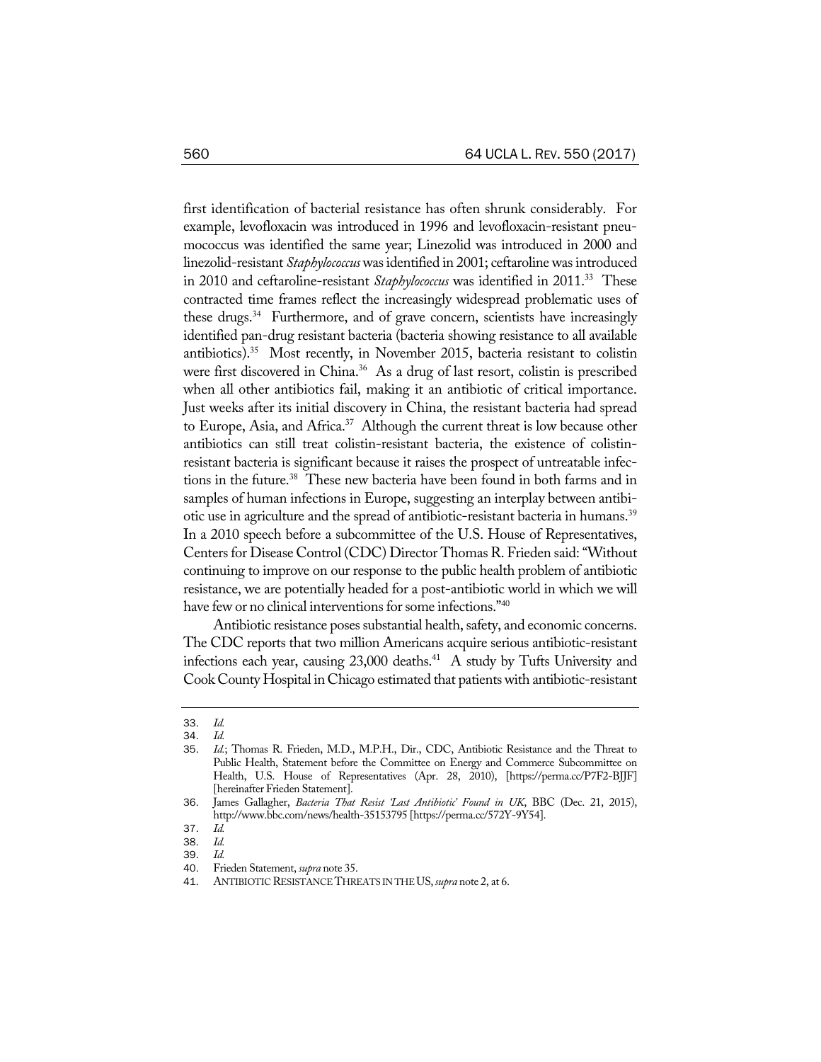first identification of bacterial resistance has often shrunk considerably. For example, levofloxacin was introduced in 1996 and levofloxacin-resistant pneumococcus was identified the same year; Linezolid was introduced in 2000 and linezolid-resistant *Staphylococcus* was identified in 2001; ceftaroline was introduced in 2010 and ceftaroline-resistant *Staphylococcus* was identified in 2011.[33] These contracted time frames reflect the increasingly widespread problematic uses of these drugs.[34] Furthermore, and of grave concern, scientists have increasingly identified pan-drug resistant bacteria (bacteria showing resistance to all available antibiotics).[35] Most recently, in November 2015, bacteria resistant to colistin were first discovered in China.[36] As a drug of last resort, colistin is prescribed when all other antibiotics fail, making it an antibiotic of critical importance. Just weeks after its initial discovery in China, the resistant bacteria had spread to Europe, Asia, and Africa.[37] Although the current threat is low because other antibiotics can still treat colistin-resistant bacteria, the existence of colistin-resistant bacteria is significant because it raises the prospect of untreatable infections in the future.[38] These new bacteria have been found in both farms and in samples of human infections in Europe, suggesting an interplay between antibiotic use in agriculture and the spread of antibiotic-resistant bacteria in humans.[39] In a 2010 speech before a subcommittee of the U.S. House of Representatives, Centers for Disease Control (CDC) Director Thomas R. Frieden said: "Without continuing to improve on our response to the public health problem of antibiotic resistance, we are potentially headed for a post-antibiotic world in which we will have few or no clinical interventions for some infections."[40]

Antibiotic resistance poses substantial health, safety, and economic concerns. The CDC reports that two million Americans acquire serious antibiotic-resistant infections each year, causing 23,000 deaths.[41] A study by Tufts University and Cook County Hospital in Chicago estimated that patients with antibiotic-resistant

---

33. *Id.*
34. *Id.*
35. *Id.*; Thomas R. Frieden, M.D., M.P.H., Dir., CDC, Antibiotic Resistance and the Threat to Public Health, Statement before the Committee on Energy and Commerce Subcommittee on Health, U.S. House of Representatives (Apr. 28, 2010), [https://perma.cc/P7F2-BJJF] [hereinafter Frieden Statement].
36. James Gallagher, *Bacteria That Resist 'Last Antibiotic' Found in UK*, BBC (Dec. 21, 2015), http://www.bbc.com/news/health-35153795 [https://perma.cc/572Y-9Y54].
37. *Id.*
38. *Id.*
39. *Id.*
40. Frieden Statement, *supra* note 35.
41. ANTIBIOTIC RESISTANCE THREATS IN THE US, *supra* note 2, at 6.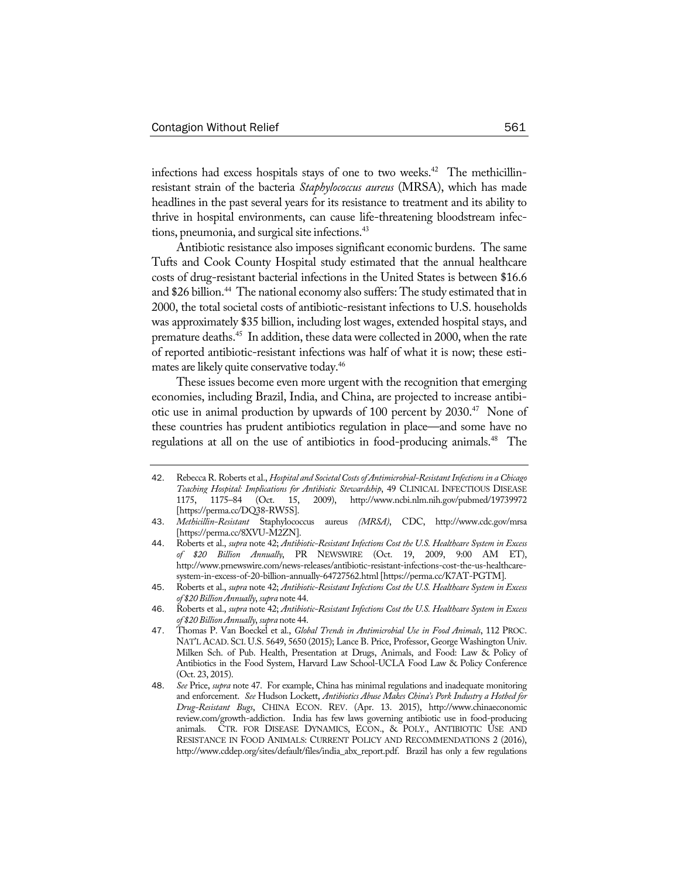infections had excess hospitals stays of one to two weeks.[42] The methicillin-resistant strain of the bacteria *Staphylococcus aureus* (MRSA), which has made headlines in the past several years for its resistance to treatment and its ability to thrive in hospital environments, can cause life-threatening bloodstream infections, pneumonia, and surgical site infections.[43]

Antibiotic resistance also imposes significant economic burdens. The same Tufts and Cook County Hospital study estimated that the annual healthcare costs of drug-resistant bacterial infections in the United States is between $16.6 and $26 billion.[44] The national economy also suffers: The study estimated that in 2000, the total societal costs of antibiotic-resistant infections to U.S. households was approximately $35 billion, including lost wages, extended hospital stays, and premature deaths.[45] In addition, these data were collected in 2000, when the rate of reported antibiotic-resistant infections was half of what it is now; these estimates are likely quite conservative today.[46]

These issues become even more urgent with the recognition that emerging economies, including Brazil, India, and China, are projected to increase antibiotic use in animal production by upwards of 100 percent by 2030.[47] None of these countries has prudent antibiotics regulation in place—and some have no regulations at all on the use of antibiotics in food-producing animals.[48] The

---

42. Rebecca R. Roberts et al., *Hospital and Societal Costs of Antimicrobial-Resistant Infections in a Chicago Teaching Hospital: Implications for Antibiotic Stewardship*, 49 CLINICAL INFECTIOUS DISEASE 1175, 1175–84 (Oct. 15, 2009), http://www.ncbi.nlm.nih.gov/pubmed/19739972 [https://perma.cc/DQ38-RW5S].
43. *Methicillin-Resistant* Staphylococcus aureus *(MRSA)*, CDC, http://www.cdc.gov/mrsa [https://perma.cc/8XVU-M2ZN].
44. Roberts et al., *supra* note 42; *Antibiotic-Resistant Infections Cost the U.S. Healthcare System in Excess of $20 Billion Annually*, PR NEWSWIRE (Oct. 19, 2009, 9:00 AM ET), http://www.prnewswire.com/news-releases/antibiotic-resistant-infections-cost-the-us-healthcare-system-in-excess-of-20-billion-annually-64727562.html [https://perma.cc/K7AT-PGTM].
45. Roberts et al., *supra* note 42; *Antibiotic-Resistant Infections Cost the U.S. Healthcare System in Excess of $20 Billion Annually*, *supra* note 44.
46. Roberts et al., *supra* note 42; *Antibiotic-Resistant Infections Cost the U.S. Healthcare System in Excess of $20 Billion Annually*, *supra* note 44.
47. Thomas P. Van Boeckel et al., *Global Trends in Antimicrobial Use in Food Animals*, 112 PROC. NAT'L ACAD. SCI. U.S. 5649, 5650 (2015); Lance B. Price, Professor, George Washington Univ. Milken Sch. of Pub. Health, Presentation at Drugs, Animals, and Food: Law & Policy of Antibiotics in the Food System, Harvard Law School-UCLA Food Law & Policy Conference (Oct. 23, 2015).
48. *See* Price, *supra* note 47. For example, China has minimal regulations and inadequate monitoring and enforcement. *See* Hudson Lockett, *Antibiotics Abuse Makes China's Pork Industry a Hotbed for Drug-Resistant Bugs*, CHINA ECON. REV. (Apr. 13. 2015), http://www.chinaeconomicreview.com/growth-addiction. India has few laws governing antibiotic use in food-producing animals. CTR. FOR DISEASE DYNAMICS, ECON., & POLY., ANTIBIOTIC USE AND RESISTANCE IN FOOD ANIMALS: CURRENT POLICY AND RECOMMENDATIONS 2 (2016), http://www.cddep.org/sites/default/files/india_abx_report.pdf. Brazil has only a few regulations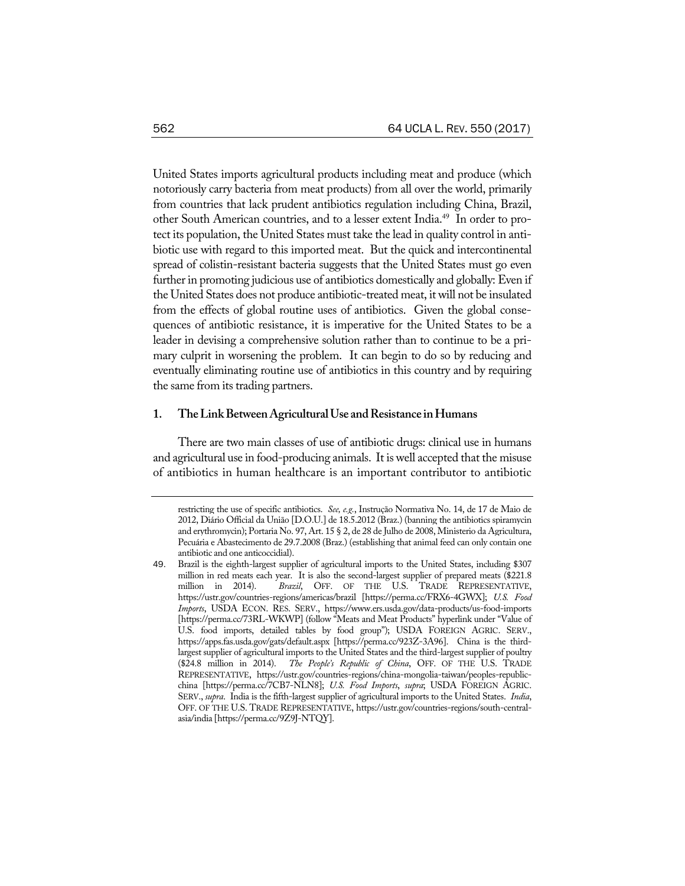United States imports agricultural products including meat and produce (which notoriously carry bacteria from meat products) from all over the world, primarily from countries that lack prudent antibiotics regulation including China, Brazil, other South American countries, and to a lesser extent India.[49] In order to protect its population, the United States must take the lead in quality control in antibiotic use with regard to this imported meat. But the quick and intercontinental spread of colistin-resistant bacteria suggests that the United States must go even further in promoting judicious use of antibiotics domestically and globally: Even if the United States does not produce antibiotic-treated meat, it will not be insulated from the effects of global routine uses of antibiotics. Given the global consequences of antibiotic resistance, it is imperative for the United States to be a leader in devising a comprehensive solution rather than to continue to be a primary culprit in worsening the problem. It can begin to do so by reducing and eventually eliminating routine use of antibiotics in this country and by requiring the same from its trading partners.

### 1. The Link Between Agricultural Use and Resistance in Humans

There are two main classes of use of antibiotic drugs: clinical use in humans and agricultural use in food-producing animals. It is well accepted that the misuse of antibiotics in human healthcare is an important contributor to antibiotic

---

restricting the use of specific antibiotics. *See, e.g.*, Instrução Normativa No. 14, de 17 de Maio de 2012, Diário Official da União [D.O.U.] de 18.5.2012 (Braz.) (banning the antibiotics spiramycin and erythromycin); Portaria No. 97, Art. 15 § 2, de 28 de Julho de 2008, Ministerio da Agricultura, Pecuária e Abastecimento de 29.7.2008 (Braz.) (establishing that animal feed can only contain one antibiotic and one anticoccidial).

49. Brazil is the eighth-largest supplier of agricultural imports to the United States, including $307 million in red meats each year. It is also the second-largest supplier of prepared meats ($221.8 million in 2014). *Brazil*, OFF. OF THE U.S. TRADE REPRESENTATIVE, https://ustr.gov/countries-regions/americas/brazil [https://perma.cc/FRX6-4GWX]; *U.S. Food Imports*, USDA ECON. RES. SERV., https://www.ers.usda.gov/data-products/us-food-imports [https://perma.cc/73RL-WKWP] (follow "Meats and Meat Products" hyperlink under "Value of U.S. food imports, detailed tables by food group"); USDA FOREIGN AGRIC. SERV., https://apps.fas.usda.gov/gats/default.aspx [https://perma.cc/923Z-3A96]. China is the third-largest supplier of agricultural imports to the United States and the third-largest supplier of poultry ($24.8 million in 2014). *The People's Republic of China*, OFF. OF THE U.S. TRADE REPRESENTATIVE, https://ustr.gov/countries-regions/china-mongolia-taiwan/peoples-republic-china [https://perma.cc/7CB7-NLN8]; *U.S. Food Imports*, *supra*; USDA FOREIGN AGRIC. SERV., *supra*. India is the fifth-largest supplier of agricultural imports to the United States. *India*, OFF. OF THE U.S. TRADE REPRESENTATIVE, https://ustr.gov/countries-regions/south-central-asia/india [https://perma.cc/9Z9J-NTQY].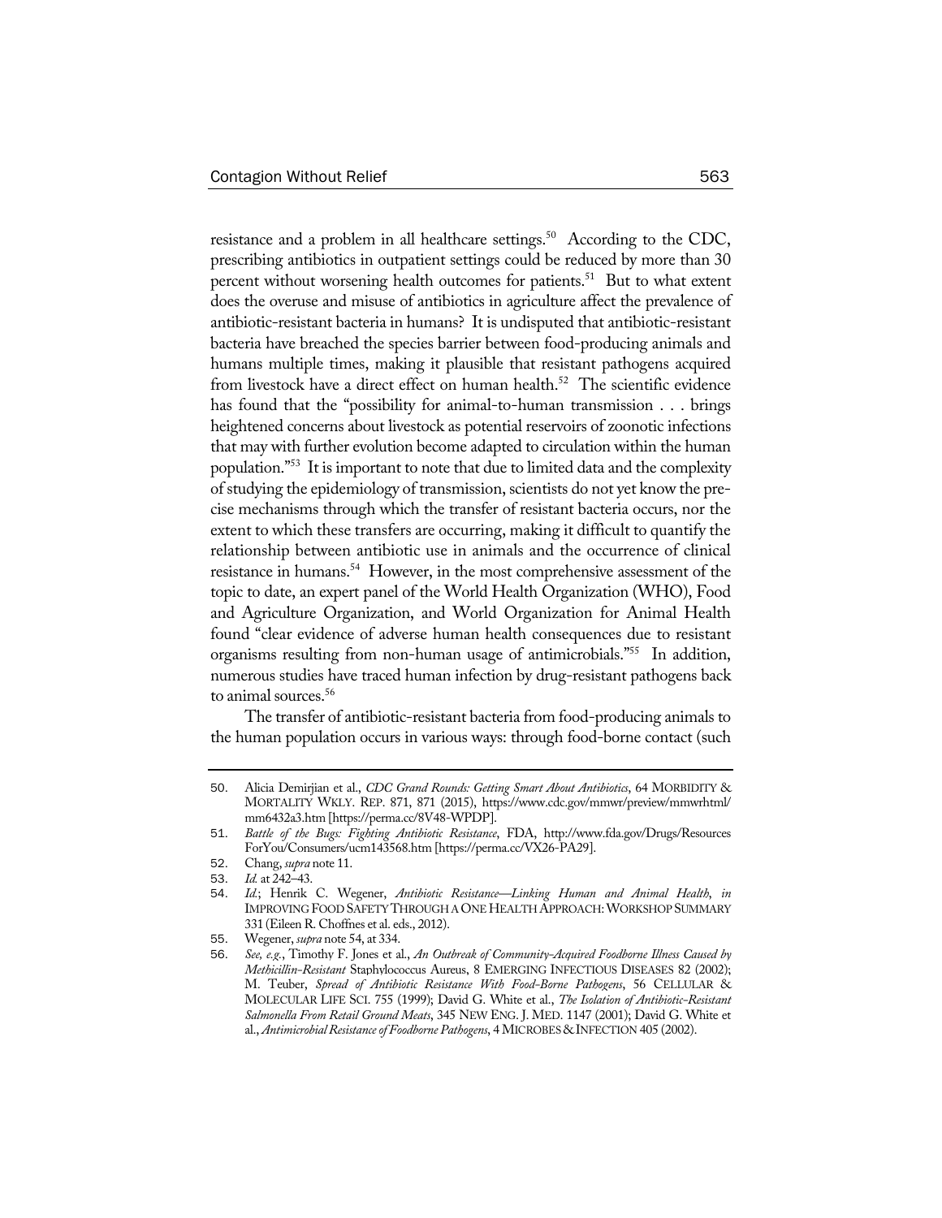resistance and a problem in all healthcare settings.[50] According to the CDC, prescribing antibiotics in outpatient settings could be reduced by more than 30 percent without worsening health outcomes for patients.[51] But to what extent does the overuse and misuse of antibiotics in agriculture affect the prevalence of antibiotic-resistant bacteria in humans? It is undisputed that antibiotic-resistant bacteria have breached the species barrier between food-producing animals and humans multiple times, making it plausible that resistant pathogens acquired from livestock have a direct effect on human health.[52] The scientific evidence has found that the "possibility for animal-to-human transmission . . . brings heightened concerns about livestock as potential reservoirs of zoonotic infections that may with further evolution become adapted to circulation within the human population."[53] It is important to note that due to limited data and the complexity of studying the epidemiology of transmission, scientists do not yet know the precise mechanisms through which the transfer of resistant bacteria occurs, nor the extent to which these transfers are occurring, making it difficult to quantify the relationship between antibiotic use in animals and the occurrence of clinical resistance in humans.[54] However, in the most comprehensive assessment of the topic to date, an expert panel of the World Health Organization (WHO), Food and Agriculture Organization, and World Organization for Animal Health found "clear evidence of adverse human health consequences due to resistant organisms resulting from non-human usage of antimicrobials."[55] In addition, numerous studies have traced human infection by drug-resistant pathogens back to animal sources.[56]

The transfer of antibiotic-resistant bacteria from food-producing animals to the human population occurs in various ways: through food-borne contact (such

---

50. Alicia Demirjian et al., *CDC Grand Rounds: Getting Smart About Antibiotics*, 64 MORBIDITY & MORTALITY WKLY. REP. 871, 871 (2015), https://www.cdc.gov/mmwr/preview/mmwrhtml/mm6432a3.htm [https://perma.cc/8V48-WPDP].
51. *Battle of the Bugs: Fighting Antibiotic Resistance*, FDA, http://www.fda.gov/Drugs/ResourcesForYou/Consumers/ucm143568.htm [https://perma.cc/VX26-PA29].
52. Chang, *supra* note 11.
53. *Id.* at 242–43.
54. *Id.*; Henrik C. Wegener, *Antibiotic Resistance—Linking Human and Animal Health*, *in* IMPROVING FOOD SAFETY THROUGH A ONE HEALTH APPROACH: WORKSHOP SUMMARY 331 (Eileen R. Choffnes et al. eds., 2012).
55. Wegener, *supra* note 54, at 334.
56. *See, e.g.*, Timothy F. Jones et al., *An Outbreak of Community-Acquired Foodborne Illness Caused by Methicillin-Resistant* Staphylococcus Aureus, 8 EMERGING INFECTIOUS DISEASES 82 (2002); M. Teuber, *Spread of Antibiotic Resistance With Food-Borne Pathogens*, 56 CELLULAR & MOLECULAR LIFE SCI. 755 (1999); David G. White et al., *The Isolation of Antibiotic-Resistant Salmonella From Retail Ground Meats*, 345 NEW ENG. J. MED. 1147 (2001); David G. White et al., *Antimicrobial Resistance of Foodborne Pathogens*, 4 MICROBES & INFECTION 405 (2002).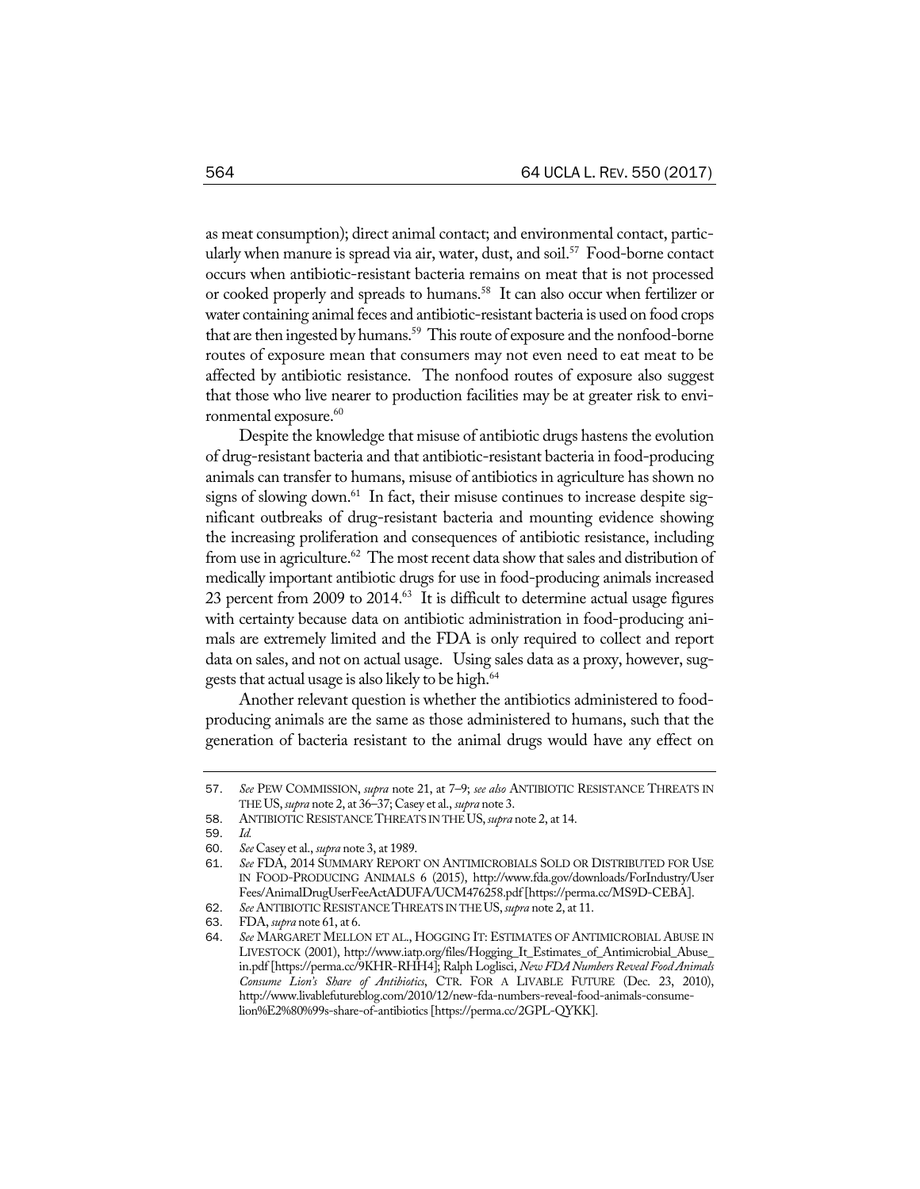as meat consumption); direct animal contact; and environmental contact, particularly when manure is spread via air, water, dust, and soil.[57] Food-borne contact occurs when antibiotic-resistant bacteria remains on meat that is not processed or cooked properly and spreads to humans.[58] It can also occur when fertilizer or water containing animal feces and antibiotic-resistant bacteria is used on food crops that are then ingested by humans.[59] This route of exposure and the nonfood-borne routes of exposure mean that consumers may not even need to eat meat to be affected by antibiotic resistance. The nonfood routes of exposure also suggest that those who live nearer to production facilities may be at greater risk to environmental exposure.[60]

Despite the knowledge that misuse of antibiotic drugs hastens the evolution of drug-resistant bacteria and that antibiotic-resistant bacteria in food-producing animals can transfer to humans, misuse of antibiotics in agriculture has shown no signs of slowing down.[61] In fact, their misuse continues to increase despite significant outbreaks of drug-resistant bacteria and mounting evidence showing the increasing proliferation and consequences of antibiotic resistance, including from use in agriculture.[62] The most recent data show that sales and distribution of medically important antibiotic drugs for use in food-producing animals increased 23 percent from 2009 to 2014.[63] It is difficult to determine actual usage figures with certainty because data on antibiotic administration in food-producing animals are extremely limited and the FDA is only required to collect and report data on sales, and not on actual usage. Using sales data as a proxy, however, suggests that actual usage is also likely to be high.[64]

Another relevant question is whether the antibiotics administered to food-producing animals are the same as those administered to humans, such that the generation of bacteria resistant to the animal drugs would have any effect on

---

57. *See* PEW COMMISSION, *supra* note 21, at 7–9; *see also* ANTIBIOTIC RESISTANCE THREATS IN THE US, *supra* note 2, at 36–37; Casey et al., *supra* note 3.
58. ANTIBIOTIC RESISTANCE THREATS IN THE US, *supra* note 2, at 14.
59. *Id.*
60. *See* Casey et al., *supra* note 3, at 1989.
61. *See* FDA, 2014 SUMMARY REPORT ON ANTIMICROBIALS SOLD OR DISTRIBUTED FOR USE IN FOOD-PRODUCING ANIMALS 6 (2015), http://www.fda.gov/downloads/ForIndustry/UserFees/AnimalDrugUserFeeActADUFA/UCM476258.pdf [https://perma.cc/MS9D-CEBA].
62. *See* ANTIBIOTIC RESISTANCE THREATS IN THE US, *supra* note 2, at 11.
63. FDA, *supra* note 61, at 6.
64. *See* MARGARET MELLON ET AL., HOGGING IT: ESTIMATES OF ANTIMICROBIAL ABUSE IN LIVESTOCK (2001), http://www.iatp.org/files/Hogging_It_Estimates_of_Antimicrobial_Abuse_in.pdf [https://perma.cc/9KHR-RHH4]; Ralph Loglisci, *New FDA Numbers Reveal Food Animals Consume Lion's Share of Antibiotics*, CTR. FOR A LIVABLE FUTURE (Dec. 23, 2010), http://www.livablefutureblog.com/2010/12/new-fda-numbers-reveal-food-animals-consume-lion%E2%80%99s-share-of-antibiotics [https://perma.cc/2GPL-QYKK].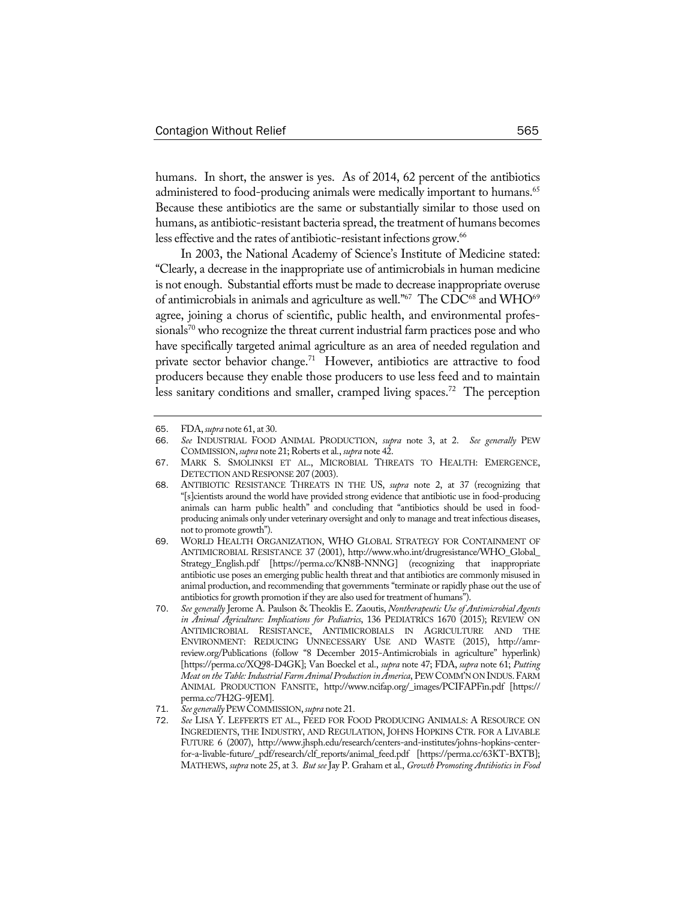humans. In short, the answer is yes. As of 2014, 62 percent of the antibiotics administered to food-producing animals were medically important to humans.[65] Because these antibiotics are the same or substantially similar to those used on humans, as antibiotic-resistant bacteria spread, the treatment of humans becomes less effective and the rates of antibiotic-resistant infections grow.[66]

In 2003, the National Academy of Science's Institute of Medicine stated: "Clearly, a decrease in the inappropriate use of antimicrobials in human medicine is not enough. Substantial efforts must be made to decrease inappropriate overuse of antimicrobials in animals and agriculture as well."[67] The CDC[68] and WHO[69] agree, joining a chorus of scientific, public health, and environmental professionals[70] who recognize the threat current industrial farm practices pose and who have specifically targeted animal agriculture as an area of needed regulation and private sector behavior change.[71] However, antibiotics are attractive to food producers because they enable those producers to use less feed and to maintain less sanitary conditions and smaller, cramped living spaces.[72] The perception

---

65. FDA, *supra* note 61, at 30.
66. *See* INDUSTRIAL FOOD ANIMAL PRODUCTION, *supra* note 3, at 2. *See generally* PEW COMMISSION, *supra* note 21; Roberts et al., *supra* note 42.
67. MARK S. SMOLINKSI ET AL., MICROBIAL THREATS TO HEALTH: EMERGENCE, DETECTION AND RESPONSE 207 (2003).
68. ANTIBIOTIC RESISTANCE THREATS IN THE US, *supra* note 2, at 37 (recognizing that "[s]cientists around the world have provided strong evidence that antibiotic use in food-producing animals can harm public health" and concluding that "antibiotics should be used in food-producing animals only under veterinary oversight and only to manage and treat infectious diseases, not to promote growth").
69. WORLD HEALTH ORGANIZATION, WHO GLOBAL STRATEGY FOR CONTAINMENT OF ANTIMICROBIAL RESISTANCE 37 (2001), http://www.who.int/drugresistance/WHO_Global_Strategy_English.pdf [https://perma.cc/KN8B-NNNG] (recognizing that inappropriate antibiotic use poses an emerging public health threat and that antibiotics are commonly misused in animal production, and recommending that governments "terminate or rapidly phase out the use of antibiotics for growth promotion if they are also used for treatment of humans").
70. *See generally* Jerome A. Paulson & Theoklis E. Zaoutis, *Nontherapeutic Use of Antimicrobial Agents in Animal Agriculture: Implications for Pediatrics*, 136 PEDIATRICS 1670 (2015); REVIEW ON ANTIMICROBIAL RESISTANCE, ANTIMICROBIALS IN AGRICULTURE AND THE ENVIRONMENT: REDUCING UNNECESSARY USE AND WASTE (2015), http://amr-review.org/Publications (follow "8 December 2015-Antimicrobials in agriculture" hyperlink) [https://perma.cc/XQ98-D4GK]; Van Boeckel et al., *supra* note 47; FDA, *supra* note 61; *Putting Meat on the Table: Industrial Farm Animal Production in America*, PEW COMM'N ON INDUS. FARM ANIMAL PRODUCTION FANSITE, http://www.ncifap.org/_images/PCIFAPFin.pdf [https://perma.cc/7H2G-9JEM].
71. *See generally* PEW COMMISSION, *supra* note 21.
72. *See* LISA Y. LEFFERTS ET AL., FEED FOR FOOD PRODUCING ANIMALS: A RESOURCE ON INGREDIENTS, THE INDUSTRY, AND REGULATION, JOHNS HOPKINS CTR. FOR A LIVABLE FUTURE 6 (2007), http://www.jhsph.edu/research/centers-and-institutes/johns-hopkins-center-for-a-livable-future/_pdf/research/clf_reports/animal_feed.pdf [https://perma.cc/63KT-BXTB]; MATHEWS, *supra* note 25, at 3. *But see* Jay P. Graham et al., *Growth Promoting Antibiotics in Food*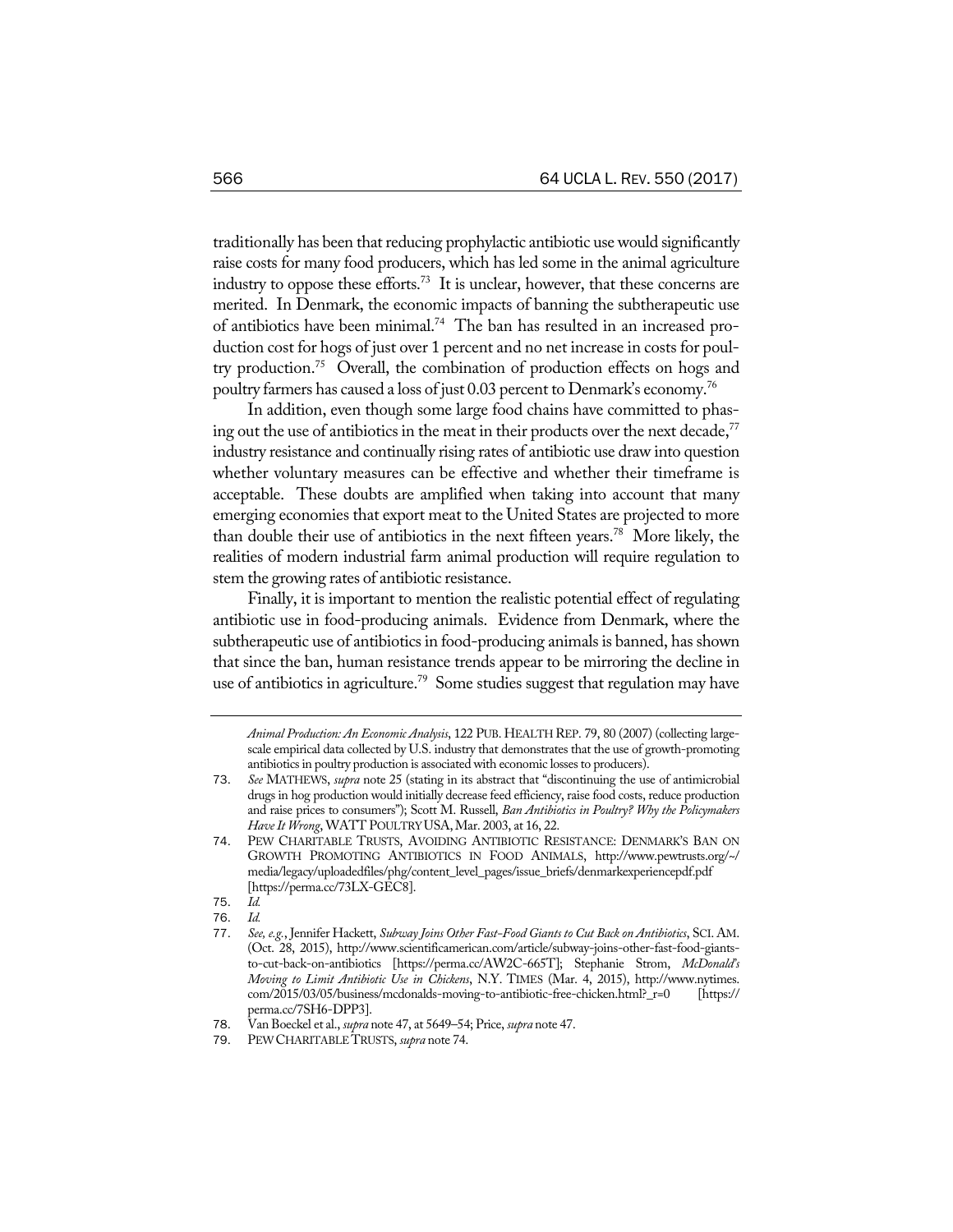traditionally has been that reducing prophylactic antibiotic use would significantly raise costs for many food producers, which has led some in the animal agriculture industry to oppose these efforts.[73] It is unclear, however, that these concerns are merited. In Denmark, the economic impacts of banning the subtherapeutic use of antibiotics have been minimal.[74] The ban has resulted in an increased production cost for hogs of just over 1 percent and no net increase in costs for poultry production.[75] Overall, the combination of production effects on hogs and poultry farmers has caused a loss of just 0.03 percent to Denmark's economy.[76]

In addition, even though some large food chains have committed to phasing out the use of antibiotics in the meat in their products over the next decade,[77] industry resistance and continually rising rates of antibiotic use draw into question whether voluntary measures can be effective and whether their timeframe is acceptable. These doubts are amplified when taking into account that many emerging economies that export meat to the United States are projected to more than double their use of antibiotics in the next fifteen years.[78] More likely, the realities of modern industrial farm animal production will require regulation to stem the growing rates of antibiotic resistance.

Finally, it is important to mention the realistic potential effect of regulating antibiotic use in food-producing animals. Evidence from Denmark, where the subtherapeutic use of antibiotics in food-producing animals is banned, has shown that since the ban, human resistance trends appear to be mirroring the decline in use of antibiotics in agriculture.[79] Some studies suggest that regulation may have

---

*Animal Production: An Economic Analysis*, 122 PUB. HEALTH REP. 79, 80 (2007) (collecting large-scale empirical data collected by U.S. industry that demonstrates that the use of growth-promoting antibiotics in poultry production is associated with economic losses to producers).

73. *See* MATHEWS, *supra* note 25 (stating in its abstract that "discontinuing the use of antimicrobial drugs in hog production would initially decrease feed efficiency, raise food costs, reduce production and raise prices to consumers"); Scott M. Russell, *Ban Antibiotics in Poultry? Why the Policymakers Have It Wrong*, WATT POULTRY USA, Mar. 2003, at 16, 22.

74. PEW CHARITABLE TRUSTS, AVOIDING ANTIBIOTIC RESISTANCE: DENMARK'S BAN ON GROWTH PROMOTING ANTIBIOTICS IN FOOD ANIMALS, http://www.pewtrusts.org/~/media/legacy/uploadedfiles/phg/content_level_pages/issue_briefs/denmarkexperiencepdf.pdf [https://perma.cc/73LX-GEC8].

75. *Id.*

76. *Id.*

77. *See, e.g.*, Jennifer Hackett, *Subway Joins Other Fast-Food Giants to Cut Back on Antibiotics*, SCI. AM. (Oct. 28, 2015), http://www.scientificamerican.com/article/subway-joins-other-fast-food-giants-to-cut-back-on-antibiotics [https://perma.cc/AW2C-665T]; Stephanie Strom, *McDonald's Moving to Limit Antibiotic Use in Chickens*, N.Y. TIMES (Mar. 4, 2015), http://www.nytimes.com/2015/03/05/business/mcdonalds-moving-to-antibiotic-free-chicken.html?_r=0 [https://perma.cc/7SH6-DPP3].

78. Van Boeckel et al., *supra* note 47, at 5649–54; Price, *supra* note 47.

79. PEW CHARITABLE TRUSTS, *supra* note 74.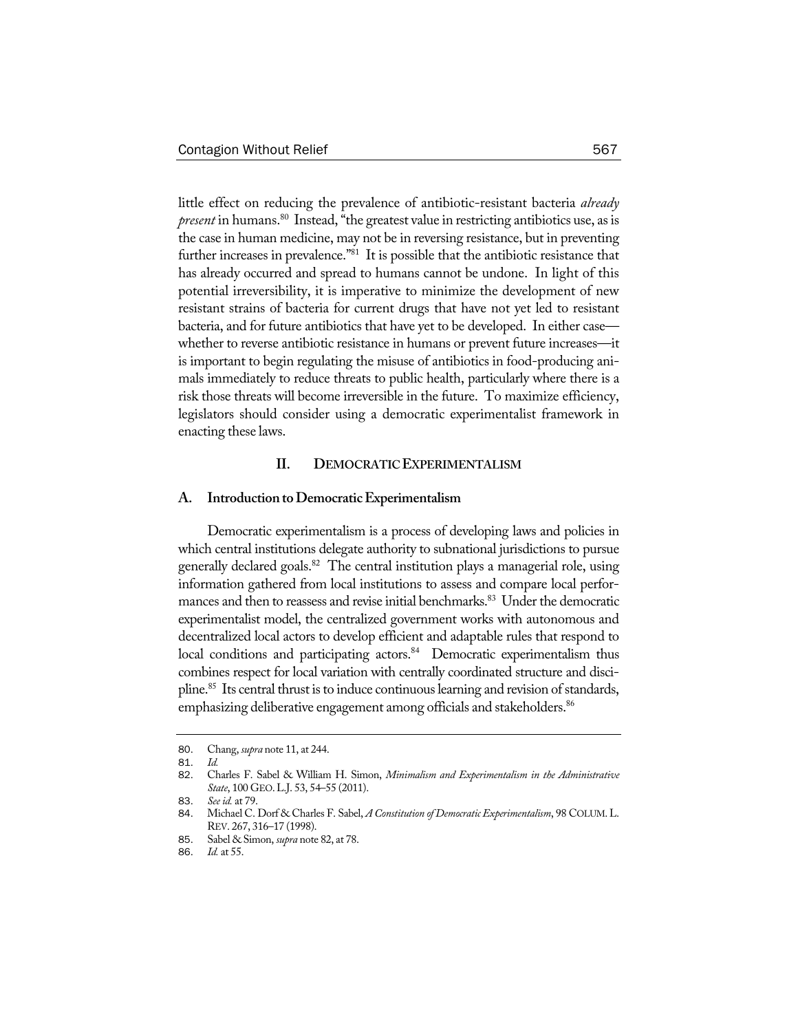little effect on reducing the prevalence of antibiotic-resistant bacteria *already present* in humans.[80] Instead, "the greatest value in restricting antibiotics use, as is the case in human medicine, may not be in reversing resistance, but in preventing further increases in prevalence."[81] It is possible that the antibiotic resistance that has already occurred and spread to humans cannot be undone. In light of this potential irreversibility, it is imperative to minimize the development of new resistant strains of bacteria for current drugs that have not yet led to resistant bacteria, and for future antibiotics that have yet to be developed. In either case—whether to reverse antibiotic resistance in humans or prevent future increases—it is important to begin regulating the misuse of antibiotics in food-producing animals immediately to reduce threats to public health, particularly where there is a risk those threats will become irreversible in the future. To maximize efficiency, legislators should consider using a democratic experimentalist framework in enacting these laws.

## II. DEMOCRATIC EXPERIMENTALISM

### A. Introduction to Democratic Experimentalism

Democratic experimentalism is a process of developing laws and policies in which central institutions delegate authority to subnational jurisdictions to pursue generally declared goals.[82] The central institution plays a managerial role, using information gathered from local institutions to assess and compare local performances and then to reassess and revise initial benchmarks.[83] Under the democratic experimentalist model, the centralized government works with autonomous and decentralized local actors to develop efficient and adaptable rules that respond to local conditions and participating actors.[84] Democratic experimentalism thus combines respect for local variation with centrally coordinated structure and discipline.[85] Its central thrust is to induce continuous learning and revision of standards, emphasizing deliberative engagement among officials and stakeholders.[86]

---

80. Chang, *supra* note 11, at 244.

81. *Id.*

82. Charles F. Sabel & William H. Simon, *Minimalism and Experimentalism in the Administrative State*, 100 GEO. L.J. 53, 54–55 (2011).

83. *See id.* at 79.

84. Michael C. Dorf & Charles F. Sabel, *A Constitution of Democratic Experimentalism*, 98 COLUM. L. REV. 267, 316–17 (1998).

85. Sabel & Simon, *supra* note 82, at 78.

86. *Id.* at 55.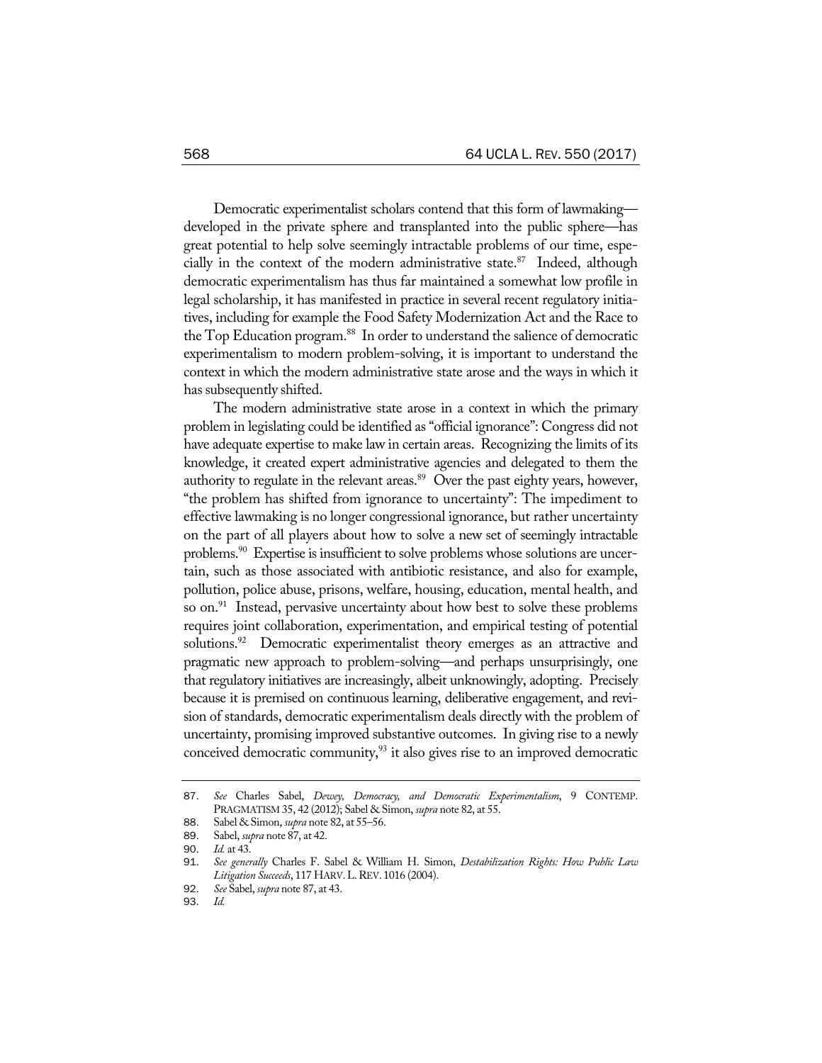Democratic experimentalist scholars contend that this form of lawmaking—developed in the private sphere and transplanted into the public sphere—has great potential to help solve seemingly intractable problems of our time, especially in the context of the modern administrative state.[87] Indeed, although democratic experimentalism has thus far maintained a somewhat low profile in legal scholarship, it has manifested in practice in several recent regulatory initiatives, including for example the Food Safety Modernization Act and the Race to the Top Education program.[88] In order to understand the salience of democratic experimentalism to modern problem-solving, it is important to understand the context in which the modern administrative state arose and the ways in which it has subsequently shifted.

The modern administrative state arose in a context in which the primary problem in legislating could be identified as "official ignorance": Congress did not have adequate expertise to make law in certain areas. Recognizing the limits of its knowledge, it created expert administrative agencies and delegated to them the authority to regulate in the relevant areas.[89] Over the past eighty years, however, "the problem has shifted from ignorance to uncertainty": The impediment to effective lawmaking is no longer congressional ignorance, but rather uncertainty on the part of all players about how to solve a new set of seemingly intractable problems.[90] Expertise is insufficient to solve problems whose solutions are uncertain, such as those associated with antibiotic resistance, and also for example, pollution, police abuse, prisons, welfare, housing, education, mental health, and so on.[91] Instead, pervasive uncertainty about how best to solve these problems requires joint collaboration, experimentation, and empirical testing of potential solutions.[92] Democratic experimentalist theory emerges as an attractive and pragmatic new approach to problem-solving—and perhaps unsurprisingly, one that regulatory initiatives are increasingly, albeit unknowingly, adopting. Precisely because it is premised on continuous learning, deliberative engagement, and revision of standards, democratic experimentalism deals directly with the problem of uncertainty, promising improved substantive outcomes. In giving rise to a newly conceived democratic community,[93] it also gives rise to an improved democratic

---

87. *See* Charles Sabel, *Dewey, Democracy, and Democratic Experimentalism*, 9 CONTEMP. PRAGMATISM 35, 42 (2012); Sabel & Simon, *supra* note 82, at 55.

88. Sabel & Simon, *supra* note 82, at 55–56.

89. Sabel, *supra* note 87, at 42.

90. *Id.* at 43.

91. *See generally* Charles F. Sabel & William H. Simon, *Destabilization Rights: How Public Law Litigation Succeeds*, 117 HARV. L. REV. 1016 (2004).

92. *See* Sabel, *supra* note 87, at 43.

93. *Id.*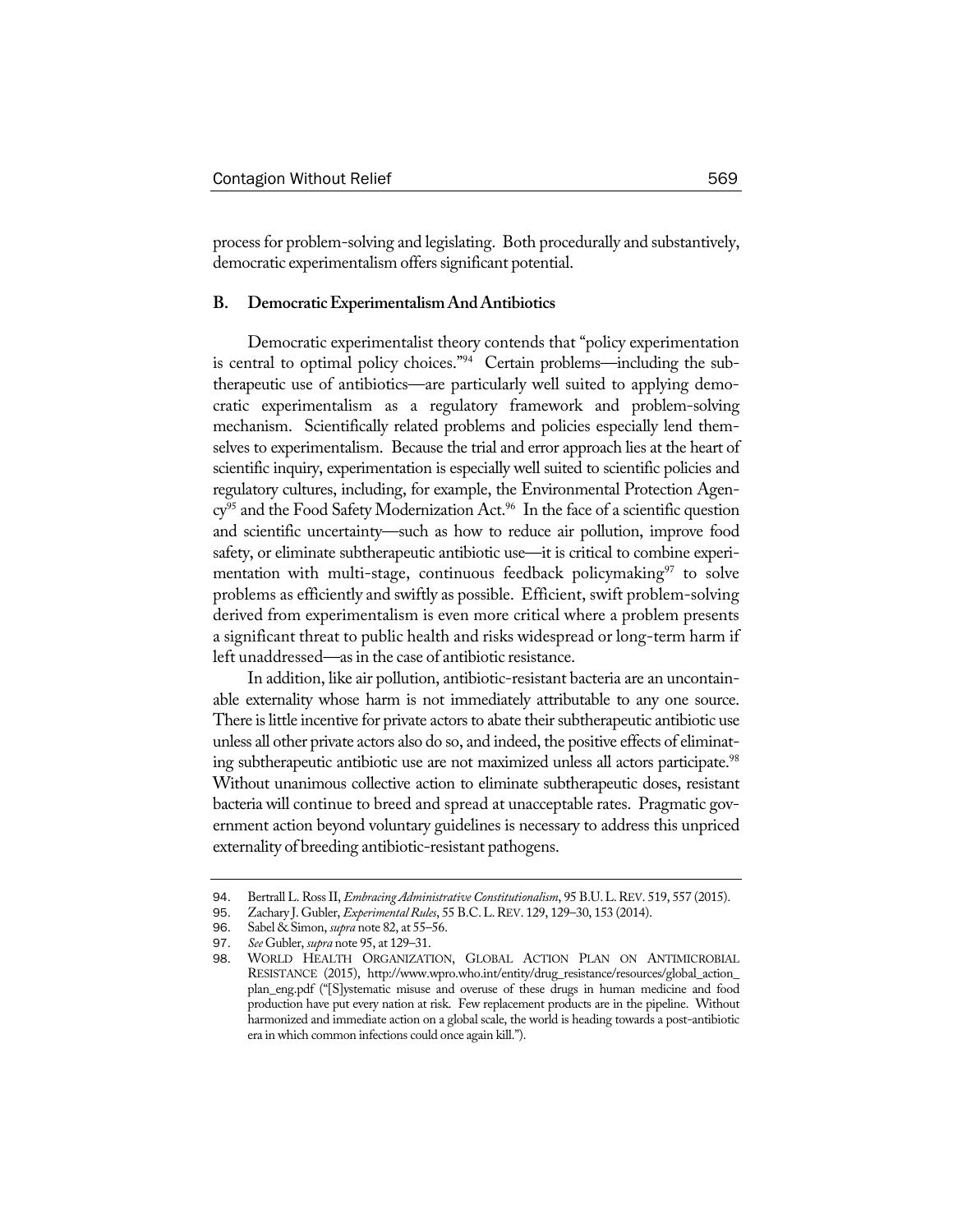process for problem-solving and legislating. Both procedurally and substantively, democratic experimentalism offers significant potential.

### B. Democratic Experimentalism And Antibiotics

Democratic experimentalist theory contends that "policy experimentation is central to optimal policy choices."[94] Certain problems—including the subtherapeutic use of antibiotics—are particularly well suited to applying democratic experimentalism as a regulatory framework and problem-solving mechanism. Scientifically related problems and policies especially lend themselves to experimentalism. Because the trial and error approach lies at the heart of scientific inquiry, experimentation is especially well suited to scientific policies and regulatory cultures, including, for example, the Environmental Protection Agency[95] and the Food Safety Modernization Act.[96] In the face of a scientific question and scientific uncertainty—such as how to reduce air pollution, improve food safety, or eliminate subtherapeutic antibiotic use—it is critical to combine experimentation with multi-stage, continuous feedback policymaking[97] to solve problems as efficiently and swiftly as possible. Efficient, swift problem-solving derived from experimentalism is even more critical where a problem presents a significant threat to public health and risks widespread or long-term harm if left unaddressed—as in the case of antibiotic resistance.

In addition, like air pollution, antibiotic-resistant bacteria are an uncontainable externality whose harm is not immediately attributable to any one source. There is little incentive for private actors to abate their subtherapeutic antibiotic use unless all other private actors also do so, and indeed, the positive effects of eliminating subtherapeutic antibiotic use are not maximized unless all actors participate.[98] Without unanimous collective action to eliminate subtherapeutic doses, resistant bacteria will continue to breed and spread at unacceptable rates. Pragmatic government action beyond voluntary guidelines is necessary to address this unpriced externality of breeding antibiotic-resistant pathogens.

---

94. Bertrall L. Ross II, *Embracing Administrative Constitutionalism*, 95 B.U. L. REV. 519, 557 (2015).
95. Zachary J. Gubler, *Experimental Rules*, 55 B.C. L. REV. 129, 129–30, 153 (2014).
96. Sabel & Simon, *supra* note 82, at 55–56.
97. *See* Gubler, *supra* note 95, at 129–31.
98. WORLD HEALTH ORGANIZATION, GLOBAL ACTION PLAN ON ANTIMICROBIAL RESISTANCE (2015), http://www.wpro.who.int/entity/drug_resistance/resources/global_action_plan_eng.pdf ("[S]ystematic misuse and overuse of these drugs in human medicine and food production have put every nation at risk. Few replacement products are in the pipeline. Without harmonized and immediate action on a global scale, the world is heading towards a post-antibiotic era in which common infections could once again kill.").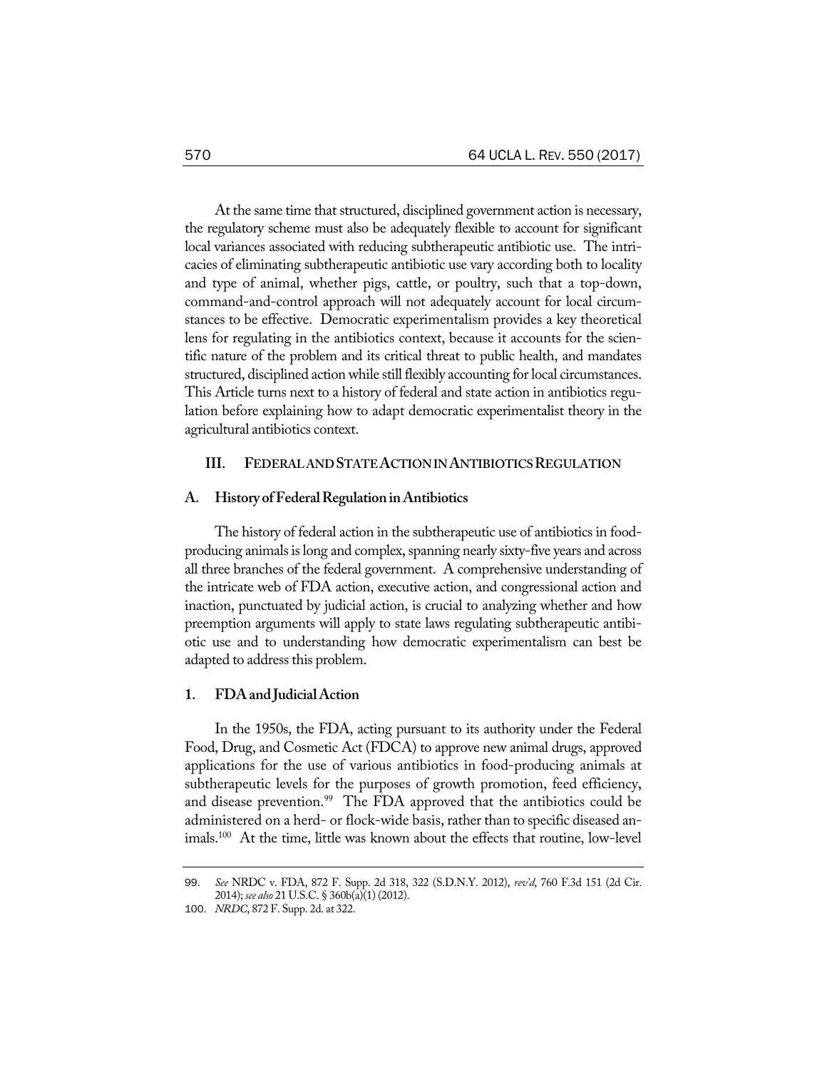At the same time that structured, disciplined government action is necessary, the regulatory scheme must also be adequately flexible to account for significant local variances associated with reducing subtherapeutic antibiotic use. The intricacies of eliminating subtherapeutic antibiotic use vary according both to locality and type of animal, whether pigs, cattle, or poultry, such that a top-down, command-and-control approach will not adequately account for local circumstances to be effective. Democratic experimentalism provides a key theoretical lens for regulating in the antibiotics context, because it accounts for the scientific nature of the problem and its critical threat to public health, and mandates structured, disciplined action while still flexibly accounting for local circumstances. This Article turns next to a history of federal and state action in antibiotics regulation before explaining how to adapt democratic experimentalist theory in the agricultural antibiotics context.

## III. FEDERAL AND STATE ACTION IN ANTIBIOTICS REGULATION

### A. History of Federal Regulation in Antibiotics

The history of federal action in the subtherapeutic use of antibiotics in food-producing animals is long and complex, spanning nearly sixty-five years and across all three branches of the federal government. A comprehensive understanding of the intricate web of FDA action, executive action, and congressional action and inaction, punctuated by judicial action, is crucial to analyzing whether and how preemption arguments will apply to state laws regulating subtherapeutic antibiotic use and to understanding how democratic experimentalism can best be adapted to address this problem.

#### 1. FDA and Judicial Action

In the 1950s, the FDA, acting pursuant to its authority under the Federal Food, Drug, and Cosmetic Act (FDCA) to approve new animal drugs, approved applications for the use of various antibiotics in food-producing animals at subtherapeutic levels for the purposes of growth promotion, feed efficiency, and disease prevention.[99] The FDA approved that the antibiotics could be administered on a herd- or flock-wide basis, rather than to specific diseased animals.[100] At the time, little was known about the effects that routine, low-level

---

99. *See* NRDC v. FDA, 872 F. Supp. 2d 318, 322 (S.D.N.Y. 2012), *rev'd*, 760 F.3d 151 (2d Cir. 2014); *see also* 21 U.S.C. § 360b(a)(1) (2012).

100. *NRDC*, 872 F. Supp. 2d. at 322.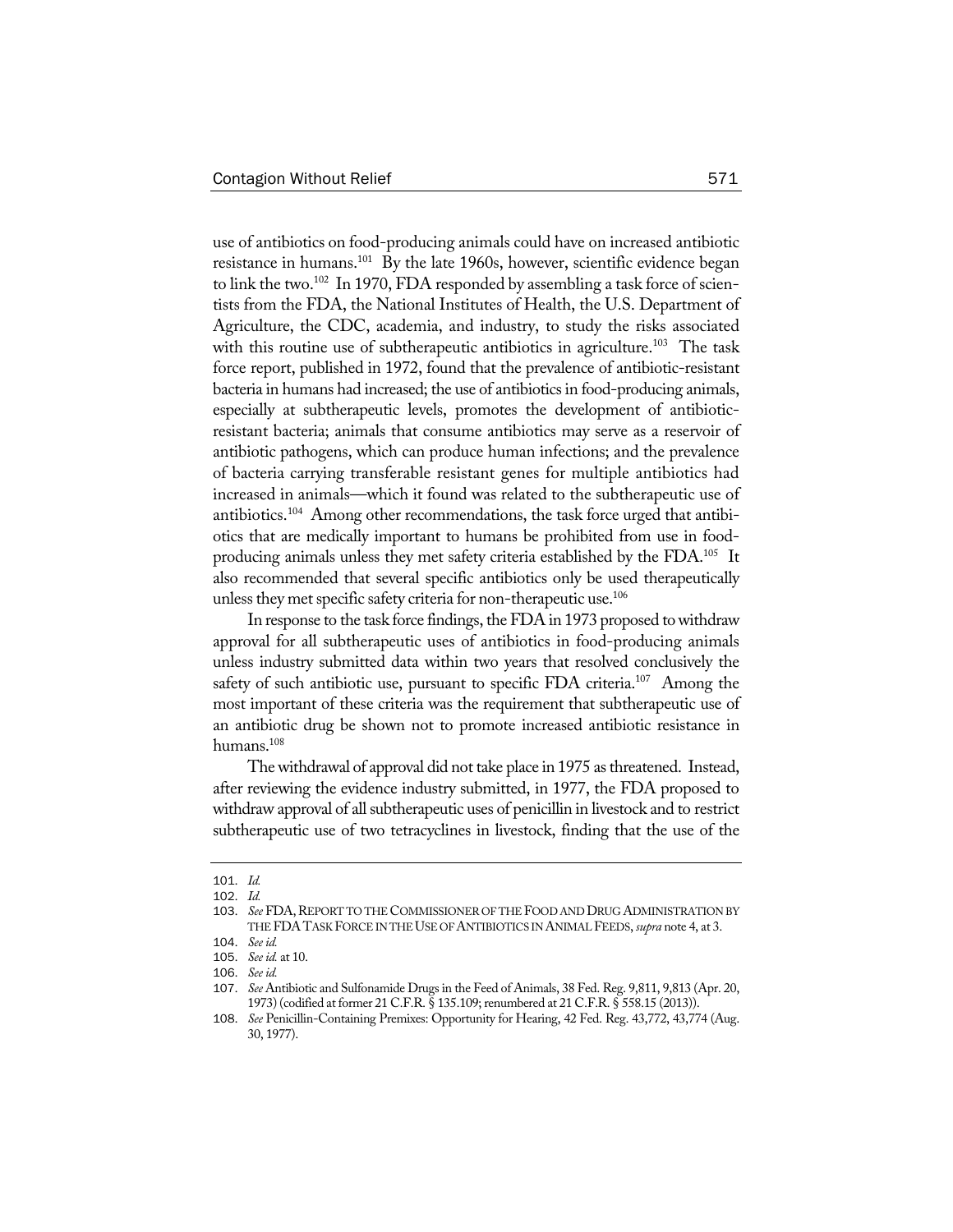use of antibiotics on food-producing animals could have on increased antibiotic resistance in humans.[101] By the late 1960s, however, scientific evidence began to link the two.[102] In 1970, FDA responded by assembling a task force of scientists from the FDA, the National Institutes of Health, the U.S. Department of Agriculture, the CDC, academia, and industry, to study the risks associated with this routine use of subtherapeutic antibiotics in agriculture.[103] The task force report, published in 1972, found that the prevalence of antibiotic-resistant bacteria in humans had increased; the use of antibiotics in food-producing animals, especially at subtherapeutic levels, promotes the development of antibiotic-resistant bacteria; animals that consume antibiotics may serve as a reservoir of antibiotic pathogens, which can produce human infections; and the prevalence of bacteria carrying transferable resistant genes for multiple antibiotics had increased in animals—which it found was related to the subtherapeutic use of antibiotics.[104] Among other recommendations, the task force urged that antibiotics that are medically important to humans be prohibited from use in food-producing animals unless they met safety criteria established by the FDA.[105] It also recommended that several specific antibiotics only be used therapeutically unless they met specific safety criteria for non-therapeutic use.[106]

In response to the task force findings, the FDA in 1973 proposed to withdraw approval for all subtherapeutic uses of antibiotics in food-producing animals unless industry submitted data within two years that resolved conclusively the safety of such antibiotic use, pursuant to specific FDA criteria.[107] Among the most important of these criteria was the requirement that subtherapeutic use of an antibiotic drug be shown not to promote increased antibiotic resistance in humans.[108]

The withdrawal of approval did not take place in 1975 as threatened. Instead, after reviewing the evidence industry submitted, in 1977, the FDA proposed to withdraw approval of all subtherapeutic uses of penicillin in livestock and to restrict subtherapeutic use of two tetracyclines in livestock, finding that the use of the

---

101. *Id.*

102. *Id.*

103. *See* FDA, REPORT TO THE COMMISSIONER OF THE FOOD AND DRUG ADMINISTRATION BY THE FDA TASK FORCE IN THE USE OF ANTIBIOTICS IN ANIMAL FEEDS, *supra* note 4, at 3.

104. *See id.*

105. *See id.* at 10.

106. *See id.*

107. *See* Antibiotic and Sulfonamide Drugs in the Feed of Animals, 38 Fed. Reg. 9,811, 9,813 (Apr. 20, 1973) (codified at former 21 C.F.R. § 135.109; renumbered at 21 C.F.R. § 558.15 (2013)).

108. *See* Penicillin-Containing Premixes: Opportunity for Hearing, 42 Fed. Reg. 43,772, 43,774 (Aug. 30, 1977).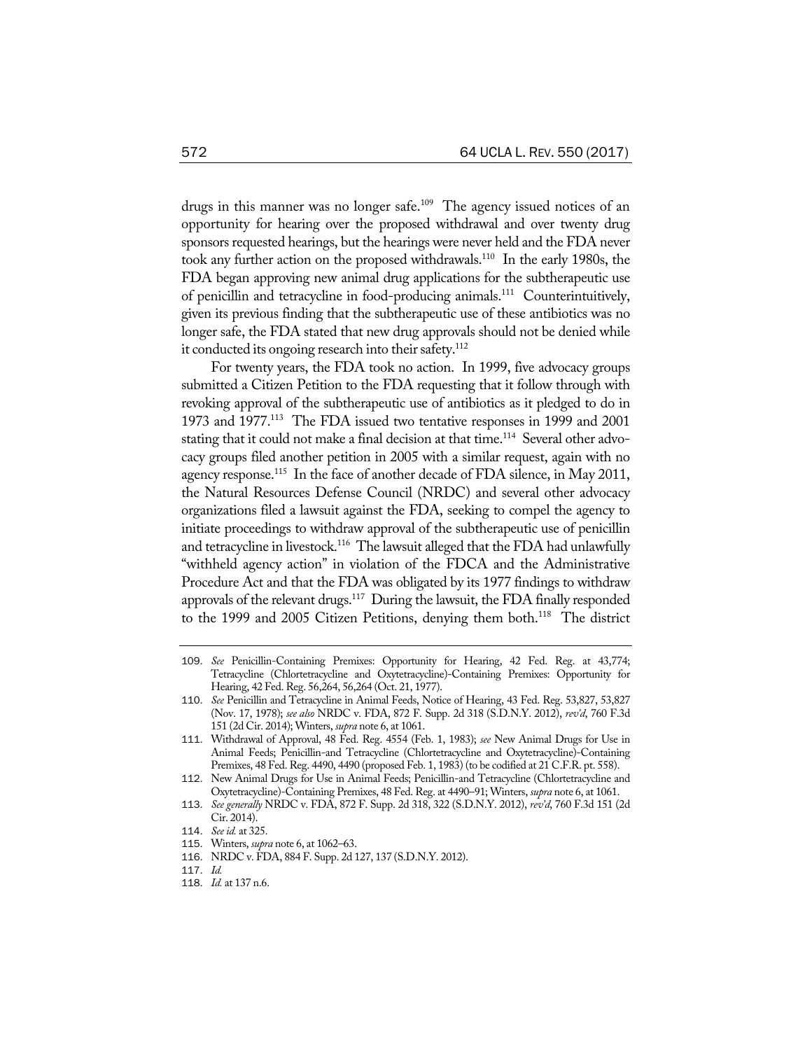drugs in this manner was no longer safe.[109] The agency issued notices of an opportunity for hearing over the proposed withdrawal and over twenty drug sponsors requested hearings, but the hearings were never held and the FDA never took any further action on the proposed withdrawals.[110] In the early 1980s, the FDA began approving new animal drug applications for the subtherapeutic use of penicillin and tetracycline in food-producing animals.[111] Counterintuitively, given its previous finding that the subtherapeutic use of these antibiotics was no longer safe, the FDA stated that new drug approvals should not be denied while it conducted its ongoing research into their safety.[112]

For twenty years, the FDA took no action. In 1999, five advocacy groups submitted a Citizen Petition to the FDA requesting that it follow through with revoking approval of the subtherapeutic use of antibiotics as it pledged to do in 1973 and 1977.[113] The FDA issued two tentative responses in 1999 and 2001 stating that it could not make a final decision at that time.[114] Several other advocacy groups filed another petition in 2005 with a similar request, again with no agency response.[115] In the face of another decade of FDA silence, in May 2011, the Natural Resources Defense Council (NRDC) and several other advocacy organizations filed a lawsuit against the FDA, seeking to compel the agency to initiate proceedings to withdraw approval of the subtherapeutic use of penicillin and tetracycline in livestock.[116] The lawsuit alleged that the FDA had unlawfully "withheld agency action" in violation of the FDCA and the Administrative Procedure Act and that the FDA was obligated by its 1977 findings to withdraw approvals of the relevant drugs.[117] During the lawsuit, the FDA finally responded to the 1999 and 2005 Citizen Petitions, denying them both.[118] The district

---

109. *See* Penicillin-Containing Premixes: Opportunity for Hearing, 42 Fed. Reg. at 43,774; Tetracycline (Chlortetracycline and Oxytetracycline)-Containing Premixes: Opportunity for Hearing, 42 Fed. Reg. 56,264, 56,264 (Oct. 21, 1977).

110. *See* Penicillin and Tetracycline in Animal Feeds, Notice of Hearing, 43 Fed. Reg. 53,827, 53,827 (Nov. 17, 1978); *see also* NRDC v. FDA, 872 F. Supp. 2d 318 (S.D.N.Y. 2012), *rev'd*, 760 F.3d 151 (2d Cir. 2014); Winters, *supra* note 6, at 1061.

111. Withdrawal of Approval, 48 Fed. Reg. 4554 (Feb. 1, 1983); *see* New Animal Drugs for Use in Animal Feeds; Penicillin-and Tetracycline (Chlortetracycline and Oxytetracycline)-Containing Premixes, 48 Fed. Reg. 4490, 4490 (proposed Feb. 1, 1983) (to be codified at 21 C.F.R. pt. 558).

112. New Animal Drugs for Use in Animal Feeds; Penicillin-and Tetracycline (Chlortetracycline and Oxytetracycline)-Containing Premixes, 48 Fed. Reg. at 4490–91; Winters, *supra* note 6, at 1061.

113. *See generally* NRDC v. FDA, 872 F. Supp. 2d 318, 322 (S.D.N.Y. 2012), *rev'd*, 760 F.3d 151 (2d Cir. 2014).

114. *See id.* at 325.

115. Winters, *supra* note 6, at 1062–63.

116. NRDC v. FDA, 884 F. Supp. 2d 127, 137 (S.D.N.Y. 2012).

117. *Id.*

118. *Id.* at 137 n.6.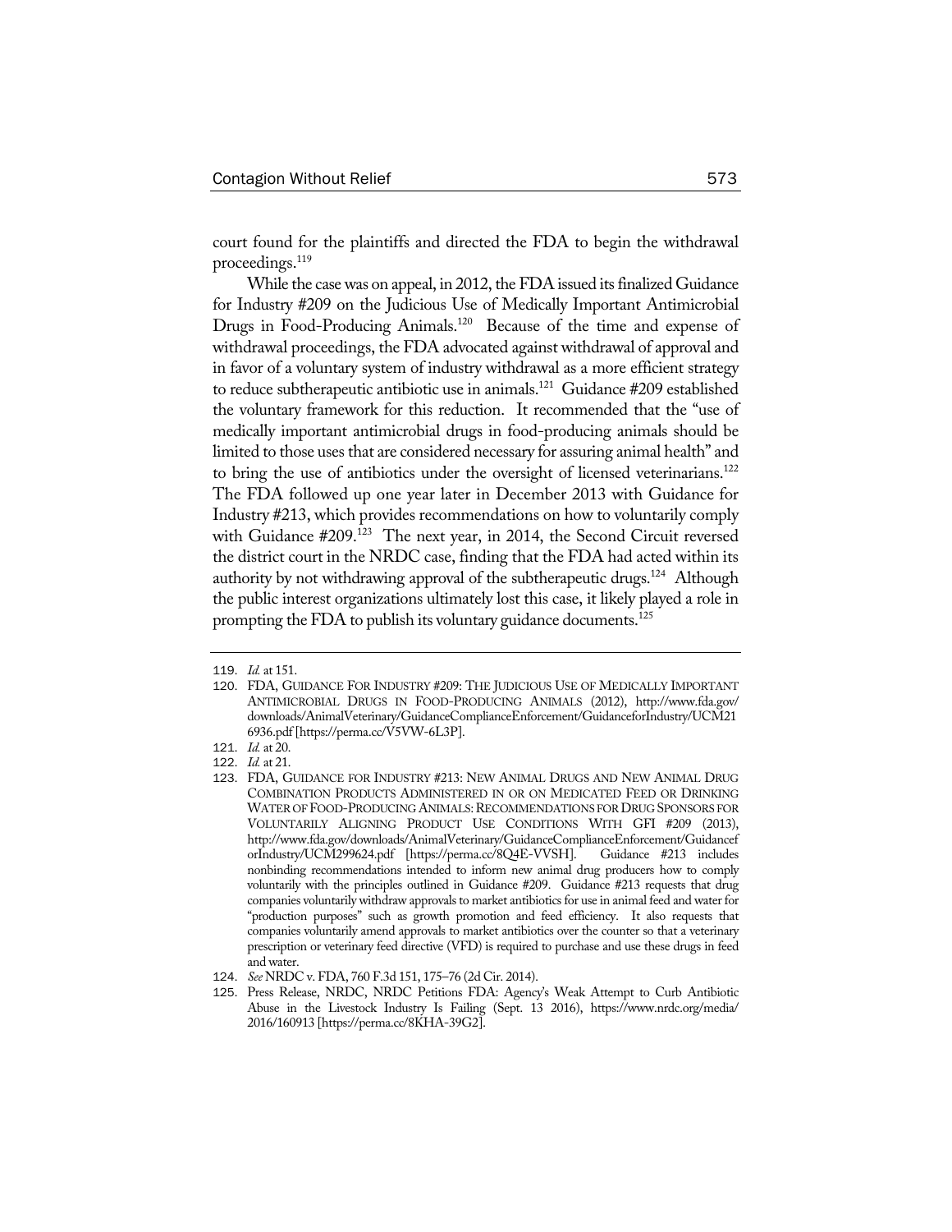court found for the plaintiffs and directed the FDA to begin the withdrawal proceedings.[119]

While the case was on appeal, in 2012, the FDA issued its finalized Guidance for Industry #209 on the Judicious Use of Medically Important Antimicrobial Drugs in Food-Producing Animals.[120] Because of the time and expense of withdrawal proceedings, the FDA advocated against withdrawal of approval and in favor of a voluntary system of industry withdrawal as a more efficient strategy to reduce subtherapeutic antibiotic use in animals.[121] Guidance #209 established the voluntary framework for this reduction. It recommended that the "use of medically important antimicrobial drugs in food-producing animals should be limited to those uses that are considered necessary for assuring animal health" and to bring the use of antibiotics under the oversight of licensed veterinarians.[122] The FDA followed up one year later in December 2013 with Guidance for Industry #213, which provides recommendations on how to voluntarily comply with Guidance #209.[123] The next year, in 2014, the Second Circuit reversed the district court in the NRDC case, finding that the FDA had acted within its authority by not withdrawing approval of the subtherapeutic drugs.[124] Although the public interest organizations ultimately lost this case, it likely played a role in prompting the FDA to publish its voluntary guidance documents.[125]

---

119. *Id.* at 151.

120. FDA, GUIDANCE FOR INDUSTRY #209: THE JUDICIOUS USE OF MEDICALLY IMPORTANT ANTIMICROBIAL DRUGS IN FOOD-PRODUCING ANIMALS (2012), http://www.fda.gov/downloads/AnimalVeterinary/GuidanceComplianceEnforcement/GuidanceforIndustry/UCM216936.pdf [https://perma.cc/V5VW-6L3P].

121. *Id.* at 20.

122. *Id.* at 21.

123. FDA, GUIDANCE FOR INDUSTRY #213: NEW ANIMAL DRUGS AND NEW ANIMAL DRUG COMBINATION PRODUCTS ADMINISTERED IN OR ON MEDICATED FEED OR DRINKING WATER OF FOOD-PRODUCING ANIMALS: RECOMMENDATIONS FOR DRUG SPONSORS FOR VOLUNTARILY ALIGNING PRODUCT USE CONDITIONS WITH GFI #209 (2013), http://www.fda.gov/downloads/AnimalVeterinary/GuidanceComplianceEnforcement/GuidanceforIndustry/UCM299624.pdf [https://perma.cc/8Q4E-VVSH]. Guidance #213 includes nonbinding recommendations intended to inform new animal drug producers how to comply voluntarily with the principles outlined in Guidance #209. Guidance #213 requests that drug companies voluntarily withdraw approvals to market antibiotics for use in animal feed and water for "production purposes" such as growth promotion and feed efficiency. It also requests that companies voluntarily amend approvals to market antibiotics over the counter so that a veterinary prescription or veterinary feed directive (VFD) is required to purchase and use these drugs in feed and water.

124. *See* NRDC v. FDA, 760 F.3d 151, 175–76 (2d Cir. 2014).

125. Press Release, NRDC, NRDC Petitions FDA: Agency's Weak Attempt to Curb Antibiotic Abuse in the Livestock Industry Is Failing (Sept. 13 2016), https://www.nrdc.org/media/2016/160913 [https://perma.cc/8KHA-39G2].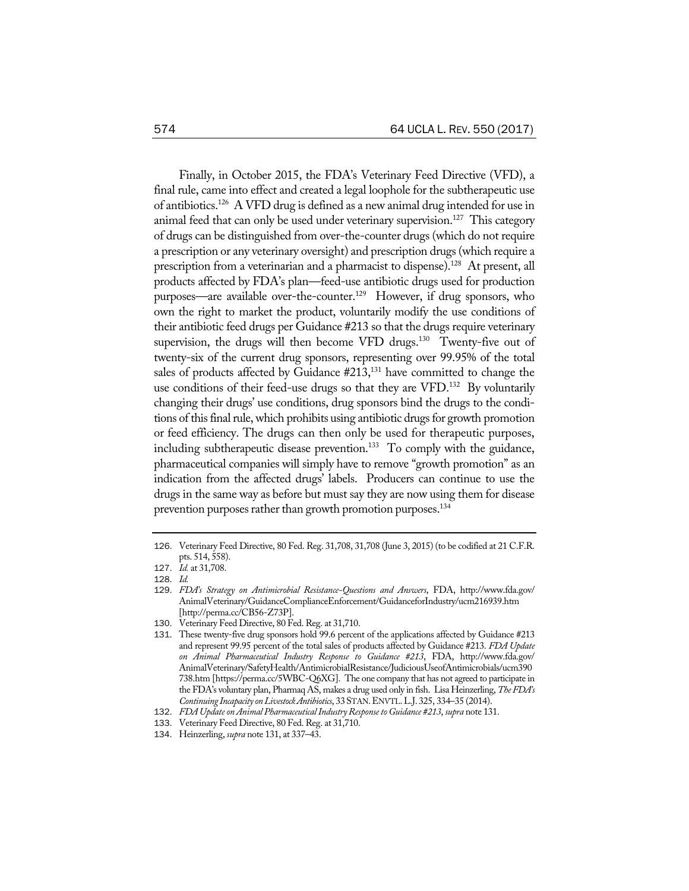Finally, in October 2015, the FDA's Veterinary Feed Directive (VFD), a final rule, came into effect and created a legal loophole for the subtherapeutic use of antibiotics.[126] A VFD drug is defined as a new animal drug intended for use in animal feed that can only be used under veterinary supervision.[127] This category of drugs can be distinguished from over-the-counter drugs (which do not require a prescription or any veterinary oversight) and prescription drugs (which require a prescription from a veterinarian and a pharmacist to dispense).[128] At present, all products affected by FDA's plan—feed-use antibiotic drugs used for production purposes—are available over-the-counter.[129] However, if drug sponsors, who own the right to market the product, voluntarily modify the use conditions of their antibiotic feed drugs per Guidance #213 so that the drugs require veterinary supervision, the drugs will then become VFD drugs.[130] Twenty-five out of twenty-six of the current drug sponsors, representing over 99.95% of the total sales of products affected by Guidance #213,[131] have committed to change the use conditions of their feed-use drugs so that they are VFD.[132] By voluntarily changing their drugs' use conditions, drug sponsors bind the drugs to the conditions of this final rule, which prohibits using antibiotic drugs for growth promotion or feed efficiency. The drugs can then only be used for therapeutic purposes, including subtherapeutic disease prevention.[133] To comply with the guidance, pharmaceutical companies will simply have to remove "growth promotion" as an indication from the affected drugs' labels. Producers can continue to use the drugs in the same way as before but must say they are now using them for disease prevention purposes rather than growth promotion purposes.[134]

---

126. Veterinary Feed Directive, 80 Fed. Reg. 31,708, 31,708 (June 3, 2015) (to be codified at 21 C.F.R. pts. 514, 558).
127. *Id.* at 31,708.
128. *Id.*
129. *FDA's Strategy on Antimicrobial Resistance-Questions and Answers*, FDA, http://www.fda.gov/AnimalVeterinary/GuidanceComplianceEnforcement/GuidanceforIndustry/ucm216939.htm [http://perma.cc/CB56-Z73P].
130. Veterinary Feed Directive, 80 Fed. Reg. at 31,710.
131. These twenty-five drug sponsors hold 99.6 percent of the applications affected by Guidance #213 and represent 99.95 percent of the total sales of products affected by Guidance #213. *FDA Update on Animal Pharmaceutical Industry Response to Guidance #213*, FDA, http://www.fda.gov/AnimalVeterinary/SafetyHealth/AntimicrobialResistance/JudiciousUseofAntimicrobials/ucm390738.htm [https://perma.cc/5WBC-Q6XG]. The one company that has not agreed to participate in the FDA's voluntary plan, Pharmaq AS, makes a drug used only in fish. Lisa Heinzerling, *The FDA's Continuing Incapacity on Livestock Antibiotics*, 33 STAN. ENVTL. L.J. 325, 334–35 (2014).
132. *FDA Update on Animal Pharmaceutical Industry Response to Guidance #213*, *supra* note 131.
133. Veterinary Feed Directive, 80 Fed. Reg. at 31,710.
134. Heinzerling, *supra* note 131, at 337–43.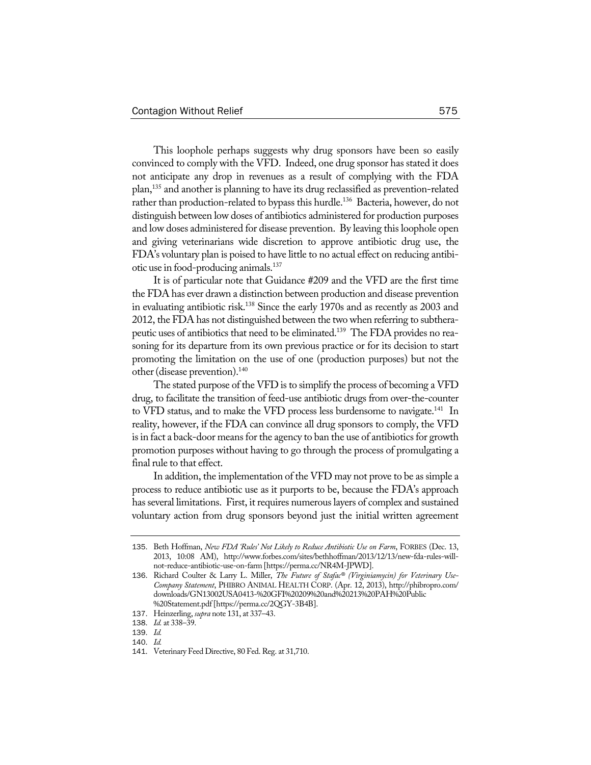This loophole perhaps suggests why drug sponsors have been so easily convinced to comply with the VFD. Indeed, one drug sponsor has stated it does not anticipate any drop in revenues as a result of complying with the FDA plan,[135] and another is planning to have its drug reclassified as prevention-related rather than production-related to bypass this hurdle.[136] Bacteria, however, do not distinguish between low doses of antibiotics administered for production purposes and low doses administered for disease prevention. By leaving this loophole open and giving veterinarians wide discretion to approve antibiotic drug use, the FDA's voluntary plan is poised to have little to no actual effect on reducing antibiotic use in food-producing animals.[137]

It is of particular note that Guidance #209 and the VFD are the first time the FDA has ever drawn a distinction between production and disease prevention in evaluating antibiotic risk.[138] Since the early 1970s and as recently as 2003 and 2012, the FDA has not distinguished between the two when referring to subtherapeutic uses of antibiotics that need to be eliminated.[139] The FDA provides no reasoning for its departure from its own previous practice or for its decision to start promoting the limitation on the use of one (production purposes) but not the other (disease prevention).[140]

The stated purpose of the VFD is to simplify the process of becoming a VFD drug, to facilitate the transition of feed-use antibiotic drugs from over-the-counter to VFD status, and to make the VFD process less burdensome to navigate.[141] In reality, however, if the FDA can convince all drug sponsors to comply, the VFD is in fact a back-door means for the agency to ban the use of antibiotics for growth promotion purposes without having to go through the process of promulgating a final rule to that effect.

In addition, the implementation of the VFD may not prove to be as simple a process to reduce antibiotic use as it purports to be, because the FDA's approach has several limitations. First, it requires numerous layers of complex and sustained voluntary action from drug sponsors beyond just the initial written agreement

---

135. Beth Hoffman, *New FDA 'Rules' Not Likely to Reduce Antibiotic Use on Farm*, FORBES (Dec. 13, 2013, 10:08 AM), http://www.forbes.com/sites/bethhoffman/2013/12/13/new-fda-rules-will-not-reduce-antibiotic-use-on-farm [https://perma.cc/NR4M-JPWD].

136. Richard Coulter & Larry L. Miller, *The Future of Stafac® (Virginiamycin) for Veterinary Use-Company Statement*, PHIBRO ANIMAL HEALTH CORP. (Apr. 12, 2013), http://phibropro.com/downloads/GN13002USA0413-%20GFI%20209%20and%20213%20PAH%20Public%20Statement.pdf [https://perma.cc/2QGY-3B4B].

137. Heinzerling, *supra* note 131, at 337–43.

138. *Id.* at 338–39.

139. *Id.*

140. *Id.*

141. Veterinary Feed Directive, 80 Fed. Reg. at 31,710.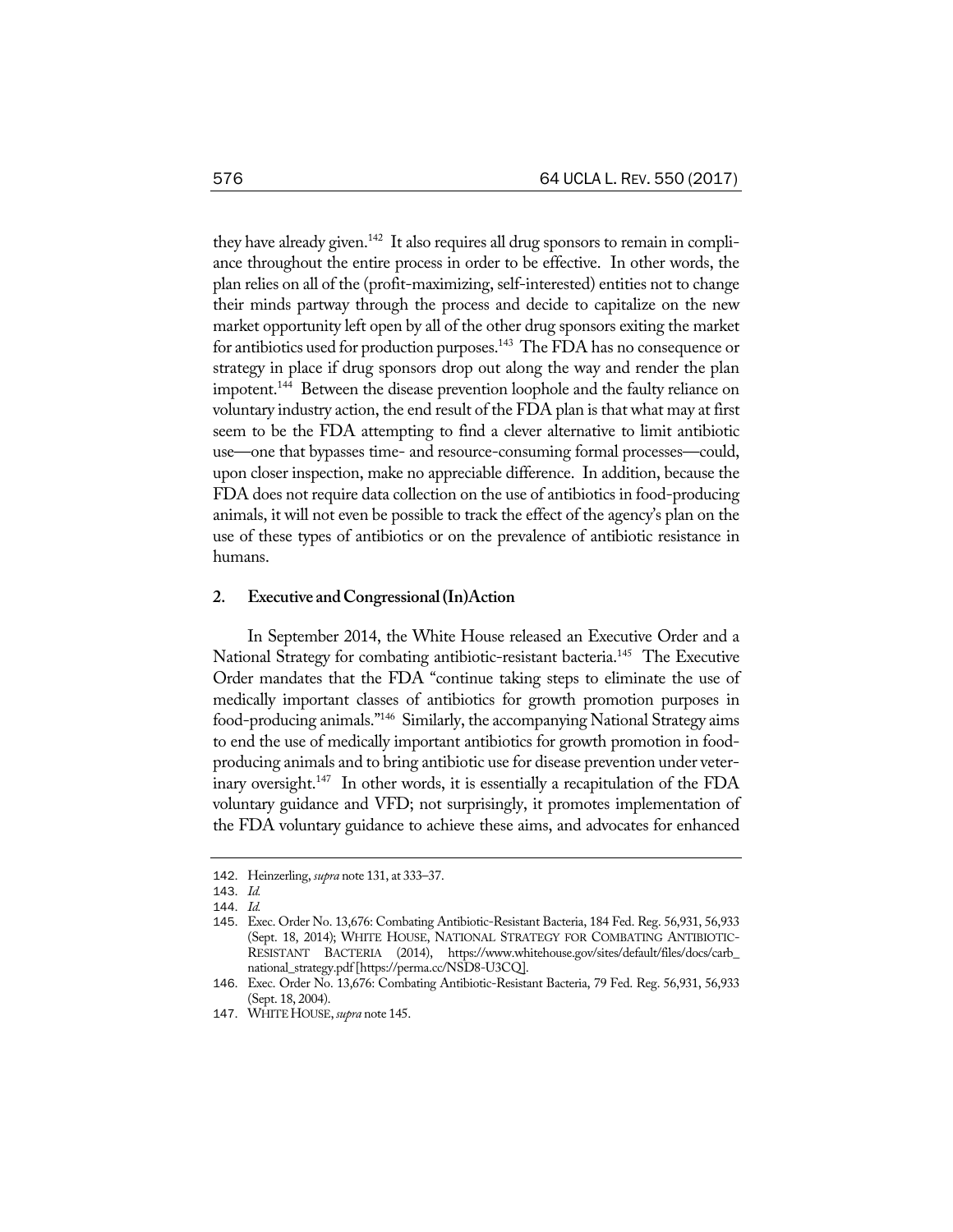they have already given.[142] It also requires all drug sponsors to remain in compliance throughout the entire process in order to be effective. In other words, the plan relies on all of the (profit-maximizing, self-interested) entities not to change their minds partway through the process and decide to capitalize on the new market opportunity left open by all of the other drug sponsors exiting the market for antibiotics used for production purposes.[143] The FDA has no consequence or strategy in place if drug sponsors drop out along the way and render the plan impotent.[144] Between the disease prevention loophole and the faulty reliance on voluntary industry action, the end result of the FDA plan is that what may at first seem to be the FDA attempting to find a clever alternative to limit antibiotic use—one that bypasses time- and resource-consuming formal processes—could, upon closer inspection, make no appreciable difference. In addition, because the FDA does not require data collection on the use of antibiotics in food-producing animals, it will not even be possible to track the effect of the agency's plan on the use of these types of antibiotics or on the prevalence of antibiotic resistance in humans.

### 2. Executive and Congressional (In)Action

In September 2014, the White House released an Executive Order and a National Strategy for combating antibiotic-resistant bacteria.[145] The Executive Order mandates that the FDA "continue taking steps to eliminate the use of medically important classes of antibiotics for growth promotion purposes in food-producing animals."[146] Similarly, the accompanying National Strategy aims to end the use of medically important antibiotics for growth promotion in food-producing animals and to bring antibiotic use for disease prevention under veterinary oversight.[147] In other words, it is essentially a recapitulation of the FDA voluntary guidance and VFD; not surprisingly, it promotes implementation of the FDA voluntary guidance to achieve these aims, and advocates for enhanced

---

142. Heinzerling, *supra* note 131, at 333–37.

143. *Id.*

144. *Id.*

145. Exec. Order No. 13,676: Combating Antibiotic-Resistant Bacteria, 184 Fed. Reg. 56,931, 56,933 (Sept. 18, 2014); WHITE HOUSE, NATIONAL STRATEGY FOR COMBATING ANTIBIOTIC-RESISTANT BACTERIA (2014), https://www.whitehouse.gov/sites/default/files/docs/carb_national_strategy.pdf [https://perma.cc/NSD8-U3CQ].

146. Exec. Order No. 13,676: Combating Antibiotic-Resistant Bacteria, 79 Fed. Reg. 56,931, 56,933 (Sept. 18, 2004).

147. WHITE HOUSE, *supra* note 145.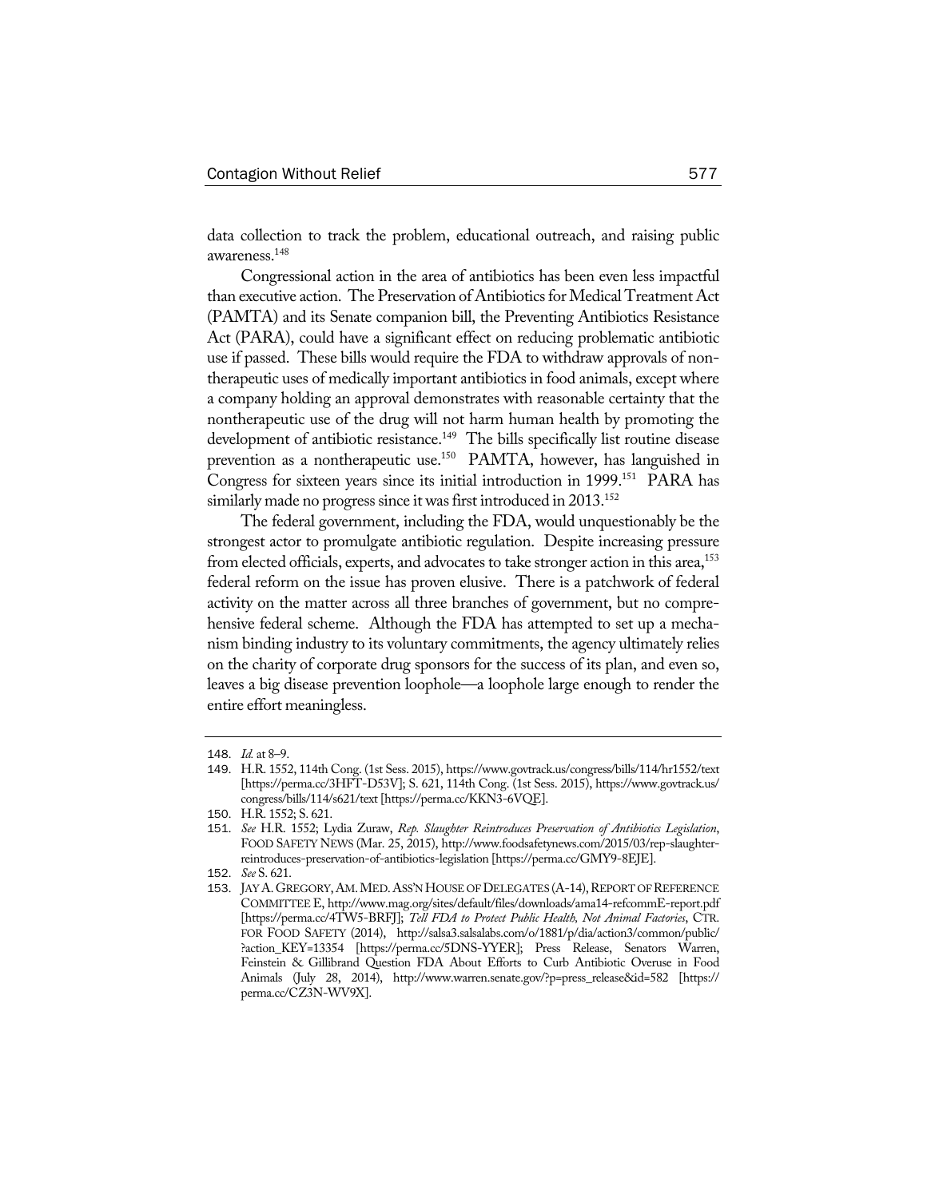data collection to track the problem, educational outreach, and raising public awareness.[148]

Congressional action in the area of antibiotics has been even less impactful than executive action. The Preservation of Antibiotics for Medical Treatment Act (PAMTA) and its Senate companion bill, the Preventing Antibiotics Resistance Act (PARA), could have a significant effect on reducing problematic antibiotic use if passed. These bills would require the FDA to withdraw approvals of nontherapeutic uses of medically important antibiotics in food animals, except where a company holding an approval demonstrates with reasonable certainty that the nontherapeutic use of the drug will not harm human health by promoting the development of antibiotic resistance.[149] The bills specifically list routine disease prevention as a nontherapeutic use.[150] PAMTA, however, has languished in Congress for sixteen years since its initial introduction in 1999.[151] PARA has similarly made no progress since it was first introduced in 2013.[152]

The federal government, including the FDA, would unquestionably be the strongest actor to promulgate antibiotic regulation. Despite increasing pressure from elected officials, experts, and advocates to take stronger action in this area,[153] federal reform on the issue has proven elusive. There is a patchwork of federal activity on the matter across all three branches of government, but no comprehensive federal scheme. Although the FDA has attempted to set up a mechanism binding industry to its voluntary commitments, the agency ultimately relies on the charity of corporate drug sponsors for the success of its plan, and even so, leaves a big disease prevention loophole—a loophole large enough to render the entire effort meaningless.

---

148. *Id.* at 8–9.

149. H.R. 1552, 114th Cong. (1st Sess. 2015), https://www.govtrack.us/congress/bills/114/hr1552/text [https://perma.cc/3HFT-D53V]; S. 621, 114th Cong. (1st Sess. 2015), https://www.govtrack.us/congress/bills/114/s621/text [https://perma.cc/KKN3-6VQE].

150. H.R. 1552; S. 621.

151. *See* H.R. 1552; Lydia Zuraw, *Rep. Slaughter Reintroduces Preservation of Antibiotics Legislation*, FOOD SAFETY NEWS (Mar. 25, 2015), http://www.foodsafetynews.com/2015/03/rep-slaughter-reintroduces-preservation-of-antibiotics-legislation [https://perma.cc/GMY9-8EJE].

152. *See* S. 621.

153. JAY A. GREGORY, AM. MED. ASS'N HOUSE OF DELEGATES (A-14), REPORT OF REFERENCE COMMITTEE E, http://www.mag.org/sites/default/files/downloads/ama14-refcommE-report.pdf [https://perma.cc/4TW5-BRFJ]; *Tell FDA to Protect Public Health, Not Animal Factories*, CTR. FOR FOOD SAFETY (2014), http://salsa3.salsalabs.com/o/1881/p/dia/action3/common/public/?action_KEY=13354 [https://perma.cc/5DNS-YYER]; Press Release, Senators Warren, Feinstein & Gillibrand Question FDA About Efforts to Curb Antibiotic Overuse in Food Animals (July 28, 2014), http://www.warren.senate.gov/?p=press_release&id=582 [https://perma.cc/CZ3N-WV9X].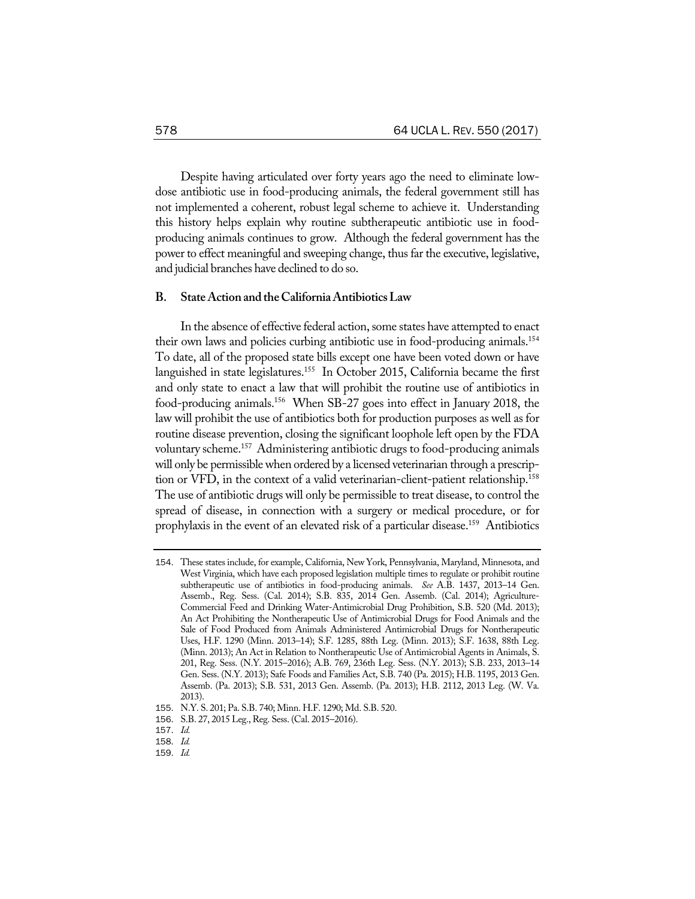Despite having articulated over forty years ago the need to eliminate low-dose antibiotic use in food-producing animals, the federal government still has not implemented a coherent, robust legal scheme to achieve it. Understanding this history helps explain why routine subtherapeutic antibiotic use in food-producing animals continues to grow. Although the federal government has the power to effect meaningful and sweeping change, thus far the executive, legislative, and judicial branches have declined to do so.

### B. State Action and the California Antibiotics Law

In the absence of effective federal action, some states have attempted to enact their own laws and policies curbing antibiotic use in food-producing animals.[154] To date, all of the proposed state bills except one have been voted down or have languished in state legislatures.[155] In October 2015, California became the first and only state to enact a law that will prohibit the routine use of antibiotics in food-producing animals.[156] When SB-27 goes into effect in January 2018, the law will prohibit the use of antibiotics both for production purposes as well as for routine disease prevention, closing the significant loophole left open by the FDA voluntary scheme.[157] Administering antibiotic drugs to food-producing animals will only be permissible when ordered by a licensed veterinarian through a prescription or VFD, in the context of a valid veterinarian-client-patient relationship.[158] The use of antibiotic drugs will only be permissible to treat disease, to control the spread of disease, in connection with a surgery or medical procedure, or for prophylaxis in the event of an elevated risk of a particular disease.[159] Antibiotics

---

154. These states include, for example, California, New York, Pennsylvania, Maryland, Minnesota, and West Virginia, which have each proposed legislation multiple times to regulate or prohibit routine subtherapeutic use of antibiotics in food-producing animals. *See* A.B. 1437, 2013–14 Gen. Assemb., Reg. Sess. (Cal. 2014); S.B. 835, 2014 Gen. Assemb. (Cal. 2014); Agriculture-Commercial Feed and Drinking Water-Antimicrobial Drug Prohibition, S.B. 520 (Md. 2013); An Act Prohibiting the Nontherapeutic Use of Antimicrobial Drugs for Food Animals and the Sale of Food Produced from Animals Administered Antimicrobial Drugs for Nontherapeutic Uses, H.F. 1290 (Minn. 2013–14); S.F. 1285, 88th Leg. (Minn. 2013); S.F. 1638, 88th Leg. (Minn. 2013); An Act in Relation to Nontherapeutic Use of Antimicrobial Agents in Animals, S. 201, Reg. Sess. (N.Y. 2015–2016); A.B. 769, 236th Leg. Sess. (N.Y. 2013); S.B. 233, 2013–14 Gen. Sess. (N.Y. 2013); Safe Foods and Families Act, S.B. 740 (Pa. 2015); H.B. 1195, 2013 Gen. Assemb. (Pa. 2013); S.B. 531, 2013 Gen. Assemb. (Pa. 2013); H.B. 2112, 2013 Leg. (W. Va. 2013).

155. N.Y. S. 201; Pa. S.B. 740; Minn. H.F. 1290; Md. S.B. 520.

156. S.B. 27, 2015 Leg., Reg. Sess. (Cal. 2015–2016).

157. *Id.*

158. *Id.*

159. *Id.*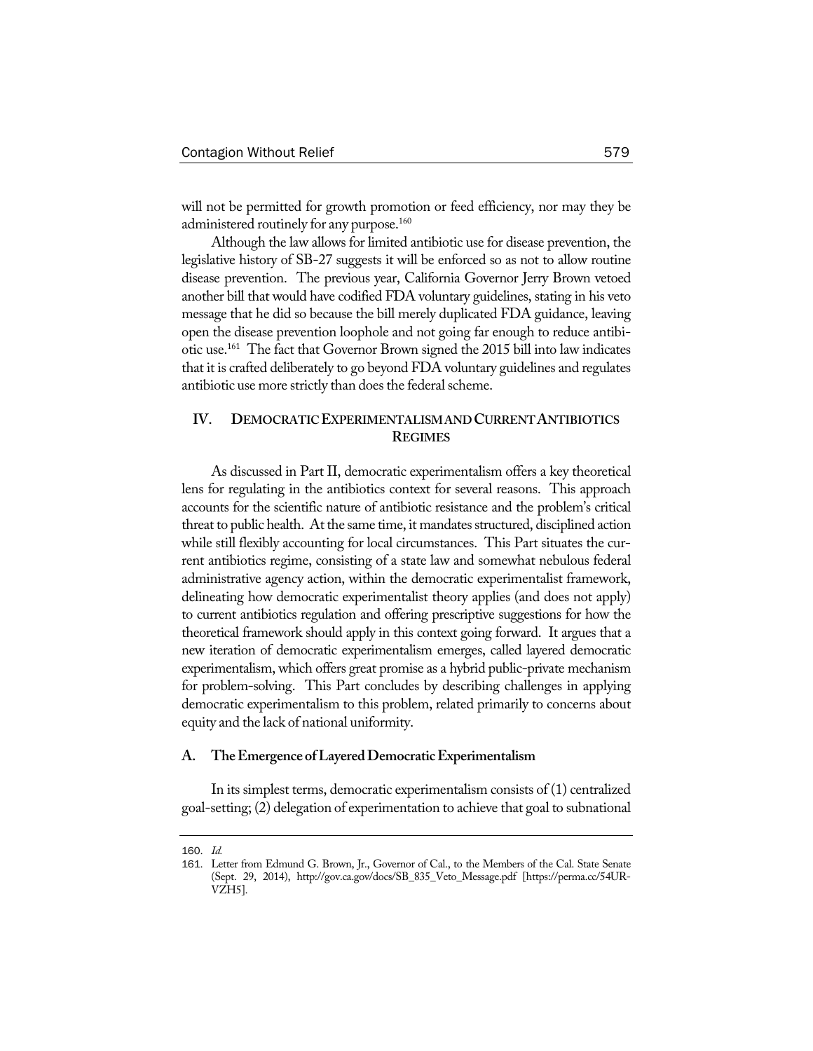will not be permitted for growth promotion or feed efficiency, nor may they be administered routinely for any purpose.[160]

Although the law allows for limited antibiotic use for disease prevention, the legislative history of SB-27 suggests it will be enforced so as not to allow routine disease prevention. The previous year, California Governor Jerry Brown vetoed another bill that would have codified FDA voluntary guidelines, stating in his veto message that he did so because the bill merely duplicated FDA guidance, leaving open the disease prevention loophole and not going far enough to reduce antibiotic use.[161] The fact that Governor Brown signed the 2015 bill into law indicates that it is crafted deliberately to go beyond FDA voluntary guidelines and regulates antibiotic use more strictly than does the federal scheme.

## IV. DEMOCRATIC EXPERIMENTALISM AND CURRENT ANTIBIOTICS REGIMES

As discussed in Part II, democratic experimentalism offers a key theoretical lens for regulating in the antibiotics context for several reasons. This approach accounts for the scientific nature of antibiotic resistance and the problem's critical threat to public health. At the same time, it mandates structured, disciplined action while still flexibly accounting for local circumstances. This Part situates the current antibiotics regime, consisting of a state law and somewhat nebulous federal administrative agency action, within the democratic experimentalist framework, delineating how democratic experimentalist theory applies (and does not apply) to current antibiotics regulation and offering prescriptive suggestions for how the theoretical framework should apply in this context going forward. It argues that a new iteration of democratic experimentalism emerges, called layered democratic experimentalism, which offers great promise as a hybrid public-private mechanism for problem-solving. This Part concludes by describing challenges in applying democratic experimentalism to this problem, related primarily to concerns about equity and the lack of national uniformity.

### A. The Emergence of Layered Democratic Experimentalism

In its simplest terms, democratic experimentalism consists of (1) centralized goal-setting; (2) delegation of experimentation to achieve that goal to subnational

---

160. *Id.*

161. Letter from Edmund G. Brown, Jr., Governor of Cal., to the Members of the Cal. State Senate (Sept. 29, 2014), http://gov.ca.gov/docs/SB_835_Veto_Message.pdf [https://perma.cc/54UR-VZH5].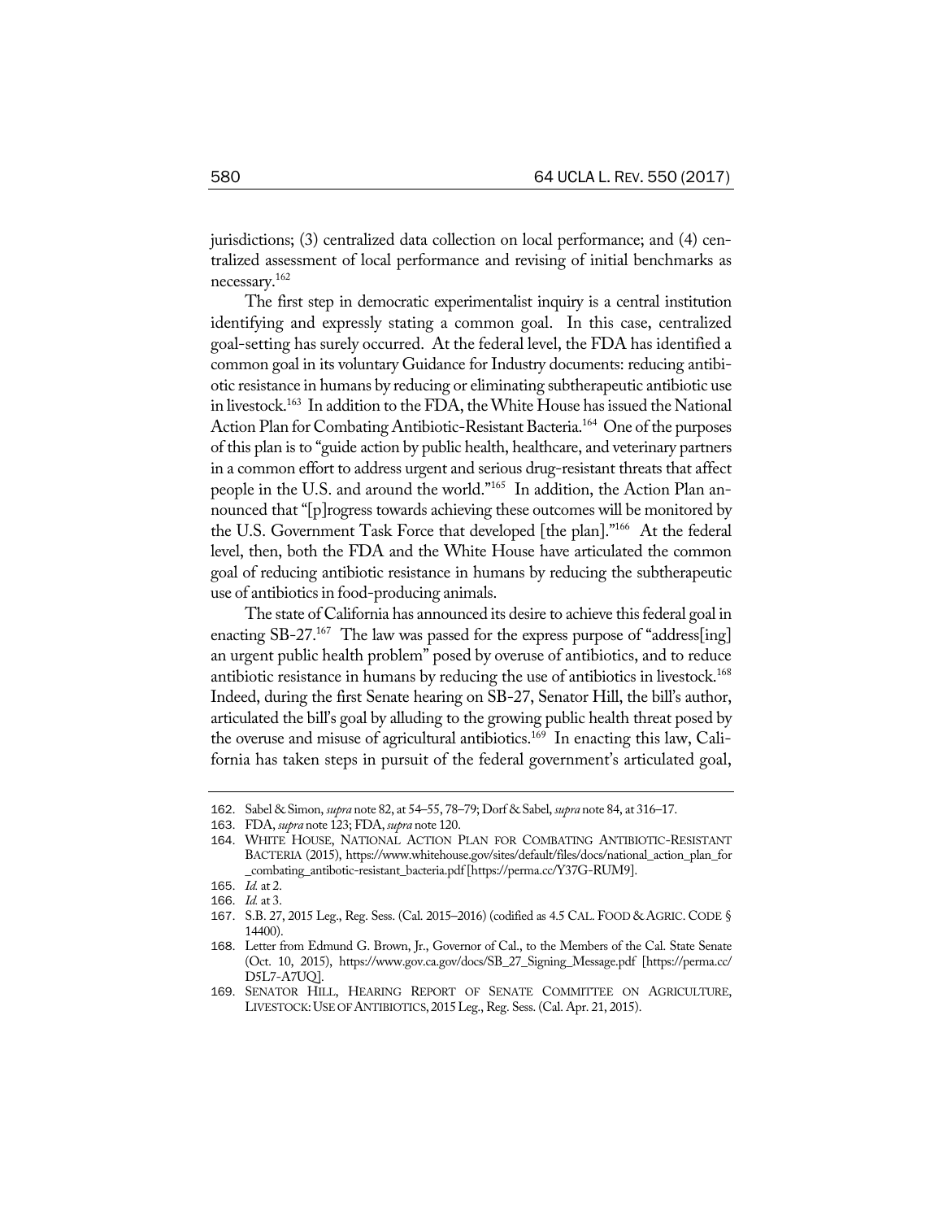jurisdictions; (3) centralized data collection on local performance; and (4) centralized assessment of local performance and revising of initial benchmarks as necessary.[162]

The first step in democratic experimentalist inquiry is a central institution identifying and expressly stating a common goal. In this case, centralized goal-setting has surely occurred. At the federal level, the FDA has identified a common goal in its voluntary Guidance for Industry documents: reducing antibiotic resistance in humans by reducing or eliminating subtherapeutic antibiotic use in livestock.[163] In addition to the FDA, the White House has issued the National Action Plan for Combating Antibiotic-Resistant Bacteria.[164] One of the purposes of this plan is to "guide action by public health, healthcare, and veterinary partners in a common effort to address urgent and serious drug-resistant threats that affect people in the U.S. and around the world."[165] In addition, the Action Plan announced that "[p]rogress towards achieving these outcomes will be monitored by the U.S. Government Task Force that developed [the plan]."[166] At the federal level, then, both the FDA and the White House have articulated the common goal of reducing antibiotic resistance in humans by reducing the subtherapeutic use of antibiotics in food-producing animals.

The state of California has announced its desire to achieve this federal goal in enacting SB-27.[167] The law was passed for the express purpose of "address[ing] an urgent public health problem" posed by overuse of antibiotics, and to reduce antibiotic resistance in humans by reducing the use of antibiotics in livestock.[168] Indeed, during the first Senate hearing on SB-27, Senator Hill, the bill's author, articulated the bill's goal by alluding to the growing public health threat posed by the overuse and misuse of agricultural antibiotics.[169] In enacting this law, California has taken steps in pursuit of the federal government's articulated goal,

---

162. Sabel & Simon, *supra* note 82, at 54–55, 78–79; Dorf & Sabel, *supra* note 84, at 316–17.

163. FDA, *supra* note 123; FDA, *supra* note 120.

164. WHITE HOUSE, NATIONAL ACTION PLAN FOR COMBATING ANTIBIOTIC-RESISTANT BACTERIA (2015), https://www.whitehouse.gov/sites/default/files/docs/national_action_plan_for_combating_antibotic-resistant_bacteria.pdf [https://perma.cc/Y37G-RUM9].

165. *Id.* at 2.

166. *Id.* at 3.

167. S.B. 27, 2015 Leg., Reg. Sess. (Cal. 2015–2016) (codified as 4.5 CAL. FOOD & AGRIC. CODE § 14400).

168. Letter from Edmund G. Brown, Jr., Governor of Cal., to the Members of the Cal. State Senate (Oct. 10, 2015), https://www.gov.ca.gov/docs/SB_27_Signing_Message.pdf [https://perma.cc/D5L7-A7UQ].

169. SENATOR HILL, HEARING REPORT OF SENATE COMMITTEE ON AGRICULTURE, LIVESTOCK: USE OF ANTIBIOTICS, 2015 Leg., Reg. Sess. (Cal. Apr. 21, 2015).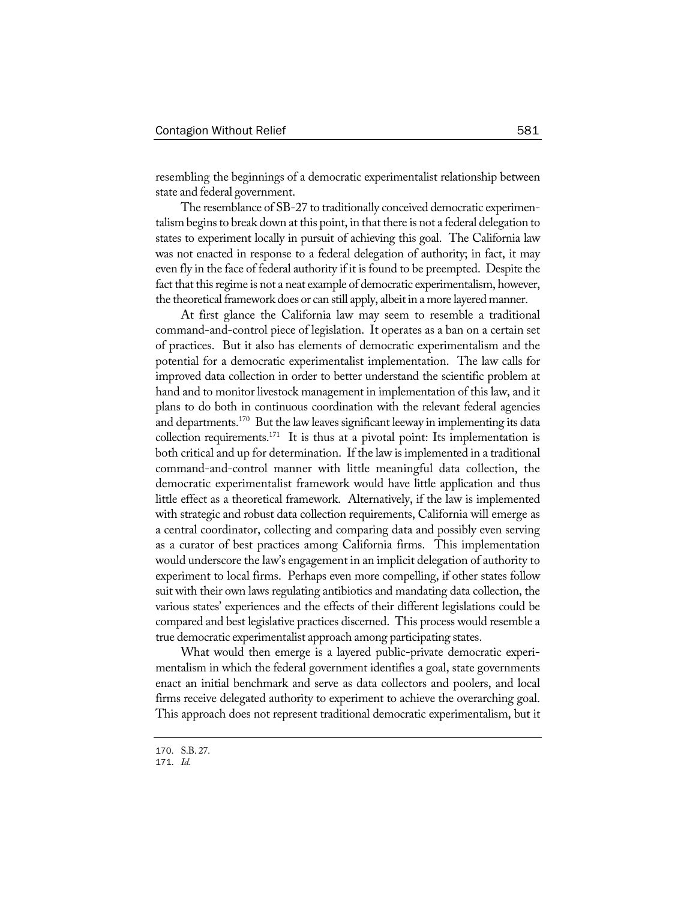resembling the beginnings of a democratic experimentalist relationship between state and federal government.

The resemblance of SB-27 to traditionally conceived democratic experimentalism begins to break down at this point, in that there is not a federal delegation to states to experiment locally in pursuit of achieving this goal. The California law was not enacted in response to a federal delegation of authority; in fact, it may even fly in the face of federal authority if it is found to be preempted. Despite the fact that this regime is not a neat example of democratic experimentalism, however, the theoretical framework does or can still apply, albeit in a more layered manner.

At first glance the California law may seem to resemble a traditional command-and-control piece of legislation. It operates as a ban on a certain set of practices. But it also has elements of democratic experimentalism and the potential for a democratic experimentalist implementation. The law calls for improved data collection in order to better understand the scientific problem at hand and to monitor livestock management in implementation of this law, and it plans to do both in continuous coordination with the relevant federal agencies and departments.[170] But the law leaves significant leeway in implementing its data collection requirements.[171] It is thus at a pivotal point: Its implementation is both critical and up for determination. If the law is implemented in a traditional command-and-control manner with little meaningful data collection, the democratic experimentalist framework would have little application and thus little effect as a theoretical framework. Alternatively, if the law is implemented with strategic and robust data collection requirements, California will emerge as a central coordinator, collecting and comparing data and possibly even serving as a curator of best practices among California firms. This implementation would underscore the law's engagement in an implicit delegation of authority to experiment to local firms. Perhaps even more compelling, if other states follow suit with their own laws regulating antibiotics and mandating data collection, the various states' experiences and the effects of their different legislations could be compared and best legislative practices discerned. This process would resemble a true democratic experimentalist approach among participating states.

What would then emerge is a layered public-private democratic experimentalism in which the federal government identifies a goal, state governments enact an initial benchmark and serve as data collectors and poolers, and local firms receive delegated authority to experiment to achieve the overarching goal. This approach does not represent traditional democratic experimentalism, but it

---

170. S.B. 27.

171. *Id.*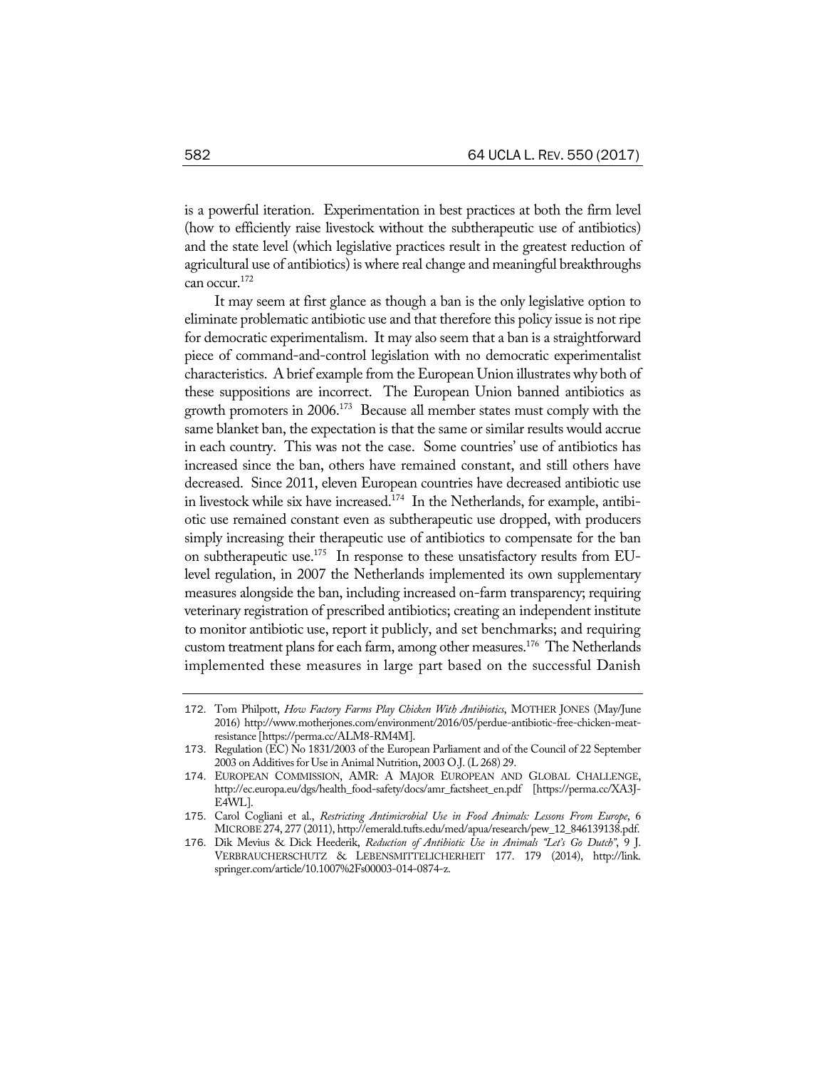is a powerful iteration. Experimentation in best practices at both the firm level (how to efficiently raise livestock without the subtherapeutic use of antibiotics) and the state level (which legislative practices result in the greatest reduction of agricultural use of antibiotics) is where real change and meaningful breakthroughs can occur.[172]

It may seem at first glance as though a ban is the only legislative option to eliminate problematic antibiotic use and that therefore this policy issue is not ripe for democratic experimentalism. It may also seem that a ban is a straightforward piece of command-and-control legislation with no democratic experimentalist characteristics. A brief example from the European Union illustrates why both of these suppositions are incorrect. The European Union banned antibiotics as growth promoters in 2006.[173] Because all member states must comply with the same blanket ban, the expectation is that the same or similar results would accrue in each country. This was not the case. Some countries' use of antibiotics has increased since the ban, others have remained constant, and still others have decreased. Since 2011, eleven European countries have decreased antibiotic use in livestock while six have increased.[174] In the Netherlands, for example, antibiotic use remained constant even as subtherapeutic use dropped, with producers simply increasing their therapeutic use of antibiotics to compensate for the ban on subtherapeutic use.[175] In response to these unsatisfactory results from EU-level regulation, in 2007 the Netherlands implemented its own supplementary measures alongside the ban, including increased on-farm transparency; requiring veterinary registration of prescribed antibiotics; creating an independent institute to monitor antibiotic use, report it publicly, and set benchmarks; and requiring custom treatment plans for each farm, among other measures.[176] The Netherlands implemented these measures in large part based on the successful Danish

---

172. Tom Philpott, *How Factory Farms Play Chicken With Antibiotics*, MOTHER JONES (May/June 2016) http://www.motherjones.com/environment/2016/05/perdue-antibiotic-free-chicken-meat-resistance [https://perma.cc/ALM8-RM4M].

173. Regulation (EC) No 1831/2003 of the European Parliament and of the Council of 22 September 2003 on Additives for Use in Animal Nutrition, 2003 O.J. (L 268) 29.

174. EUROPEAN COMMISSION, AMR: A MAJOR EUROPEAN AND GLOBAL CHALLENGE, http://ec.europa.eu/dgs/health_food-safety/docs/amr_factsheet_en.pdf [https://perma.cc/XA3J-E4WL].

175. Carol Cogliani et al., *Restricting Antimicrobial Use in Food Animals: Lessons From Europe*, 6 MICROBE 274, 277 (2011), http://emerald.tufts.edu/med/apua/research/pew_12_846139138.pdf.

176. Dik Mevius & Dick Heederik, *Reduction of Antibiotic Use in Animals "Let's Go Dutch"*, 9 J. VERBRAUCHERSCHUTZ & LEBENSMITTELICHERHEIT 177. 179 (2014), http://link.springer.com/article/10.1007%2Fs00003-014-0874-z.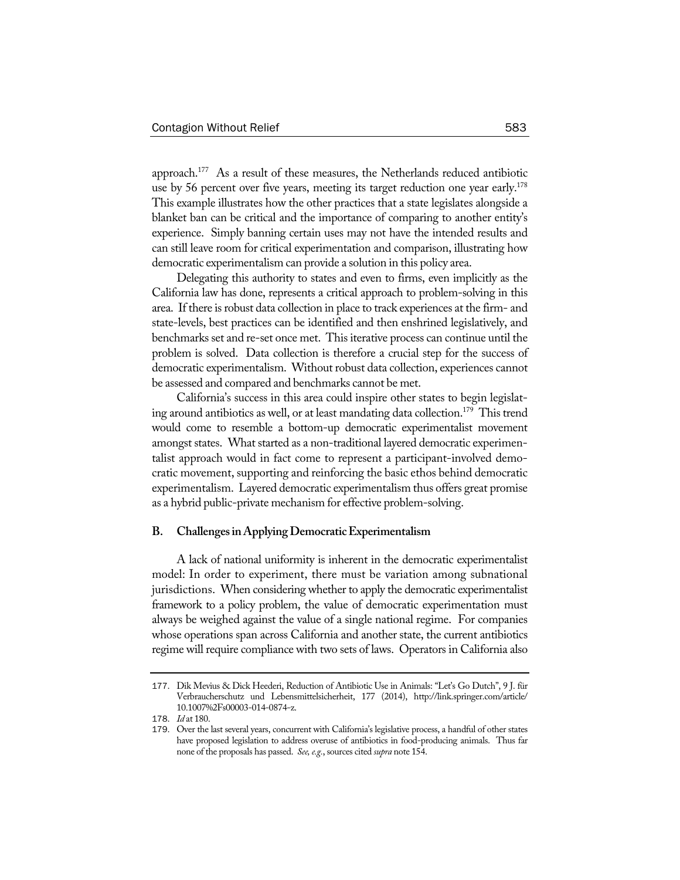approach.[177] As a result of these measures, the Netherlands reduced antibiotic use by 56 percent over five years, meeting its target reduction one year early.[178] This example illustrates how the other practices that a state legislates alongside a blanket ban can be critical and the importance of comparing to another entity's experience. Simply banning certain uses may not have the intended results and can still leave room for critical experimentation and comparison, illustrating how democratic experimentalism can provide a solution in this policy area.

Delegating this authority to states and even to firms, even implicitly as the California law has done, represents a critical approach to problem-solving in this area. If there is robust data collection in place to track experiences at the firm- and state-levels, best practices can be identified and then enshrined legislatively, and benchmarks set and re-set once met. This iterative process can continue until the problem is solved. Data collection is therefore a crucial step for the success of democratic experimentalism. Without robust data collection, experiences cannot be assessed and compared and benchmarks cannot be met.

California's success in this area could inspire other states to begin legislating around antibiotics as well, or at least mandating data collection.[179] This trend would come to resemble a bottom-up democratic experimentalist movement amongst states. What started as a non-traditional layered democratic experimentalist approach would in fact come to represent a participant-involved democratic movement, supporting and reinforcing the basic ethos behind democratic experimentalism. Layered democratic experimentalism thus offers great promise as a hybrid public-private mechanism for effective problem-solving.

## B. Challenges in Applying Democratic Experimentalism

A lack of national uniformity is inherent in the democratic experimentalist model: In order to experiment, there must be variation among subnational jurisdictions. When considering whether to apply the democratic experimentalist framework to a policy problem, the value of democratic experimentation must always be weighed against the value of a single national regime. For companies whose operations span across California and another state, the current antibiotics regime will require compliance with two sets of laws. Operators in California also

---

177. Dik Mevius & Dick Heederi, Reduction of Antibiotic Use in Animals: "Let's Go Dutch", 9 J. für Verbraucherschutz und Lebensmittelsicherheit, 177 (2014), http://link.springer.com/article/10.1007%2Fs00003-014-0874-z.

178. *Id* at 180.

179. Over the last several years, concurrent with California's legislative process, a handful of other states have proposed legislation to address overuse of antibiotics in food-producing animals. Thus far none of the proposals has passed. *See, e.g.*, sources cited *supra* note 154.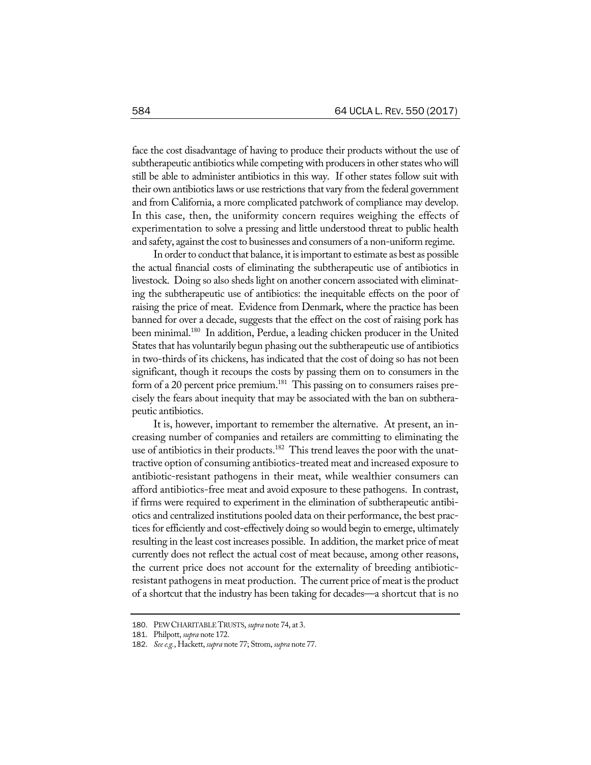face the cost disadvantage of having to produce their products without the use of subtherapeutic antibiotics while competing with producers in other states who will still be able to administer antibiotics in this way. If other states follow suit with their own antibiotics laws or use restrictions that vary from the federal government and from California, a more complicated patchwork of compliance may develop. In this case, then, the uniformity concern requires weighing the effects of experimentation to solve a pressing and little understood threat to public health and safety, against the cost to businesses and consumers of a non-uniform regime.

In order to conduct that balance, it is important to estimate as best as possible the actual financial costs of eliminating the subtherapeutic use of antibiotics in livestock. Doing so also sheds light on another concern associated with eliminating the subtherapeutic use of antibiotics: the inequitable effects on the poor of raising the price of meat. Evidence from Denmark, where the practice has been banned for over a decade, suggests that the effect on the cost of raising pork has been minimal.[180] In addition, Perdue, a leading chicken producer in the United States that has voluntarily begun phasing out the subtherapeutic use of antibiotics in two-thirds of its chickens, has indicated that the cost of doing so has not been significant, though it recoups the costs by passing them on to consumers in the form of a 20 percent price premium.[181] This passing on to consumers raises precisely the fears about inequity that may be associated with the ban on subtherapeutic antibiotics.

It is, however, important to remember the alternative. At present, an increasing number of companies and retailers are committing to eliminating the use of antibiotics in their products.[182] This trend leaves the poor with the unattractive option of consuming antibiotics-treated meat and increased exposure to antibiotic-resistant pathogens in their meat, while wealthier consumers can afford antibiotics-free meat and avoid exposure to these pathogens. In contrast, if firms were required to experiment in the elimination of subtherapeutic antibiotics and centralized institutions pooled data on their performance, the best practices for efficiently and cost-effectively doing so would begin to emerge, ultimately resulting in the least cost increases possible. In addition, the market price of meat currently does not reflect the actual cost of meat because, among other reasons, the current price does not account for the externality of breeding antibiotic-resistant pathogens in meat production. The current price of meat is the product of a shortcut that the industry has been taking for decades—a shortcut that is no

180. PEW CHARITABLE TRUSTS, *supra* note 74, at 3.

181. Philpott, *supra* note 172.

182. *See e.g.*, Hackett, *supra* note 77; Strom, *supra* note 77.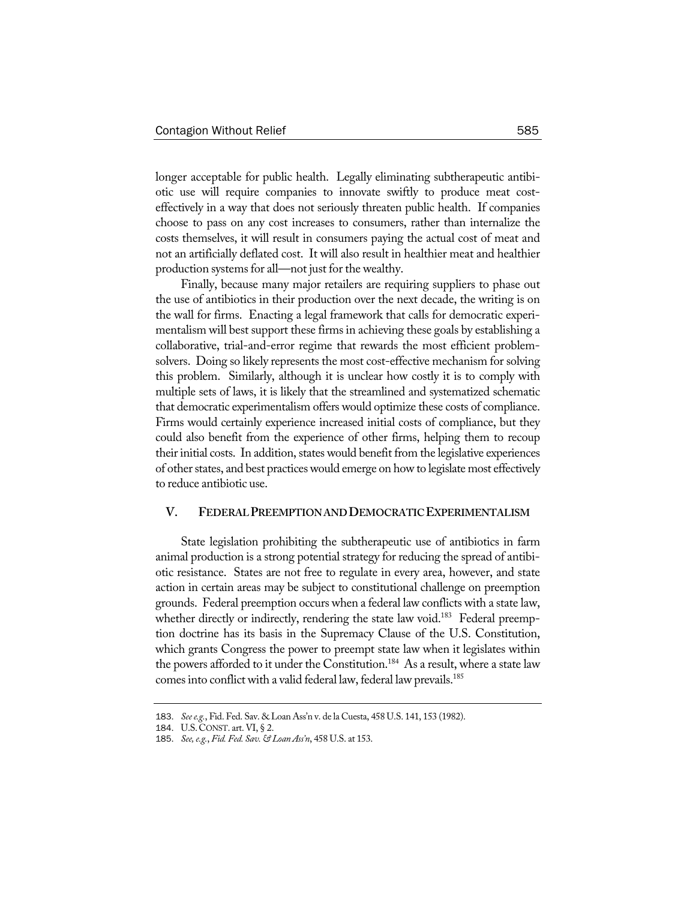longer acceptable for public health. Legally eliminating subtherapeutic antibiotic use will require companies to innovate swiftly to produce meat cost-effectively in a way that does not seriously threaten public health. If companies choose to pass on any cost increases to consumers, rather than internalize the costs themselves, it will result in consumers paying the actual cost of meat and not an artificially deflated cost. It will also result in healthier meat and healthier production systems for all—not just for the wealthy.

Finally, because many major retailers are requiring suppliers to phase out the use of antibiotics in their production over the next decade, the writing is on the wall for firms. Enacting a legal framework that calls for democratic experimentalism will best support these firms in achieving these goals by establishing a collaborative, trial-and-error regime that rewards the most efficient problem-solvers. Doing so likely represents the most cost-effective mechanism for solving this problem. Similarly, although it is unclear how costly it is to comply with multiple sets of laws, it is likely that the streamlined and systematized schematic that democratic experimentalism offers would optimize these costs of compliance. Firms would certainly experience increased initial costs of compliance, but they could also benefit from the experience of other firms, helping them to recoup their initial costs. In addition, states would benefit from the legislative experiences of other states, and best practices would emerge on how to legislate most effectively to reduce antibiotic use.

## V. FEDERAL PREEMPTION AND DEMOCRATIC EXPERIMENTALISM

State legislation prohibiting the subtherapeutic use of antibiotics in farm animal production is a strong potential strategy for reducing the spread of antibiotic resistance. States are not free to regulate in every area, however, and state action in certain areas may be subject to constitutional challenge on preemption grounds. Federal preemption occurs when a federal law conflicts with a state law, whether directly or indirectly, rendering the state law void.[183] Federal preemption doctrine has its basis in the Supremacy Clause of the U.S. Constitution, which grants Congress the power to preempt state law when it legislates within the powers afforded to it under the Constitution.[184] As a result, where a state law comes into conflict with a valid federal law, federal law prevails.[185]

---

183. *See e.g.*, Fid. Fed. Sav. & Loan Ass'n v. de la Cuesta, 458 U.S. 141, 153 (1982).

184. U.S. CONST. art. VI, § 2.

185. *See, e.g.*, *Fid. Fed. Sav. & Loan Ass'n*, 458 U.S. at 153.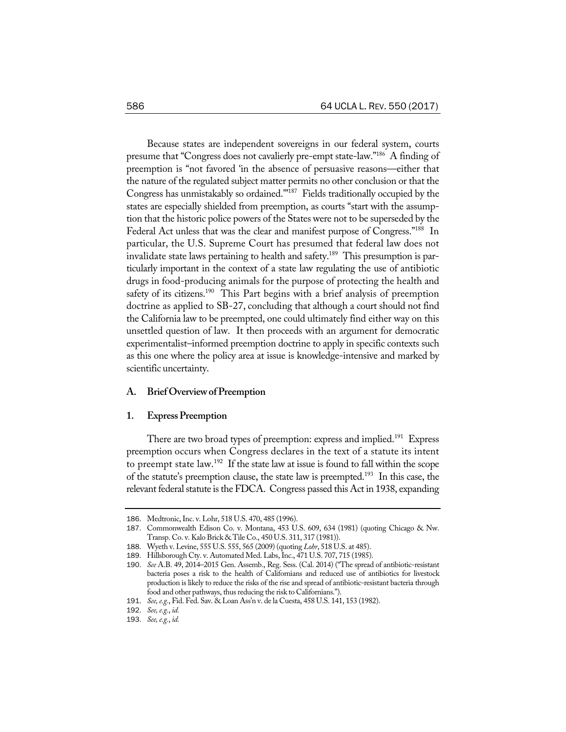Because states are independent sovereigns in our federal system, courts presume that "Congress does not cavalierly pre-empt state-law."[186] A finding of preemption is "not favored 'in the absence of persuasive reasons—either that the nature of the regulated subject matter permits no other conclusion or that the Congress has unmistakably so ordained.'"[187] Fields traditionally occupied by the states are especially shielded from preemption, as courts "start with the assumption that the historic police powers of the States were not to be superseded by the Federal Act unless that was the clear and manifest purpose of Congress."[188] In particular, the U.S. Supreme Court has presumed that federal law does not invalidate state laws pertaining to health and safety.[189] This presumption is particularly important in the context of a state law regulating the use of antibiotic drugs in food-producing animals for the purpose of protecting the health and safety of its citizens.[190] This Part begins with a brief analysis of preemption doctrine as applied to SB-27, concluding that although a court should not find the California law to be preempted, one could ultimately find either way on this unsettled question of law. It then proceeds with an argument for democratic experimentalist–informed preemption doctrine to apply in specific contexts such as this one where the policy area at issue is knowledge-intensive and marked by scientific uncertainty.

### A. Brief Overview of Preemption

#### 1. Express Preemption

There are two broad types of preemption: express and implied.[191] Express preemption occurs when Congress declares in the text of a statute its intent to preempt state law.[192] If the state law at issue is found to fall within the scope of the statute's preemption clause, the state law is preempted.[193] In this case, the relevant federal statute is the FDCA. Congress passed this Act in 1938, expanding

---

186. Medtronic, Inc. v. Lohr, 518 U.S. 470, 485 (1996).

187. Commonwealth Edison Co. v. Montana, 453 U.S. 609, 634 (1981) (quoting Chicago & Nw. Transp. Co. v. Kalo Brick & Tile Co., 450 U.S. 311, 317 (1981)).

188. Wyeth v. Levine, 555 U.S. 555, 565 (2009) (quoting *Lohr*, 518 U.S. at 485).

189. Hillsborough Cty. v. Automated Med. Labs, Inc., 471 U.S. 707, 715 (1985).

190. *See* A.B. 49, 2014–2015 Gen. Assemb., Reg. Sess. (Cal. 2014) ("The spread of antibiotic-resistant bacteria poses a risk to the health of Californians and reduced use of antibiotics for livestock production is likely to reduce the risks of the rise and spread of antibiotic-resistant bacteria through food and other pathways, thus reducing the risk to Californians.").

191. *See, e.g.*, Fid. Fed. Sav. & Loan Ass'n v. de la Cuesta, 458 U.S. 141, 153 (1982).

192. *See, e.g.*, *id.*

193. *See, e.g.*, *id.*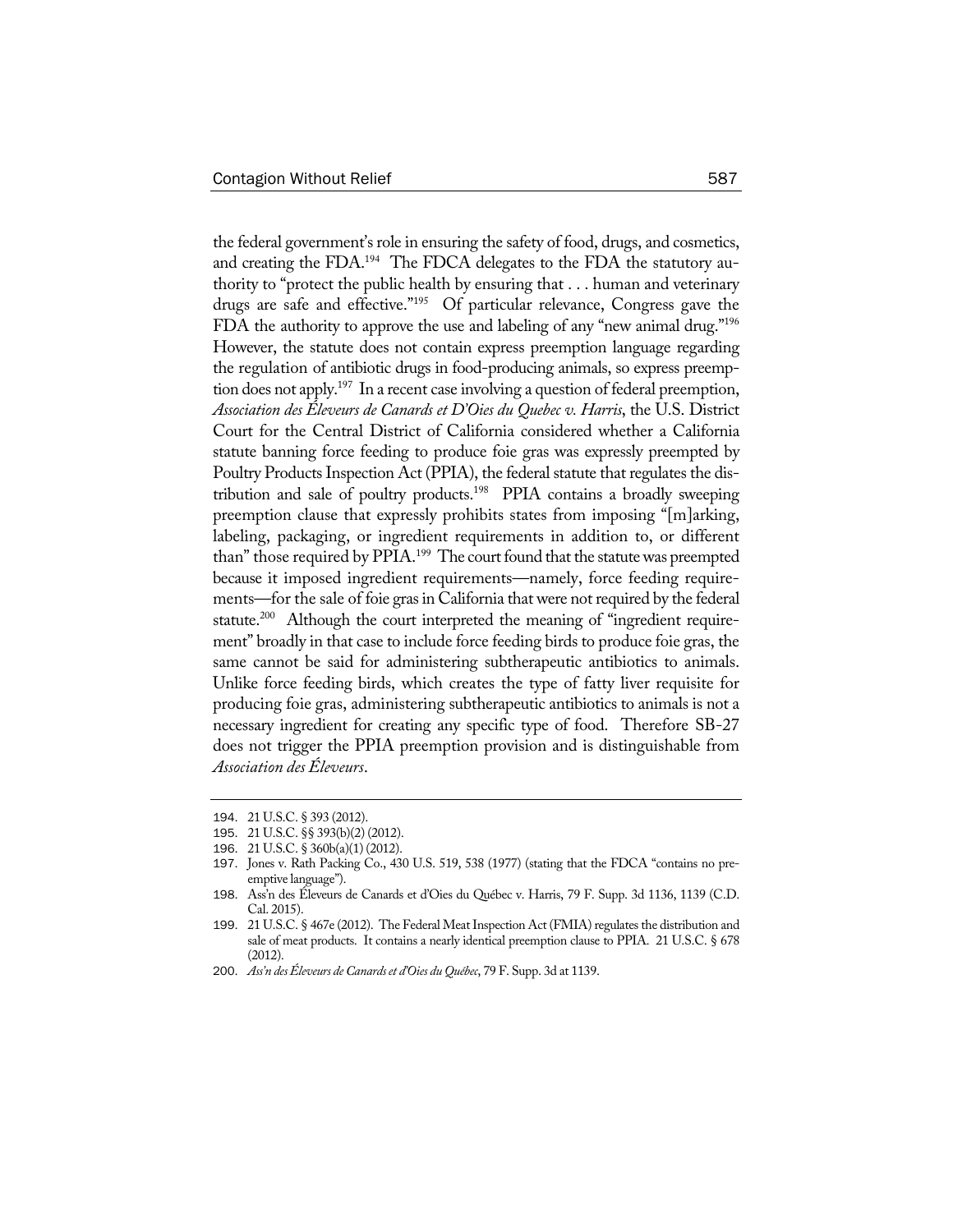the federal government's role in ensuring the safety of food, drugs, and cosmetics, and creating the FDA.[194] The FDCA delegates to the FDA the statutory authority to "protect the public health by ensuring that . . . human and veterinary drugs are safe and effective."[195] Of particular relevance, Congress gave the FDA the authority to approve the use and labeling of any "new animal drug."[196] However, the statute does not contain express preemption language regarding the regulation of antibiotic drugs in food-producing animals, so express preemption does not apply.[197] In a recent case involving a question of federal preemption, *Association des Éleveurs de Canards et D'Oies du Quebec v. Harris*, the U.S. District Court for the Central District of California considered whether a California statute banning force feeding to produce foie gras was expressly preempted by Poultry Products Inspection Act (PPIA), the federal statute that regulates the distribution and sale of poultry products.[198] PPIA contains a broadly sweeping preemption clause that expressly prohibits states from imposing "[m]arking, labeling, packaging, or ingredient requirements in addition to, or different than" those required by PPIA.[199] The court found that the statute was preempted because it imposed ingredient requirements—namely, force feeding requirements—for the sale of foie gras in California that were not required by the federal statute.[200] Although the court interpreted the meaning of "ingredient requirement" broadly in that case to include force feeding birds to produce foie gras, the same cannot be said for administering subtherapeutic antibiotics to animals. Unlike force feeding birds, which creates the type of fatty liver requisite for producing foie gras, administering subtherapeutic antibiotics to animals is not a necessary ingredient for creating any specific type of food. Therefore SB-27 does not trigger the PPIA preemption provision and is distinguishable from *Association des Éleveurs*.

---

194. 21 U.S.C. § 393 (2012).

195. 21 U.S.C. §§ 393(b)(2) (2012).

196. 21 U.S.C. § 360b(a)(1) (2012).

197. Jones v. Rath Packing Co., 430 U.S. 519, 538 (1977) (stating that the FDCA "contains no preemptive language").

198. Ass'n des Éleveurs de Canards et d'Oies du Québec v. Harris, 79 F. Supp. 3d 1136, 1139 (C.D. Cal. 2015).

199. 21 U.S.C. § 467e (2012). The Federal Meat Inspection Act (FMIA) regulates the distribution and sale of meat products. It contains a nearly identical preemption clause to PPIA. 21 U.S.C. § 678 (2012).

200. *Ass'n des Éleveurs de Canards et d'Oies du Québec*, 79 F. Supp. 3d at 1139.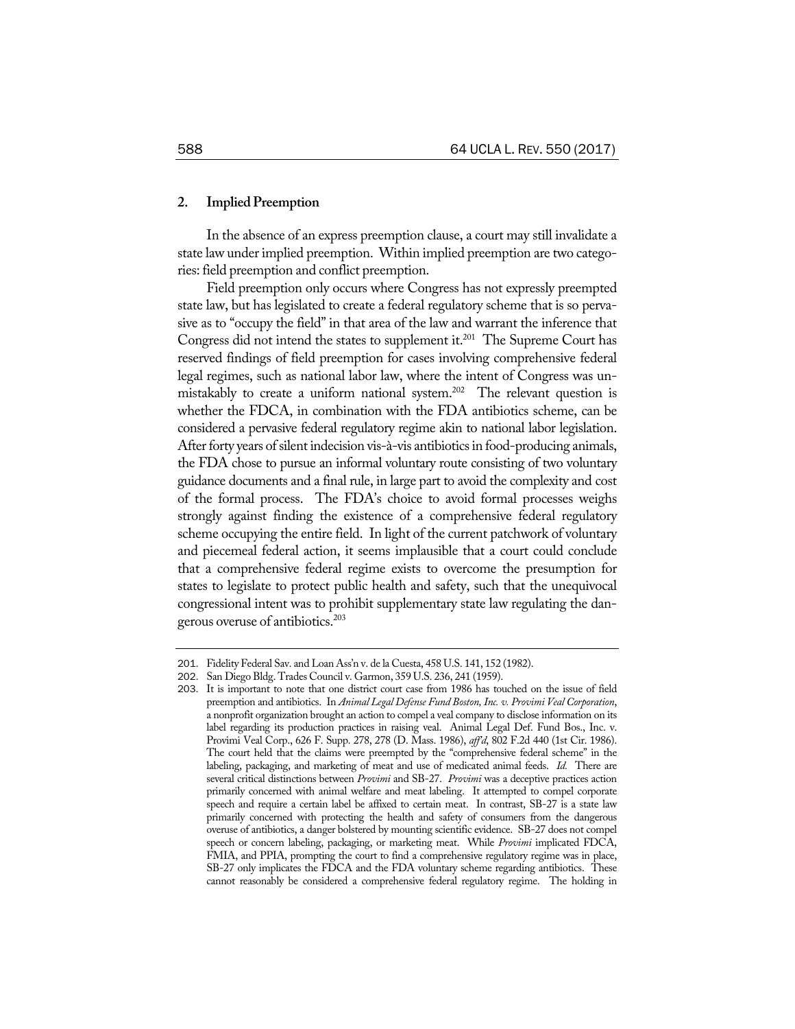### 2. Implied Preemption

In the absence of an express preemption clause, a court may still invalidate a state law under implied preemption. Within implied preemption are two categories: field preemption and conflict preemption.

Field preemption only occurs where Congress has not expressly preempted state law, but has legislated to create a federal regulatory scheme that is so pervasive as to "occupy the field" in that area of the law and warrant the inference that Congress did not intend the states to supplement it.[201] The Supreme Court has reserved findings of field preemption for cases involving comprehensive federal legal regimes, such as national labor law, where the intent of Congress was unmistakably to create a uniform national system.[202] The relevant question is whether the FDCA, in combination with the FDA antibiotics scheme, can be considered a pervasive federal regulatory regime akin to national labor legislation. After forty years of silent indecision vis-à-vis antibiotics in food-producing animals, the FDA chose to pursue an informal voluntary route consisting of two voluntary guidance documents and a final rule, in large part to avoid the complexity and cost of the formal process. The FDA's choice to avoid formal processes weighs strongly against finding the existence of a comprehensive federal regulatory scheme occupying the entire field. In light of the current patchwork of voluntary and piecemeal federal action, it seems implausible that a court could conclude that a comprehensive federal regime exists to overcome the presumption for states to legislate to protect public health and safety, such that the unequivocal congressional intent was to prohibit supplementary state law regulating the dangerous overuse of antibiotics.[203]

---

201. Fidelity Federal Sav. and Loan Ass'n v. de la Cuesta, 458 U.S. 141, 152 (1982).

202. San Diego Bldg. Trades Council v. Garmon, 359 U.S. 236, 241 (1959).

203. It is important to note that one district court case from 1986 has touched on the issue of field preemption and antibiotics. In *Animal Legal Defense Fund Boston, Inc. v. Provimi Veal Corporation*, a nonprofit organization brought an action to compel a veal company to disclose information on its label regarding its production practices in raising veal. Animal Legal Def. Fund Bos., Inc. v. Provimi Veal Corp., 626 F. Supp. 278, 278 (D. Mass. 1986), *aff'd*, 802 F.2d 440 (1st Cir. 1986). The court held that the claims were preempted by the "comprehensive federal scheme" in the labeling, packaging, and marketing of meat and use of medicated animal feeds. *Id.* There are several critical distinctions between *Provimi* and SB-27. *Provimi* was a deceptive practices action primarily concerned with animal welfare and meat labeling. It attempted to compel corporate speech and require a certain label be affixed to certain meat. In contrast, SB-27 is a state law primarily concerned with protecting the health and safety of consumers from the dangerous overuse of antibiotics, a danger bolstered by mounting scientific evidence. SB-27 does not compel speech or concern labeling, packaging, or marketing meat. While *Provimi* implicated FDCA, FMIA, and PPIA, prompting the court to find a comprehensive regulatory regime was in place, SB-27 only implicates the FDCA and the FDA voluntary scheme regarding antibiotics. These cannot reasonably be considered a comprehensive federal regulatory regime. The holding in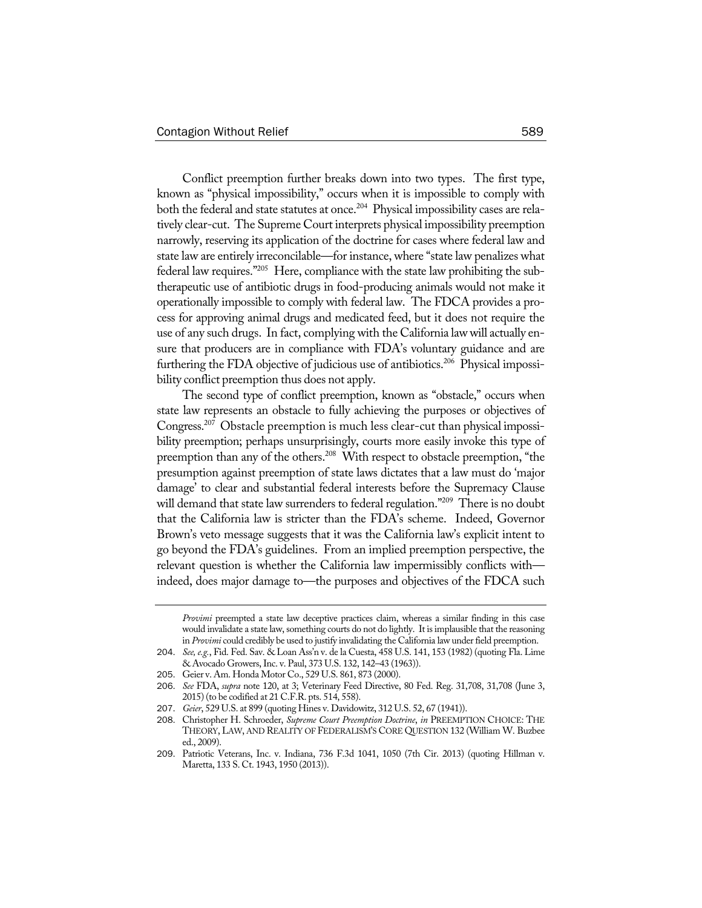Conflict preemption further breaks down into two types. The first type, known as "physical impossibility," occurs when it is impossible to comply with both the federal and state statutes at once.[204] Physical impossibility cases are relatively clear-cut. The Supreme Court interprets physical impossibility preemption narrowly, reserving its application of the doctrine for cases where federal law and state law are entirely irreconcilable—for instance, where "state law penalizes what federal law requires."[205] Here, compliance with the state law prohibiting the sub-therapeutic use of antibiotic drugs in food-producing animals would not make it operationally impossible to comply with federal law. The FDCA provides a process for approving animal drugs and medicated feed, but it does not require the use of any such drugs. In fact, complying with the California law will actually ensure that producers are in compliance with FDA's voluntary guidance and are furthering the FDA objective of judicious use of antibiotics.[206] Physical impossibility conflict preemption thus does not apply.

The second type of conflict preemption, known as "obstacle," occurs when state law represents an obstacle to fully achieving the purposes or objectives of Congress.[207] Obstacle preemption is much less clear-cut than physical impossibility preemption; perhaps unsurprisingly, courts more easily invoke this type of preemption than any of the others.[208] With respect to obstacle preemption, "the presumption against preemption of state laws dictates that a law must do 'major damage' to clear and substantial federal interests before the Supremacy Clause will demand that state law surrenders to federal regulation."[209] There is no doubt that the California law is stricter than the FDA's scheme. Indeed, Governor Brown's veto message suggests that it was the California law's explicit intent to go beyond the FDA's guidelines. From an implied preemption perspective, the relevant question is whether the California law impermissibly conflicts with—indeed, does major damage to—the purposes and objectives of the FDCA such

---

*Provimi* preempted a state law deceptive practices claim, whereas a similar finding in this case would invalidate a state law, something courts do not do lightly. It is implausible that the reasoning in *Provimi* could credibly be used to justify invalidating the California law under field preemption.

204. *See, e.g.*, Fid. Fed. Sav. & Loan Ass'n v. de la Cuesta, 458 U.S. 141, 153 (1982) (quoting Fla. Lime & Avocado Growers, Inc. v. Paul, 373 U.S. 132, 142–43 (1963)).

205. Geier v. Am. Honda Motor Co., 529 U.S. 861, 873 (2000).

206. *See* FDA, *supra* note 120, at 3; Veterinary Feed Directive, 80 Fed. Reg. 31,708, 31,708 (June 3, 2015) (to be codified at 21 C.F.R. pts. 514, 558).

207. *Geier*, 529 U.S. at 899 (quoting Hines v. Davidowitz, 312 U.S. 52, 67 (1941)).

208. Christopher H. Schroeder, *Supreme Court Preemption Doctrine*, *in* PREEMPTION CHOICE: THE THEORY, LAW, AND REALITY OF FEDERALISM'S CORE QUESTION 132 (William W. Buzbee ed., 2009).

209. Patriotic Veterans, Inc. v. Indiana, 736 F.3d 1041, 1050 (7th Cir. 2013) (quoting Hillman v. Maretta, 133 S. Ct. 1943, 1950 (2013)).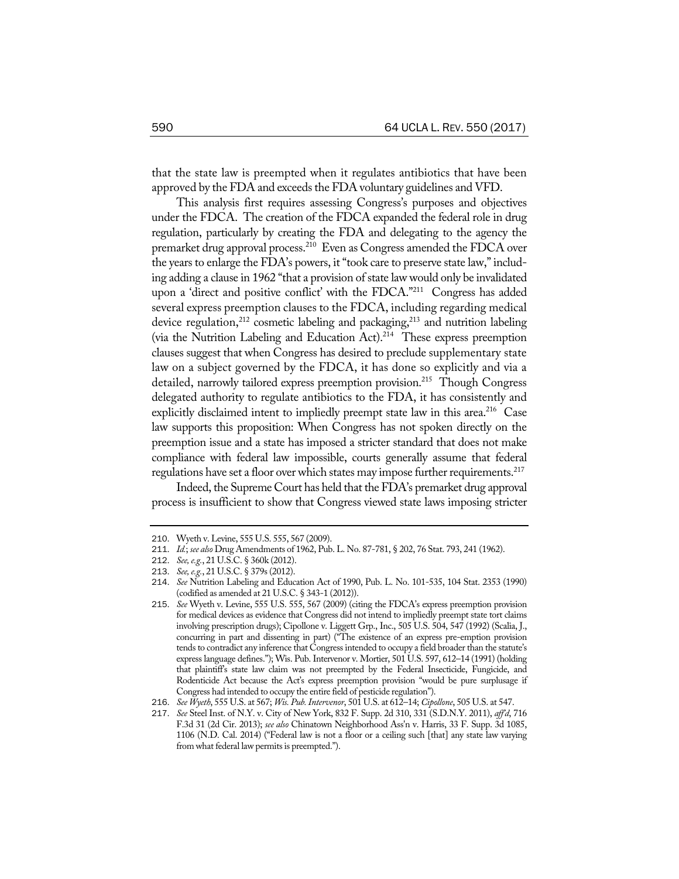that the state law is preempted when it regulates antibiotics that have been approved by the FDA and exceeds the FDA voluntary guidelines and VFD.

This analysis first requires assessing Congress's purposes and objectives under the FDCA. The creation of the FDCA expanded the federal role in drug regulation, particularly by creating the FDA and delegating to the agency the premarket drug approval process.[210] Even as Congress amended the FDCA over the years to enlarge the FDA's powers, it "took care to preserve state law," including adding a clause in 1962 "that a provision of state law would only be invalidated upon a 'direct and positive conflict' with the FDCA."[211] Congress has added several express preemption clauses to the FDCA, including regarding medical device regulation,[212] cosmetic labeling and packaging,[213] and nutrition labeling (via the Nutrition Labeling and Education Act).[214] These express preemption clauses suggest that when Congress has desired to preclude supplementary state law on a subject governed by the FDCA, it has done so explicitly and via a detailed, narrowly tailored express preemption provision.[215] Though Congress delegated authority to regulate antibiotics to the FDA, it has consistently and explicitly disclaimed intent to impliedly preempt state law in this area.[216] Case law supports this proposition: When Congress has not spoken directly on the preemption issue and a state has imposed a stricter standard that does not make compliance with federal law impossible, courts generally assume that federal regulations have set a floor over which states may impose further requirements.[217]

Indeed, the Supreme Court has held that the FDA's premarket drug approval process is insufficient to show that Congress viewed state laws imposing stricter

---

210. Wyeth v. Levine, 555 U.S. 555, 567 (2009).

211. *Id.*; *see also* Drug Amendments of 1962, Pub. L. No. 87-781, § 202, 76 Stat. 793, 241 (1962).

212. *See, e.g.*, 21 U.S.C. § 360k (2012).

213. *See, e.g.*, 21 U.S.C. § 379s (2012).

214. *See* Nutrition Labeling and Education Act of 1990, Pub. L. No. 101-535, 104 Stat. 2353 (1990) (codified as amended at 21 U.S.C. § 343-1 (2012)).

215. *See* Wyeth v. Levine, 555 U.S. 555, 567 (2009) (citing the FDCA's express preemption provision for medical devices as evidence that Congress did not intend to impliedly preempt state tort claims involving prescription drugs); Cipollone v. Liggett Grp., Inc., 505 U.S. 504, 547 (1992) (Scalia, J., concurring in part and dissenting in part) ("The existence of an express pre-emption provision tends to contradict any inference that Congress intended to occupy a field broader than the statute's express language defines."); Wis. Pub. Intervenor v. Mortier, 501 U.S. 597, 612–14 (1991) (holding that plaintiff's state law claim was not preempted by the Federal Insecticide, Fungicide, and Rodenticide Act because the Act's express preemption provision "would be pure surplusage if Congress had intended to occupy the entire field of pesticide regulation").

216. *See Wyeth*, 555 U.S. at 567; *Wis. Pub. Intervenor*, 501 U.S. at 612–14; *Cipollone*, 505 U.S. at 547.

217. *See* Steel Inst. of N.Y. v. City of New York, 832 F. Supp. 2d 310, 331 (S.D.N.Y. 2011), *aff'd*, 716 F.3d 31 (2d Cir. 2013); *see also* Chinatown Neighborhood Ass'n v. Harris, 33 F. Supp. 3d 1085, 1106 (N.D. Cal. 2014) ("Federal law is not a floor or a ceiling such [that] any state law varying from what federal law permits is preempted.").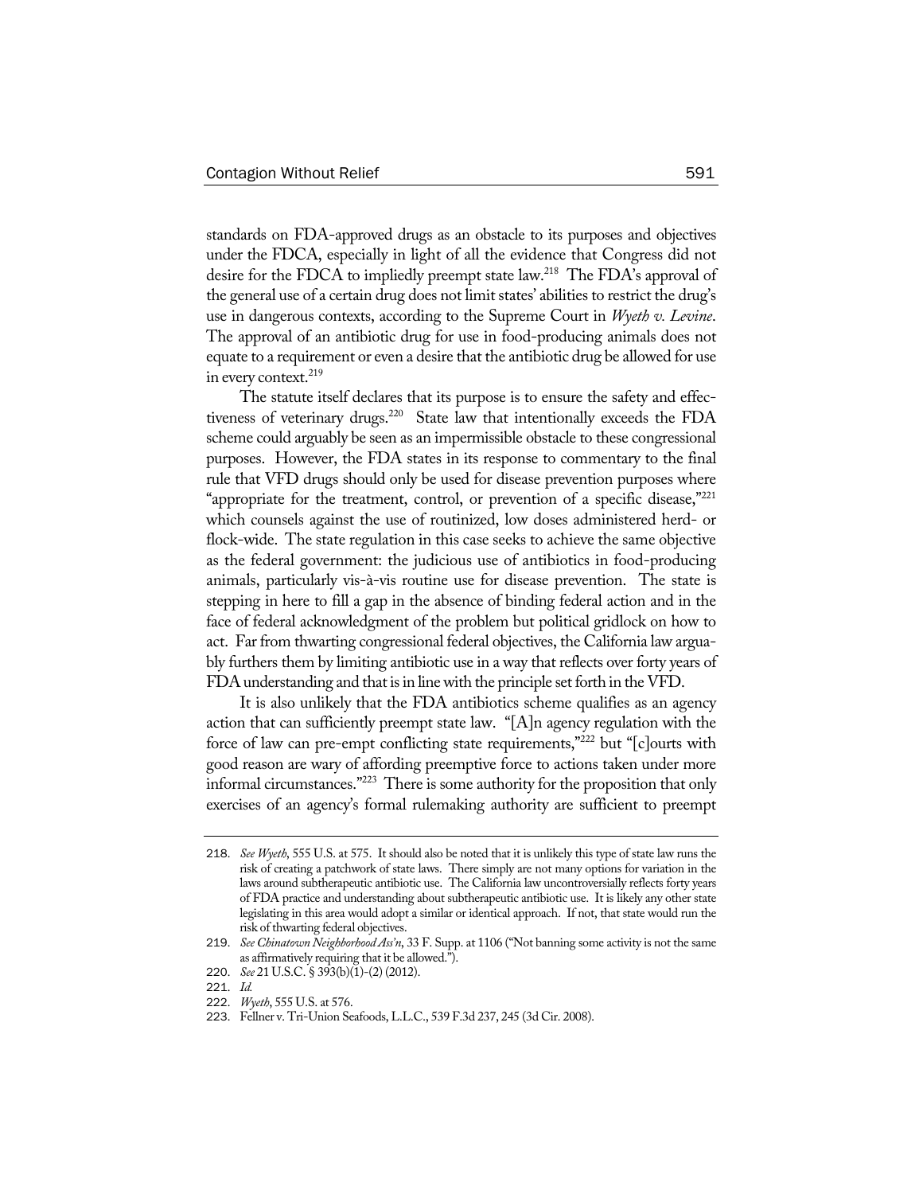standards on FDA-approved drugs as an obstacle to its purposes and objectives under the FDCA, especially in light of all the evidence that Congress did not desire for the FDCA to impliedly preempt state law.[218] The FDA's approval of the general use of a certain drug does not limit states' abilities to restrict the drug's use in dangerous contexts, according to the Supreme Court in *Wyeth v. Levine*. The approval of an antibiotic drug for use in food-producing animals does not equate to a requirement or even a desire that the antibiotic drug be allowed for use in every context.[219]

The statute itself declares that its purpose is to ensure the safety and effectiveness of veterinary drugs.[220] State law that intentionally exceeds the FDA scheme could arguably be seen as an impermissible obstacle to these congressional purposes. However, the FDA states in its response to commentary to the final rule that VFD drugs should only be used for disease prevention purposes where "appropriate for the treatment, control, or prevention of a specific disease,"[221] which counsels against the use of routinized, low doses administered herd- or flock-wide. The state regulation in this case seeks to achieve the same objective as the federal government: the judicious use of antibiotics in food-producing animals, particularly vis-à-vis routine use for disease prevention. The state is stepping in here to fill a gap in the absence of binding federal action and in the face of federal acknowledgment of the problem but political gridlock on how to act. Far from thwarting congressional federal objectives, the California law arguably furthers them by limiting antibiotic use in a way that reflects over forty years of FDA understanding and that is in line with the principle set forth in the VFD.

It is also unlikely that the FDA antibiotics scheme qualifies as an agency action that can sufficiently preempt state law. "[A]n agency regulation with the force of law can pre-empt conflicting state requirements,"[222] but "[c]ourts with good reason are wary of affording preemptive force to actions taken under more informal circumstances."[223] There is some authority for the proposition that only exercises of an agency's formal rulemaking authority are sufficient to preempt

---

218. *See Wyeth*, 555 U.S. at 575. It should also be noted that it is unlikely this type of state law runs the risk of creating a patchwork of state laws. There simply are not many options for variation in the laws around subtherapeutic antibiotic use. The California law uncontroversially reflects forty years of FDA practice and understanding about subtherapeutic antibiotic use. It is likely any other state legislating in this area would adopt a similar or identical approach. If not, that state would run the risk of thwarting federal objectives.

219. *See Chinatown Neighborhood Ass'n*, 33 F. Supp. at 1106 ("Not banning some activity is not the same as affirmatively requiring that it be allowed.").

220. *See* 21 U.S.C. § 393(b)(1)–(2) (2012).

221. *Id.*

222. *Wyeth*, 555 U.S. at 576.

223. Fellner v. Tri-Union Seafoods, L.L.C., 539 F.3d 237, 245 (3d Cir. 2008).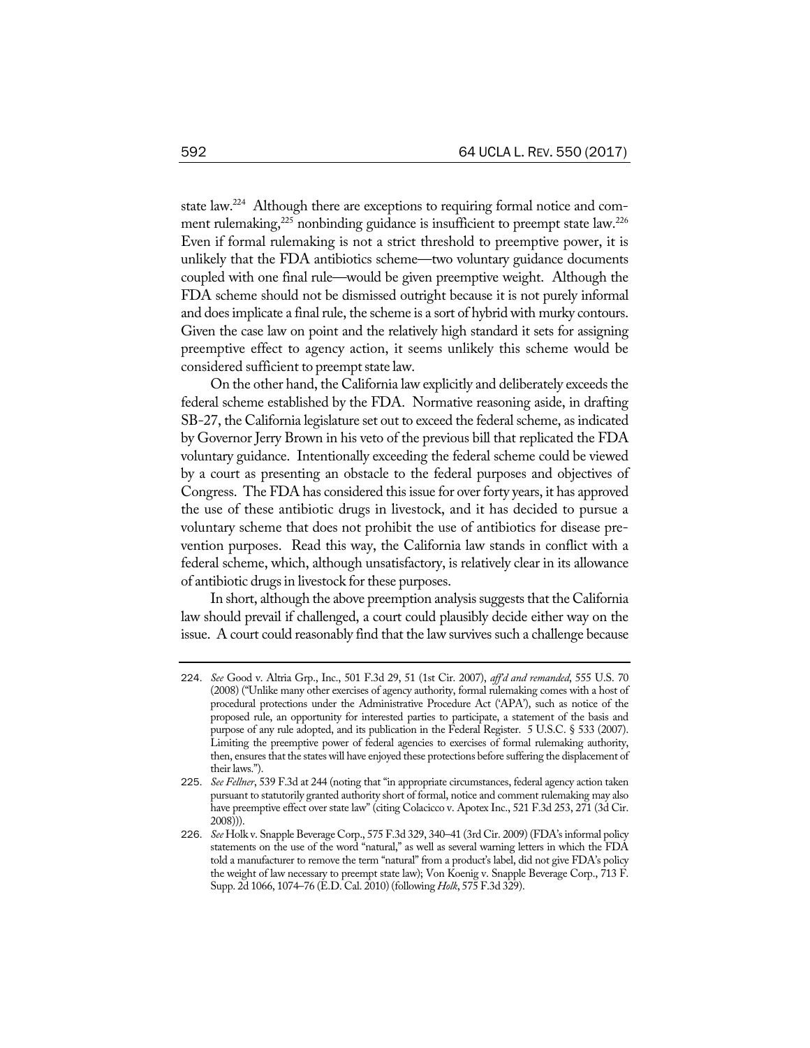state law.[224] Although there are exceptions to requiring formal notice and comment rulemaking,[225] nonbinding guidance is insufficient to preempt state law.[226] Even if formal rulemaking is not a strict threshold to preemptive power, it is unlikely that the FDA antibiotics scheme—two voluntary guidance documents coupled with one final rule—would be given preemptive weight. Although the FDA scheme should not be dismissed outright because it is not purely informal and does implicate a final rule, the scheme is a sort of hybrid with murky contours. Given the case law on point and the relatively high standard it sets for assigning preemptive effect to agency action, it seems unlikely this scheme would be considered sufficient to preempt state law.

On the other hand, the California law explicitly and deliberately exceeds the federal scheme established by the FDA. Normative reasoning aside, in drafting SB-27, the California legislature set out to exceed the federal scheme, as indicated by Governor Jerry Brown in his veto of the previous bill that replicated the FDA voluntary guidance. Intentionally exceeding the federal scheme could be viewed by a court as presenting an obstacle to the federal purposes and objectives of Congress. The FDA has considered this issue for over forty years, it has approved the use of these antibiotic drugs in livestock, and it has decided to pursue a voluntary scheme that does not prohibit the use of antibiotics for disease prevention purposes. Read this way, the California law stands in conflict with a federal scheme, which, although unsatisfactory, is relatively clear in its allowance of antibiotic drugs in livestock for these purposes.

In short, although the above preemption analysis suggests that the California law should prevail if challenged, a court could plausibly decide either way on the issue. A court could reasonably find that the law survives such a challenge because

---

224. *See* Good v. Altria Grp., Inc., 501 F.3d 29, 51 (1st Cir. 2007), *aff'd and remanded*, 555 U.S. 70 (2008) ("Unlike many other exercises of agency authority, formal rulemaking comes with a host of procedural protections under the Administrative Procedure Act ('APA'), such as notice of the proposed rule, an opportunity for interested parties to participate, a statement of the basis and purpose of any rule adopted, and its publication in the Federal Register. 5 U.S.C. § 533 (2007). Limiting the preemptive power of federal agencies to exercises of formal rulemaking authority, then, ensures that the states will have enjoyed these protections before suffering the displacement of their laws.").

225. *See Fellner*, 539 F.3d at 244 (noting that "in appropriate circumstances, federal agency action taken pursuant to statutorily granted authority short of formal, notice and comment rulemaking may also have preemptive effect over state law" (citing Colacicco v. Apotex Inc., 521 F.3d 253, 271 (3d Cir. 2008))).

226. *See* Holk v. Snapple Beverage Corp., 575 F.3d 329, 340–41 (3rd Cir. 2009) (FDA's informal policy statements on the use of the word "natural," as well as several warning letters in which the FDA told a manufacturer to remove the term "natural" from a product's label, did not give FDA's policy the weight of law necessary to preempt state law); Von Koenig v. Snapple Beverage Corp., 713 F. Supp. 2d 1066, 1074–76 (E.D. Cal. 2010) (following *Holk*, 575 F.3d 329).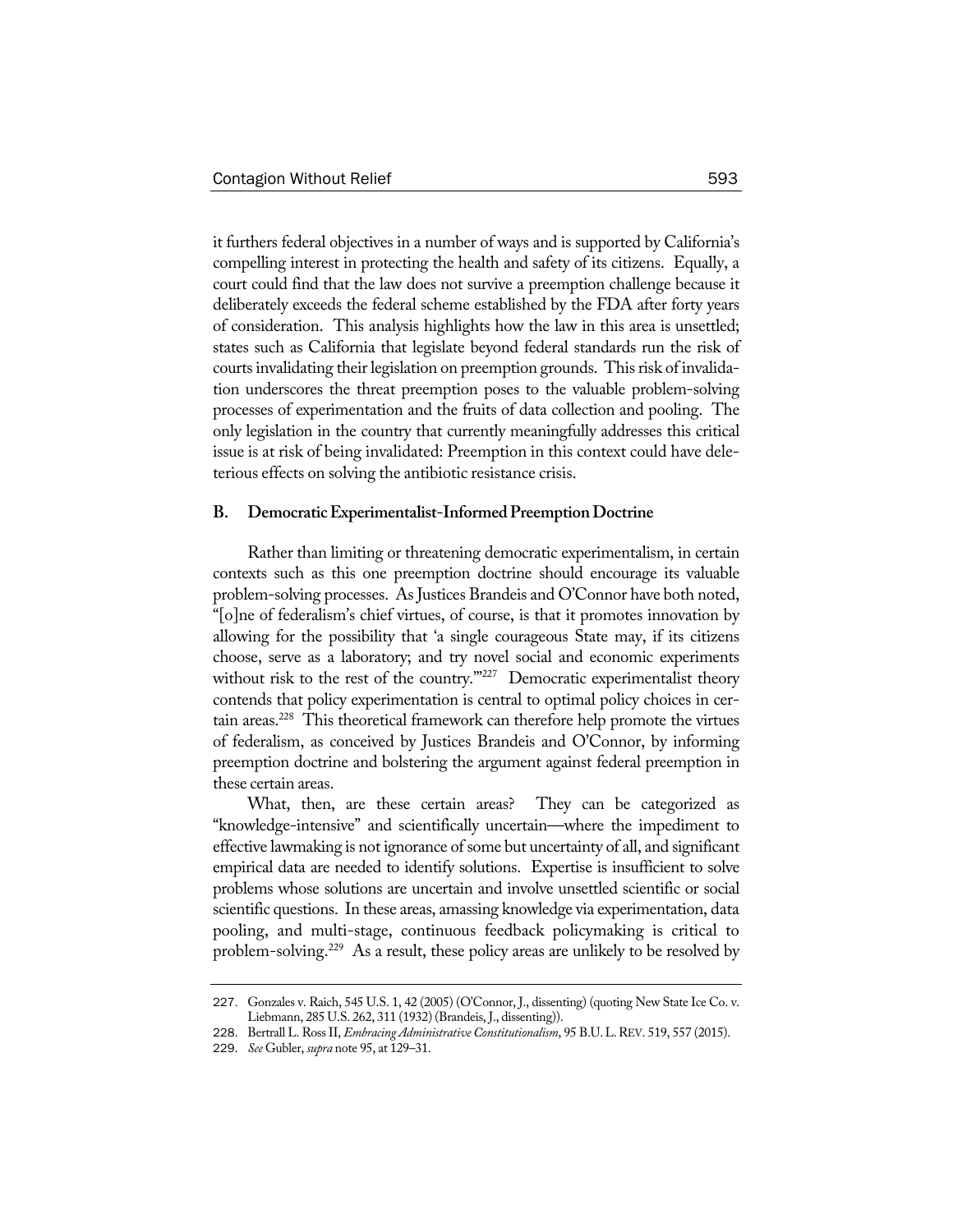it furthers federal objectives in a number of ways and is supported by California's compelling interest in protecting the health and safety of its citizens. Equally, a court could find that the law does not survive a preemption challenge because it deliberately exceeds the federal scheme established by the FDA after forty years of consideration. This analysis highlights how the law in this area is unsettled; states such as California that legislate beyond federal standards run the risk of courts invalidating their legislation on preemption grounds. This risk of invalidation underscores the threat preemption poses to the valuable problem-solving processes of experimentation and the fruits of data collection and pooling. The only legislation in the country that currently meaningfully addresses this critical issue is at risk of being invalidated: Preemption in this context could have deleterious effects on solving the antibiotic resistance crisis.

### B. Democratic Experimentalist-Informed Preemption Doctrine

Rather than limiting or threatening democratic experimentalism, in certain contexts such as this one preemption doctrine should encourage its valuable problem-solving processes. As Justices Brandeis and O'Connor have both noted, "[o]ne of federalism's chief virtues, of course, is that it promotes innovation by allowing for the possibility that 'a single courageous State may, if its citizens choose, serve as a laboratory; and try novel social and economic experiments without risk to the rest of the country.'"[227] Democratic experimentalist theory contends that policy experimentation is central to optimal policy choices in certain areas.[228] This theoretical framework can therefore help promote the virtues of federalism, as conceived by Justices Brandeis and O'Connor, by informing preemption doctrine and bolstering the argument against federal preemption in these certain areas.

What, then, are these certain areas? They can be categorized as "knowledge-intensive" and scientifically uncertain—where the impediment to effective lawmaking is not ignorance of some but uncertainty of all, and significant empirical data are needed to identify solutions. Expertise is insufficient to solve problems whose solutions are uncertain and involve unsettled scientific or social scientific questions. In these areas, amassing knowledge via experimentation, data pooling, and multi-stage, continuous feedback policymaking is critical to problem-solving.[229] As a result, these policy areas are unlikely to be resolved by

---

227. Gonzales v. Raich, 545 U.S. 1, 42 (2005) (O'Connor, J., dissenting) (quoting New State Ice Co. v. Liebmann, 285 U.S. 262, 311 (1932) (Brandeis, J., dissenting)).

228. Bertrall L. Ross II, *Embracing Administrative Constitutionalism*, 95 B.U. L. REV. 519, 557 (2015).

229. *See* Gubler, *supra* note 95, at 129–31.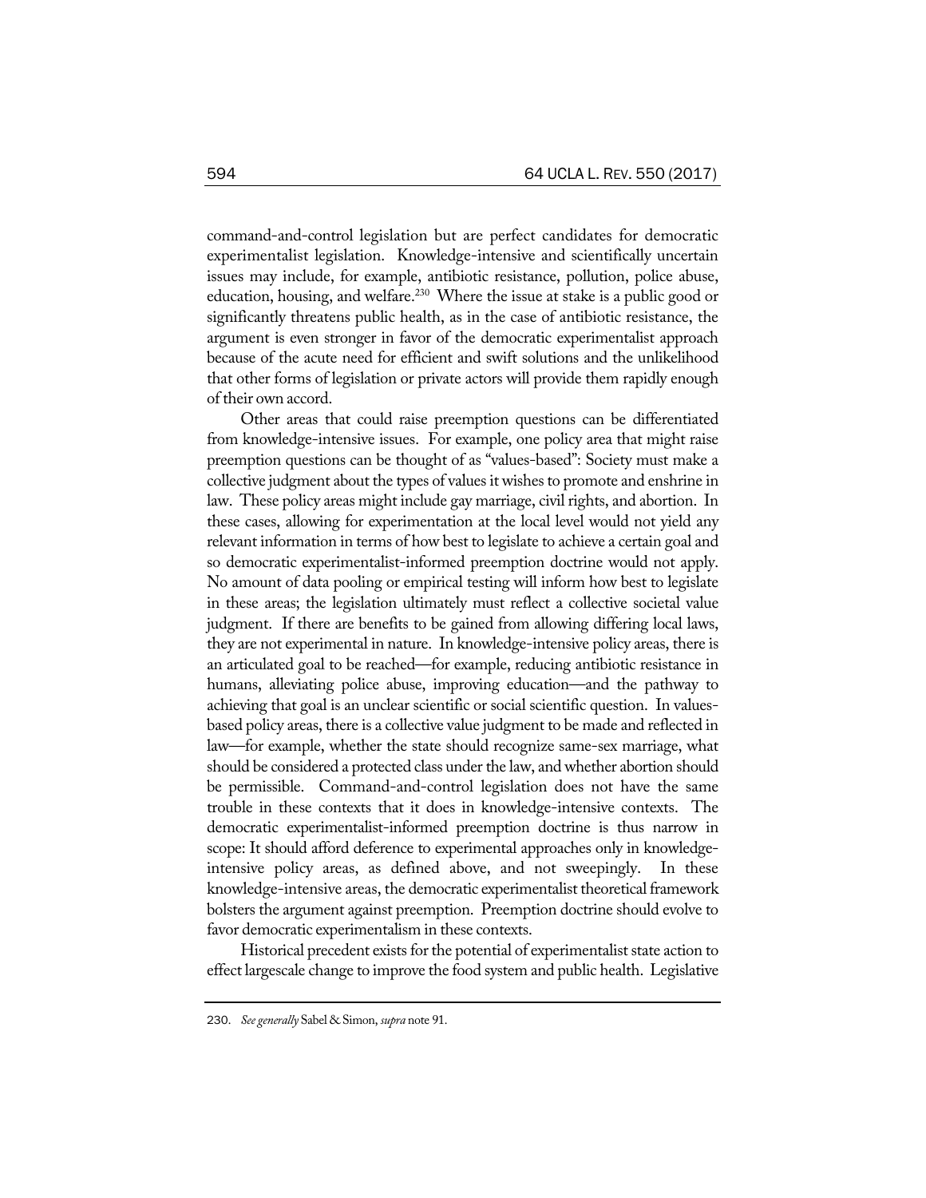command-and-control legislation but are perfect candidates for democratic experimentalist legislation. Knowledge-intensive and scientifically uncertain issues may include, for example, antibiotic resistance, pollution, police abuse, education, housing, and welfare.[230] Where the issue at stake is a public good or significantly threatens public health, as in the case of antibiotic resistance, the argument is even stronger in favor of the democratic experimentalist approach because of the acute need for efficient and swift solutions and the unlikelihood that other forms of legislation or private actors will provide them rapidly enough of their own accord.

Other areas that could raise preemption questions can be differentiated from knowledge-intensive issues. For example, one policy area that might raise preemption questions can be thought of as "values-based": Society must make a collective judgment about the types of values it wishes to promote and enshrine in law. These policy areas might include gay marriage, civil rights, and abortion. In these cases, allowing for experimentation at the local level would not yield any relevant information in terms of how best to legislate to achieve a certain goal and so democratic experimentalist-informed preemption doctrine would not apply. No amount of data pooling or empirical testing will inform how best to legislate in these areas; the legislation ultimately must reflect a collective societal value judgment. If there are benefits to be gained from allowing differing local laws, they are not experimental in nature. In knowledge-intensive policy areas, there is an articulated goal to be reached—for example, reducing antibiotic resistance in humans, alleviating police abuse, improving education—and the pathway to achieving that goal is an unclear scientific or social scientific question. In values-based policy areas, there is a collective value judgment to be made and reflected in law—for example, whether the state should recognize same-sex marriage, what should be considered a protected class under the law, and whether abortion should be permissible. Command-and-control legislation does not have the same trouble in these contexts that it does in knowledge-intensive contexts. The democratic experimentalist-informed preemption doctrine is thus narrow in scope: It should afford deference to experimental approaches only in knowledge-intensive policy areas, as defined above, and not sweepingly. In these knowledge-intensive areas, the democratic experimentalist theoretical framework bolsters the argument against preemption. Preemption doctrine should evolve to favor democratic experimentalism in these contexts.

Historical precedent exists for the potential of experimentalist state action to effect largescale change to improve the food system and public health. Legislative

---

230. *See generally* Sabel & Simon, *supra* note 91.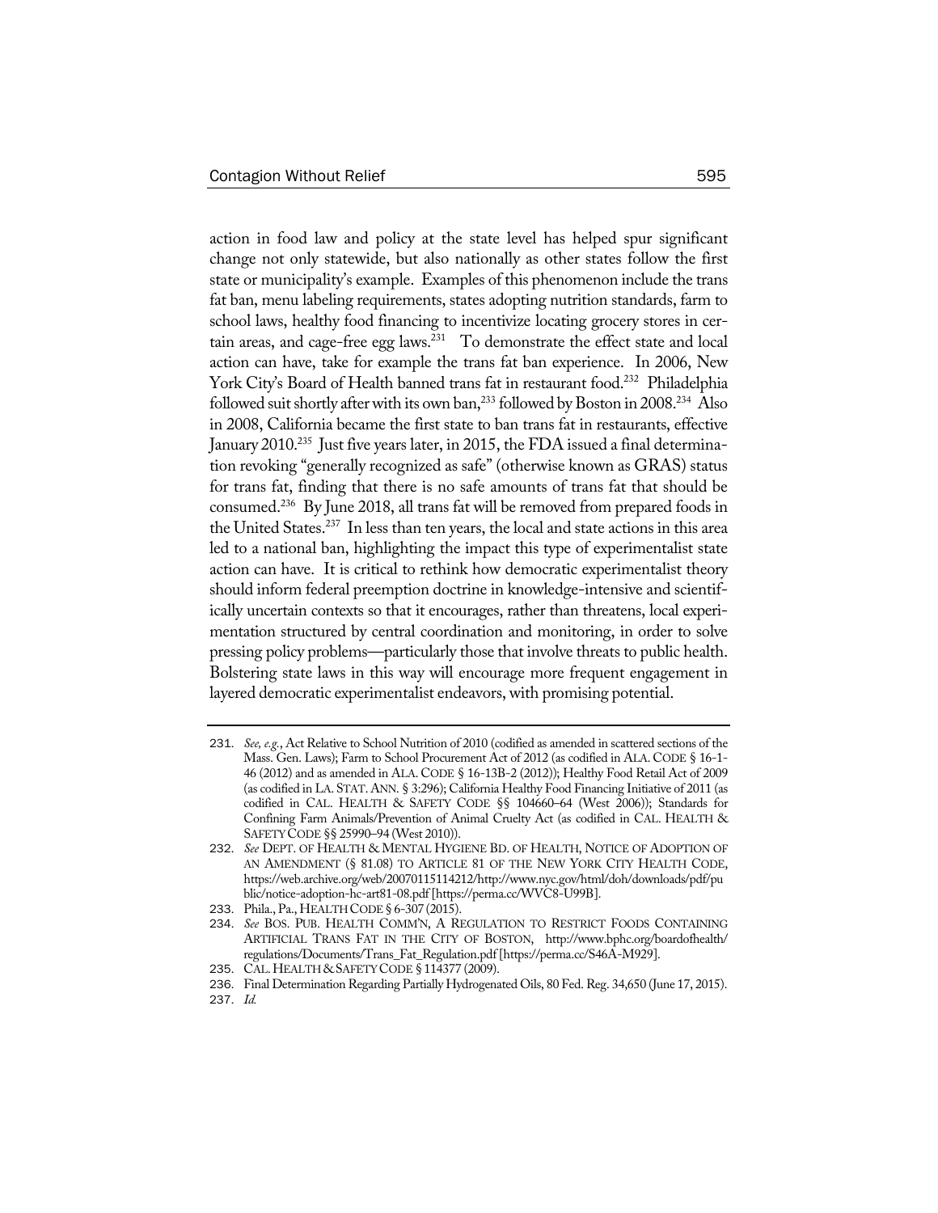action in food law and policy at the state level has helped spur significant change not only statewide, but also nationally as other states follow the first state or municipality's example. Examples of this phenomenon include the trans fat ban, menu labeling requirements, states adopting nutrition standards, farm to school laws, healthy food financing to incentivize locating grocery stores in certain areas, and cage-free egg laws.[231] To demonstrate the effect state and local action can have, take for example the trans fat ban experience. In 2006, New York City's Board of Health banned trans fat in restaurant food.[232] Philadelphia followed suit shortly after with its own ban,[233] followed by Boston in 2008.[234] Also in 2008, California became the first state to ban trans fat in restaurants, effective January 2010.[235] Just five years later, in 2015, the FDA issued a final determination revoking "generally recognized as safe" (otherwise known as GRAS) status for trans fat, finding that there is no safe amounts of trans fat that should be consumed.[236] By June 2018, all trans fat will be removed from prepared foods in the United States.[237] In less than ten years, the local and state actions in this area led to a national ban, highlighting the impact this type of experimentalist state action can have. It is critical to rethink how democratic experimentalist theory should inform federal preemption doctrine in knowledge-intensive and scientifically uncertain contexts so that it encourages, rather than threatens, local experimentation structured by central coordination and monitoring, in order to solve pressing policy problems—particularly those that involve threats to public health. Bolstering state laws in this way will encourage more frequent engagement in layered democratic experimentalist endeavors, with promising potential.

---

231. *See, e.g.*, Act Relative to School Nutrition of 2010 (codified as amended in scattered sections of the Mass. Gen. Laws); Farm to School Procurement Act of 2012 (as codified in ALA. CODE § 16-1-46 (2012) and as amended in ALA. CODE § 16-13B-2 (2012)); Healthy Food Retail Act of 2009 (as codified in LA. STAT. ANN. § 3:296); California Healthy Food Financing Initiative of 2011 (as codified in CAL. HEALTH & SAFETY CODE §§ 104660–64 (West 2006)); Standards for Confining Farm Animals/Prevention of Animal Cruelty Act (as codified in CAL. HEALTH & SAFETY CODE §§ 25990–94 (West 2010)).

232. *See* DEPT. OF HEALTH & MENTAL HYGIENE BD. OF HEALTH, NOTICE OF ADOPTION OF AN AMENDMENT (§ 81.08) TO ARTICLE 81 OF THE NEW YORK CITY HEALTH CODE, https://web.archive.org/web/20070115114212/http://www.nyc.gov/html/doh/downloads/pdf/public/notice-adoption-hc-art81-08.pdf [https://perma.cc/WVC8-U99B].

233. Phila., Pa., HEALTH CODE § 6-307 (2015).

234. *See* BOS. PUB. HEALTH COMM'N, A REGULATION TO RESTRICT FOODS CONTAINING ARTIFICIAL TRANS FAT IN THE CITY OF BOSTON, http://www.bphc.org/boardofhealth/regulations/Documents/Trans_Fat_Regulation.pdf [https://perma.cc/S46A-M929].

235. CAL. HEALTH & SAFETY CODE § 114377 (2009).

236. Final Determination Regarding Partially Hydrogenated Oils, 80 Fed. Reg. 34,650 (June 17, 2015).

237. *Id.*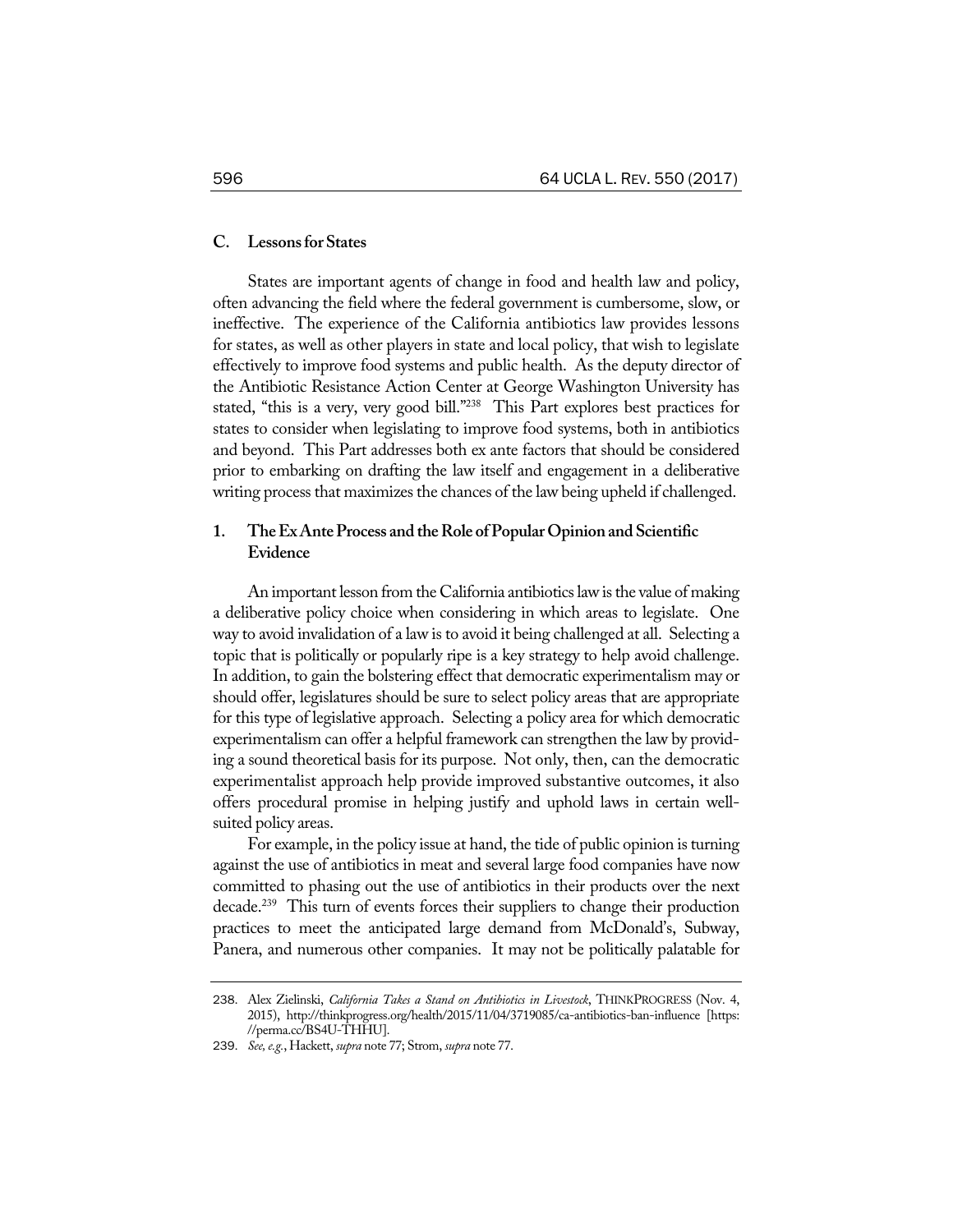### C. Lessons for States

States are important agents of change in food and health law and policy, often advancing the field where the federal government is cumbersome, slow, or ineffective. The experience of the California antibiotics law provides lessons for states, as well as other players in state and local policy, that wish to legislate effectively to improve food systems and public health. As the deputy director of the Antibiotic Resistance Action Center at George Washington University has stated, "this is a very, very good bill."[238] This Part explores best practices for states to consider when legislating to improve food systems, both in antibiotics and beyond. This Part addresses both ex ante factors that should be considered prior to embarking on drafting the law itself and engagement in a deliberative writing process that maximizes the chances of the law being upheld if challenged.

#### 1. The Ex Ante Process and the Role of Popular Opinion and Scientific Evidence

An important lesson from the California antibiotics law is the value of making a deliberative policy choice when considering in which areas to legislate. One way to avoid invalidation of a law is to avoid it being challenged at all. Selecting a topic that is politically or popularly ripe is a key strategy to help avoid challenge. In addition, to gain the bolstering effect that democratic experimentalism may or should offer, legislatures should be sure to select policy areas that are appropriate for this type of legislative approach. Selecting a policy area for which democratic experimentalism can offer a helpful framework can strengthen the law by providing a sound theoretical basis for its purpose. Not only, then, can the democratic experimentalist approach help provide improved substantive outcomes, it also offers procedural promise in helping justify and uphold laws in certain well-suited policy areas.

For example, in the policy issue at hand, the tide of public opinion is turning against the use of antibiotics in meat and several large food companies have now committed to phasing out the use of antibiotics in their products over the next decade.[239] This turn of events forces their suppliers to change their production practices to meet the anticipated large demand from McDonald's, Subway, Panera, and numerous other companies. It may not be politically palatable for

---

238. Alex Zielinski, *California Takes a Stand on Antibiotics in Livestock*, THINKPROGRESS (Nov. 4, 2015), http://thinkprogress.org/health/2015/11/04/3719085/ca-antibiotics-ban-influence [https://perma.cc/BS4U-THHU].

239. *See, e.g.*, Hackett, *supra* note 77; Strom, *supra* note 77.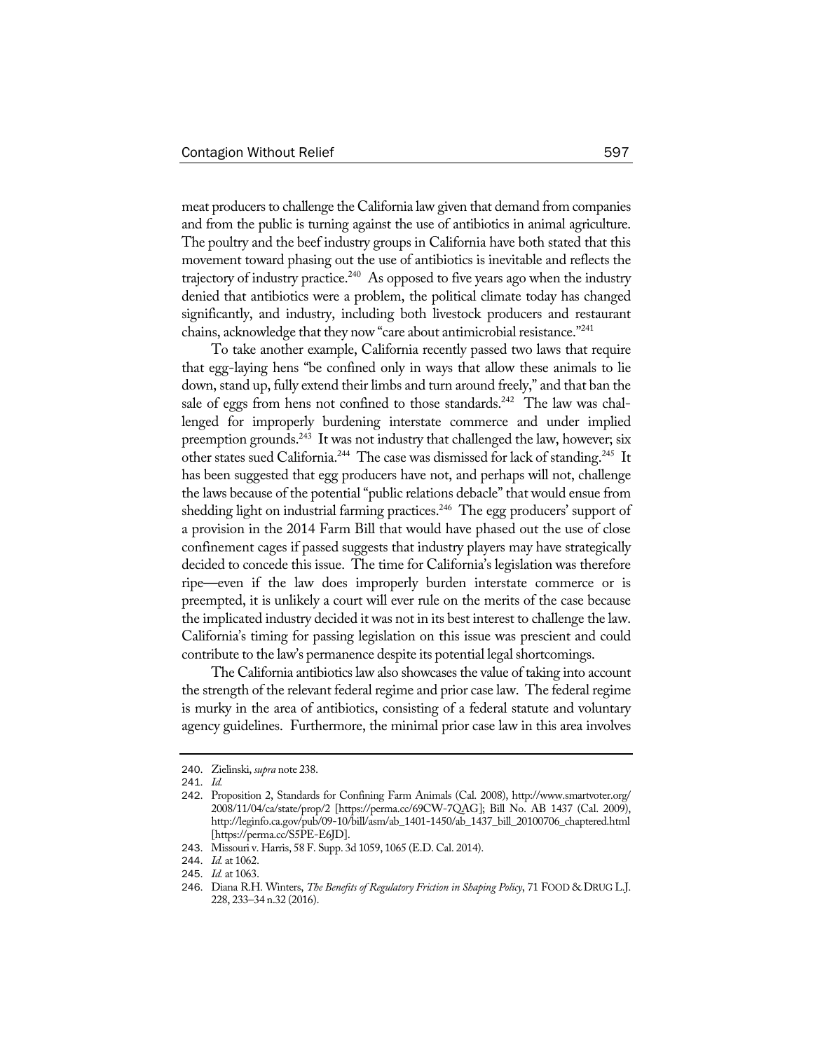meat producers to challenge the California law given that demand from companies and from the public is turning against the use of antibiotics in animal agriculture. The poultry and the beef industry groups in California have both stated that this movement toward phasing out the use of antibiotics is inevitable and reflects the trajectory of industry practice.[240] As opposed to five years ago when the industry denied that antibiotics were a problem, the political climate today has changed significantly, and industry, including both livestock producers and restaurant chains, acknowledge that they now "care about antimicrobial resistance."[241]

To take another example, California recently passed two laws that require that egg-laying hens "be confined only in ways that allow these animals to lie down, stand up, fully extend their limbs and turn around freely," and that ban the sale of eggs from hens not confined to those standards.[242] The law was challenged for improperly burdening interstate commerce and under implied preemption grounds.[243] It was not industry that challenged the law, however; six other states sued California.[244] The case was dismissed for lack of standing.[245] It has been suggested that egg producers have not, and perhaps will not, challenge the laws because of the potential "public relations debacle" that would ensue from shedding light on industrial farming practices.[246] The egg producers' support of a provision in the 2014 Farm Bill that would have phased out the use of close confinement cages if passed suggests that industry players may have strategically decided to concede this issue. The time for California's legislation was therefore ripe—even if the law does improperly burden interstate commerce or is preempted, it is unlikely a court will ever rule on the merits of the case because the implicated industry decided it was not in its best interest to challenge the law. California's timing for passing legislation on this issue was prescient and could contribute to the law's permanence despite its potential legal shortcomings.

The California antibiotics law also showcases the value of taking into account the strength of the relevant federal regime and prior case law. The federal regime is murky in the area of antibiotics, consisting of a federal statute and voluntary agency guidelines. Furthermore, the minimal prior case law in this area involves

---

240. Zielinski, *supra* note 238.

241. *Id.*

242. Proposition 2, Standards for Confining Farm Animals (Cal. 2008), http://www.smartvoter.org/2008/11/04/ca/state/prop/2 [https://perma.cc/69CW-7QAG]; Bill No. AB 1437 (Cal. 2009), http://leginfo.ca.gov/pub/09-10/bill/asm/ab_1401-1450/ab_1437_bill_20100706_chaptered.html [https://perma.cc/S5PE-E6JD].

243. Missouri v. Harris, 58 F. Supp. 3d 1059, 1065 (E.D. Cal. 2014).

244. *Id.* at 1062.

245. *Id.* at 1063.

246. Diana R.H. Winters, *The Benefits of Regulatory Friction in Shaping Policy*, 71 FOOD & DRUG L.J. 228, 233–34 n.32 (2016).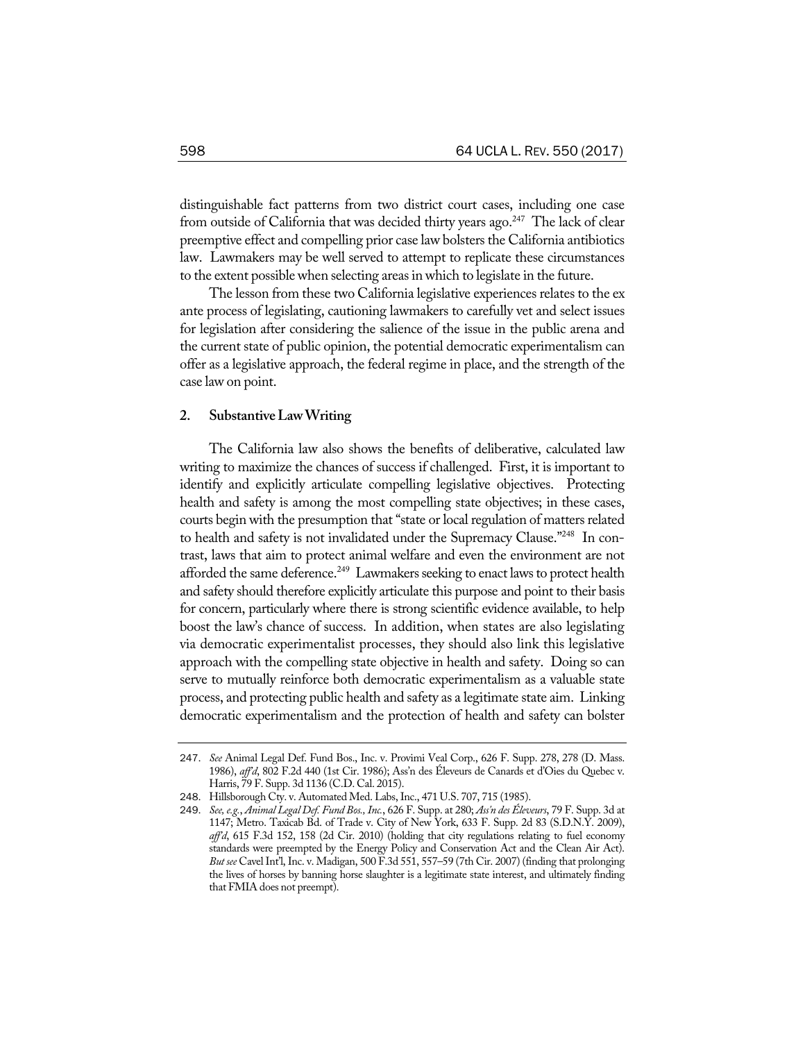distinguishable fact patterns from two district court cases, including one case from outside of California that was decided thirty years ago.[247] The lack of clear preemptive effect and compelling prior case law bolsters the California antibiotics law. Lawmakers may be well served to attempt to replicate these circumstances to the extent possible when selecting areas in which to legislate in the future.

The lesson from these two California legislative experiences relates to the ex ante process of legislating, cautioning lawmakers to carefully vet and select issues for legislation after considering the salience of the issue in the public arena and the current state of public opinion, the potential democratic experimentalism can offer as a legislative approach, the federal regime in place, and the strength of the case law on point.

### 2. Substantive Law Writing

The California law also shows the benefits of deliberative, calculated law writing to maximize the chances of success if challenged. First, it is important to identify and explicitly articulate compelling legislative objectives. Protecting health and safety is among the most compelling state objectives; in these cases, courts begin with the presumption that "state or local regulation of matters related to health and safety is not invalidated under the Supremacy Clause."[248] In contrast, laws that aim to protect animal welfare and even the environment are not afforded the same deference.[249] Lawmakers seeking to enact laws to protect health and safety should therefore explicitly articulate this purpose and point to their basis for concern, particularly where there is strong scientific evidence available, to help boost the law's chance of success. In addition, when states are also legislating via democratic experimentalist processes, they should also link this legislative approach with the compelling state objective in health and safety. Doing so can serve to mutually reinforce both democratic experimentalism as a valuable state process, and protecting public health and safety as a legitimate state aim. Linking democratic experimentalism and the protection of health and safety can bolster

---

247. *See* Animal Legal Def. Fund Bos., Inc. v. Provimi Veal Corp., 626 F. Supp. 278, 278 (D. Mass. 1986), *aff'd*, 802 F.2d 440 (1st Cir. 1986); Ass'n des Éleveurs de Canards et d'Oies du Quebec v. Harris, 79 F. Supp. 3d 1136 (C.D. Cal. 2015).

248. Hillsborough Cty. v. Automated Med. Labs, Inc., 471 U.S. 707, 715 (1985).

249. *See, e.g.*, *Animal Legal Def. Fund Bos., Inc.*, 626 F. Supp. at 280; *Ass'n des Éleveurs*, 79 F. Supp. 3d at 1147; Metro. Taxicab Bd. of Trade v. City of New York, 633 F. Supp. 2d 83 (S.D.N.Y. 2009), *aff'd*, 615 F.3d 152, 158 (2d Cir. 2010) (holding that city regulations relating to fuel economy standards were preempted by the Energy Policy and Conservation Act and the Clean Air Act). *But see* Cavel Int'l, Inc. v. Madigan, 500 F.3d 551, 557–59 (7th Cir. 2007) (finding that prolonging the lives of horses by banning horse slaughter is a legitimate state interest, and ultimately finding that FMIA does not preempt).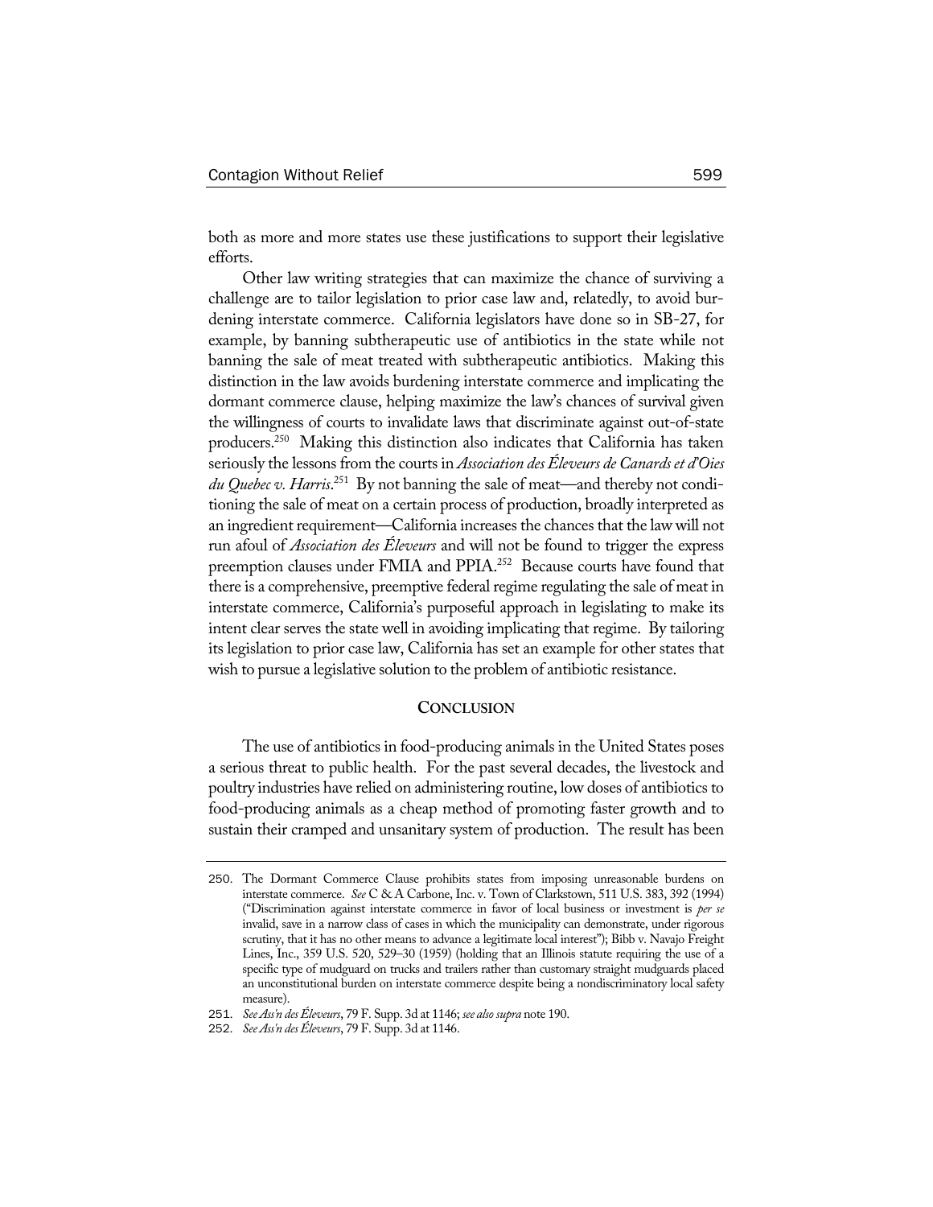both as more and more states use these justifications to support their legislative efforts.

Other law writing strategies that can maximize the chance of surviving a challenge are to tailor legislation to prior case law and, relatedly, to avoid burdening interstate commerce. California legislators have done so in SB-27, for example, by banning subtherapeutic use of antibiotics in the state while not banning the sale of meat treated with subtherapeutic antibiotics. Making this distinction in the law avoids burdening interstate commerce and implicating the dormant commerce clause, helping maximize the law's chances of survival given the willingness of courts to invalidate laws that discriminate against out-of-state producers.[250] Making this distinction also indicates that California has taken seriously the lessons from the courts in *Association des Éleveurs de Canards et d'Oies du Quebec v. Harris*.[251] By not banning the sale of meat—and thereby not conditioning the sale of meat on a certain process of production, broadly interpreted as an ingredient requirement—California increases the chances that the law will not run afoul of *Association des Éleveurs* and will not be found to trigger the express preemption clauses under FMIA and PPIA.[252] Because courts have found that there is a comprehensive, preemptive federal regime regulating the sale of meat in interstate commerce, California's purposeful approach in legislating to make its intent clear serves the state well in avoiding implicating that regime. By tailoring its legislation to prior case law, California has set an example for other states that wish to pursue a legislative solution to the problem of antibiotic resistance.

## CONCLUSION

The use of antibiotics in food-producing animals in the United States poses a serious threat to public health. For the past several decades, the livestock and poultry industries have relied on administering routine, low doses of antibiotics to food-producing animals as a cheap method of promoting faster growth and to sustain their cramped and unsanitary system of production. The result has been

---

250. The Dormant Commerce Clause prohibits states from imposing unreasonable burdens on interstate commerce. *See* C & A Carbone, Inc. v. Town of Clarkstown, 511 U.S. 383, 392 (1994) ("Discrimination against interstate commerce in favor of local business or investment is *per se* invalid, save in a narrow class of cases in which the municipality can demonstrate, under rigorous scrutiny, that it has no other means to advance a legitimate local interest"); Bibb v. Navajo Freight Lines, Inc., 359 U.S. 520, 529–30 (1959) (holding that an Illinois statute requiring the use of a specific type of mudguard on trucks and trailers rather than customary straight mudguards placed an unconstitutional burden on interstate commerce despite being a nondiscriminatory local safety measure).

251. *See Ass'n des Éleveurs*, 79 F. Supp. 3d at 1146; *see also supra* note 190.

252. *See Ass'n des Éleveurs*, 79 F. Supp. 3d at 1146.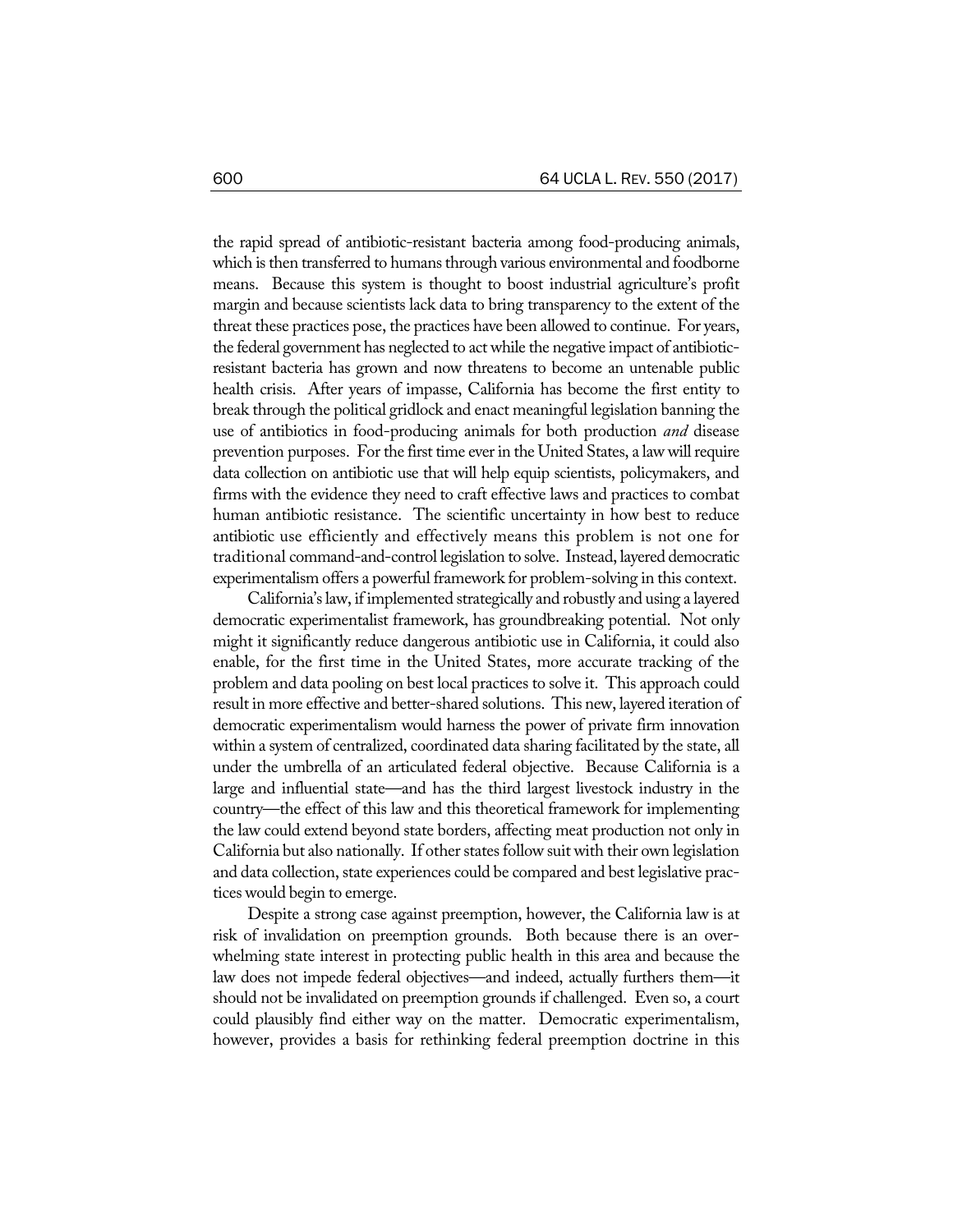the rapid spread of antibiotic-resistant bacteria among food-producing animals, which is then transferred to humans through various environmental and foodborne means. Because this system is thought to boost industrial agriculture's profit margin and because scientists lack data to bring transparency to the extent of the threat these practices pose, the practices have been allowed to continue. For years, the federal government has neglected to act while the negative impact of antibiotic-resistant bacteria has grown and now threatens to become an untenable public health crisis. After years of impasse, California has become the first entity to break through the political gridlock and enact meaningful legislation banning the use of antibiotics in food-producing animals for both production *and* disease prevention purposes. For the first time ever in the United States, a law will require data collection on antibiotic use that will help equip scientists, policymakers, and firms with the evidence they need to craft effective laws and practices to combat human antibiotic resistance. The scientific uncertainty in how best to reduce antibiotic use efficiently and effectively means this problem is not one for traditional command-and-control legislation to solve. Instead, layered democratic experimentalism offers a powerful framework for problem-solving in this context.

California's law, if implemented strategically and robustly and using a layered democratic experimentalist framework, has groundbreaking potential. Not only might it significantly reduce dangerous antibiotic use in California, it could also enable, for the first time in the United States, more accurate tracking of the problem and data pooling on best local practices to solve it. This approach could result in more effective and better-shared solutions. This new, layered iteration of democratic experimentalism would harness the power of private firm innovation within a system of centralized, coordinated data sharing facilitated by the state, all under the umbrella of an articulated federal objective. Because California is a large and influential state—and has the third largest livestock industry in the country—the effect of this law and this theoretical framework for implementing the law could extend beyond state borders, affecting meat production not only in California but also nationally. If other states follow suit with their own legislation and data collection, state experiences could be compared and best legislative practices would begin to emerge.

Despite a strong case against preemption, however, the California law is at risk of invalidation on preemption grounds. Both because there is an overwhelming state interest in protecting public health in this area and because the law does not impede federal objectives—and indeed, actually furthers them—it should not be invalidated on preemption grounds if challenged. Even so, a court could plausibly find either way on the matter. Democratic experimentalism, however, provides a basis for rethinking federal preemption doctrine in this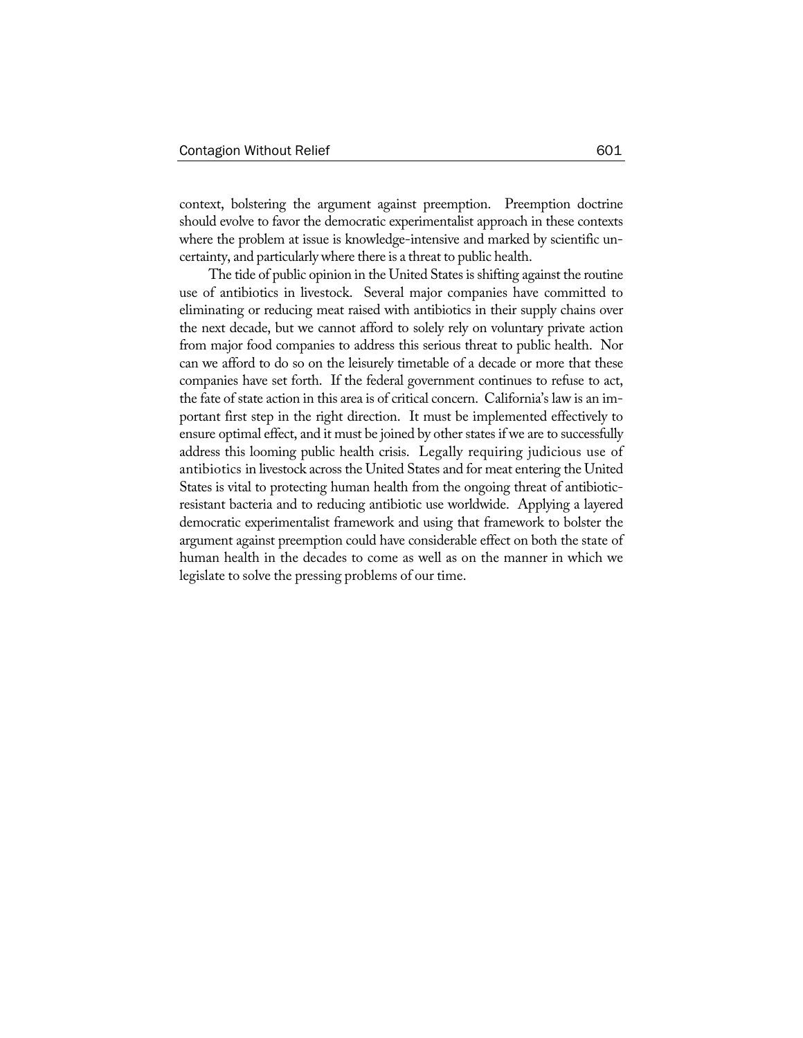context, bolstering the argument against preemption. Preemption doctrine should evolve to favor the democratic experimentalist approach in these contexts where the problem at issue is knowledge-intensive and marked by scientific uncertainty, and particularly where there is a threat to public health.

The tide of public opinion in the United States is shifting against the routine use of antibiotics in livestock. Several major companies have committed to eliminating or reducing meat raised with antibiotics in their supply chains over the next decade, but we cannot afford to solely rely on voluntary private action from major food companies to address this serious threat to public health. Nor can we afford to do so on the leisurely timetable of a decade or more that these companies have set forth. If the federal government continues to refuse to act, the fate of state action in this area is of critical concern. California's law is an important first step in the right direction. It must be implemented effectively to ensure optimal effect, and it must be joined by other states if we are to successfully address this looming public health crisis. Legally requiring judicious use of antibiotics in livestock across the United States and for meat entering the United States is vital to protecting human health from the ongoing threat of antibiotic-resistant bacteria and to reducing antibiotic use worldwide. Applying a layered democratic experimentalist framework and using that framework to bolster the argument against preemption could have considerable effect on both the state of human health in the decades to come as well as on the manner in which we legislate to solve the pressing problems of our time.